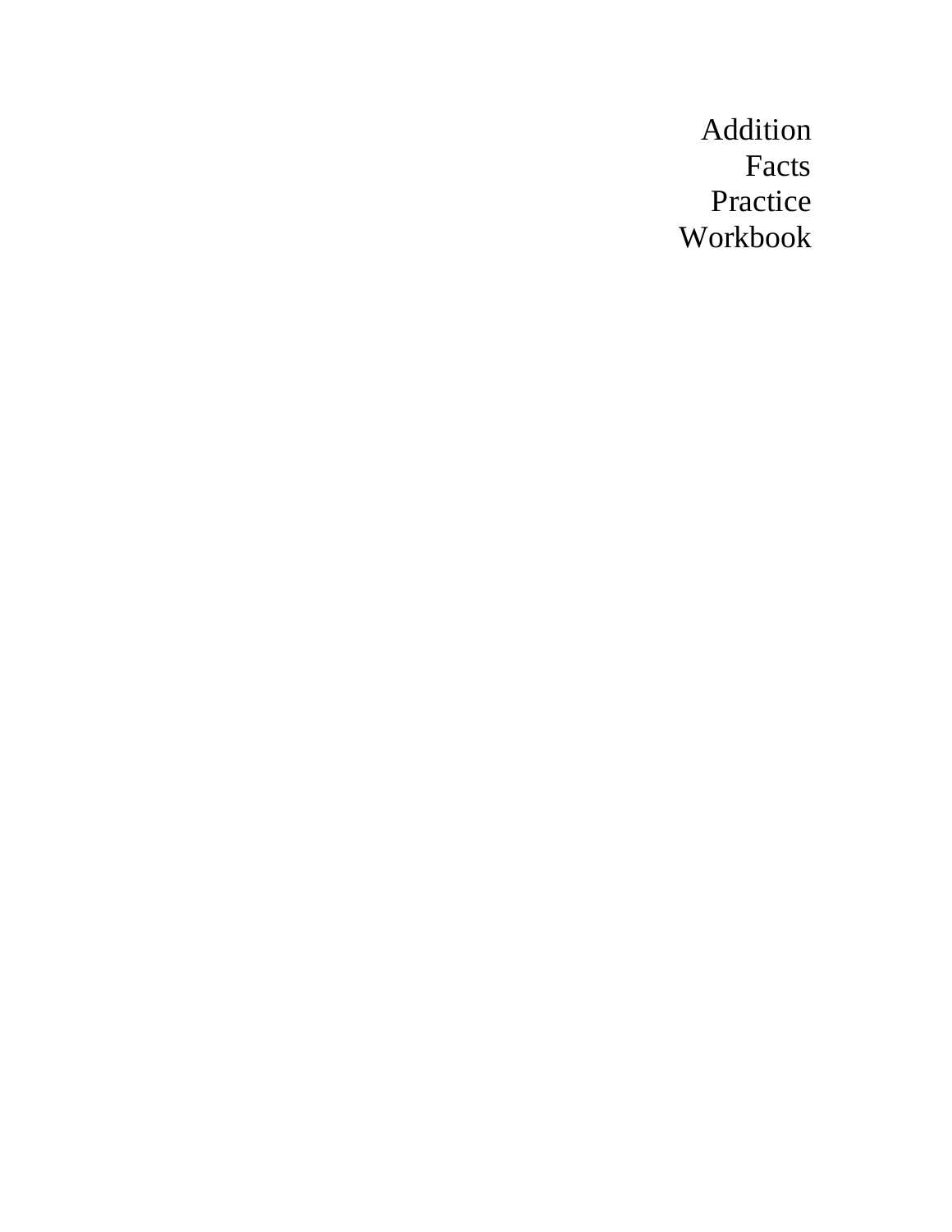# Addition Facts Practice Workbook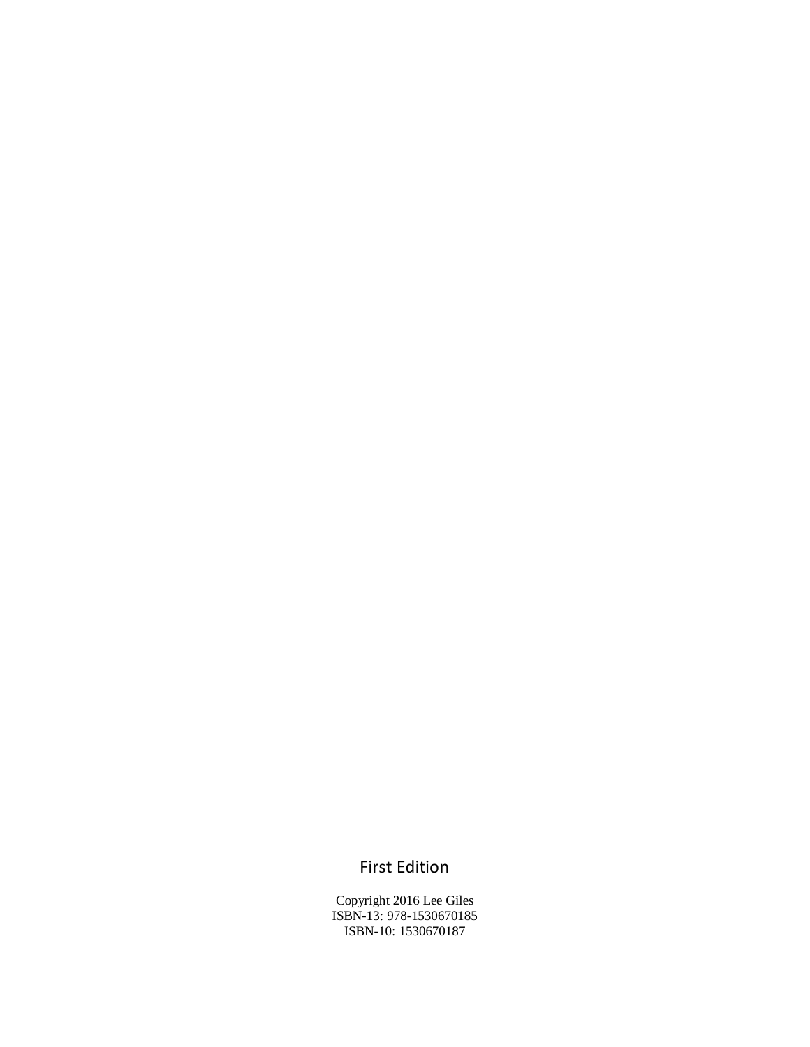First Edition

Copyright 2016 Lee Giles
ISBN-13: 978-1530670185
ISBN-10: 1530670187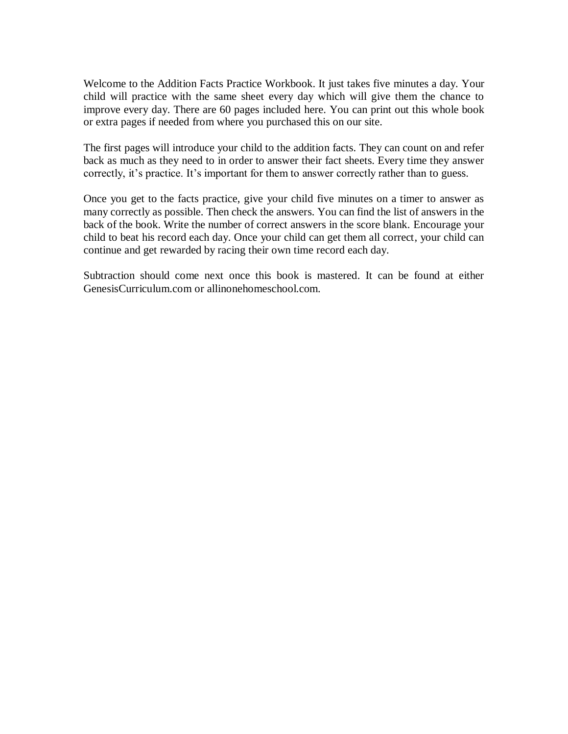Welcome to the Addition Facts Practice Workbook. It just takes five minutes a day. Your child will practice with the same sheet every day which will give them the chance to improve every day. There are 60 pages included here. You can print out this whole book or extra pages if needed from where you purchased this on our site.

The first pages will introduce your child to the addition facts. They can count on and refer back as much as they need to in order to answer their fact sheets. Every time they answer correctly, it's practice. It's important for them to answer correctly rather than to guess.

Once you get to the facts practice, give your child five minutes on a timer to answer as many correctly as possible. Then check the answers. You can find the list of answers in the back of the book. Write the number of correct answers in the score blank. Encourage your child to beat his record each day. Once your child can get them all correct, your child can continue and get rewarded by racing their own time record each day.

Subtraction should come next once this book is mastered. It can be found at either GenesisCurriculum.com or allinonehomeschool.com.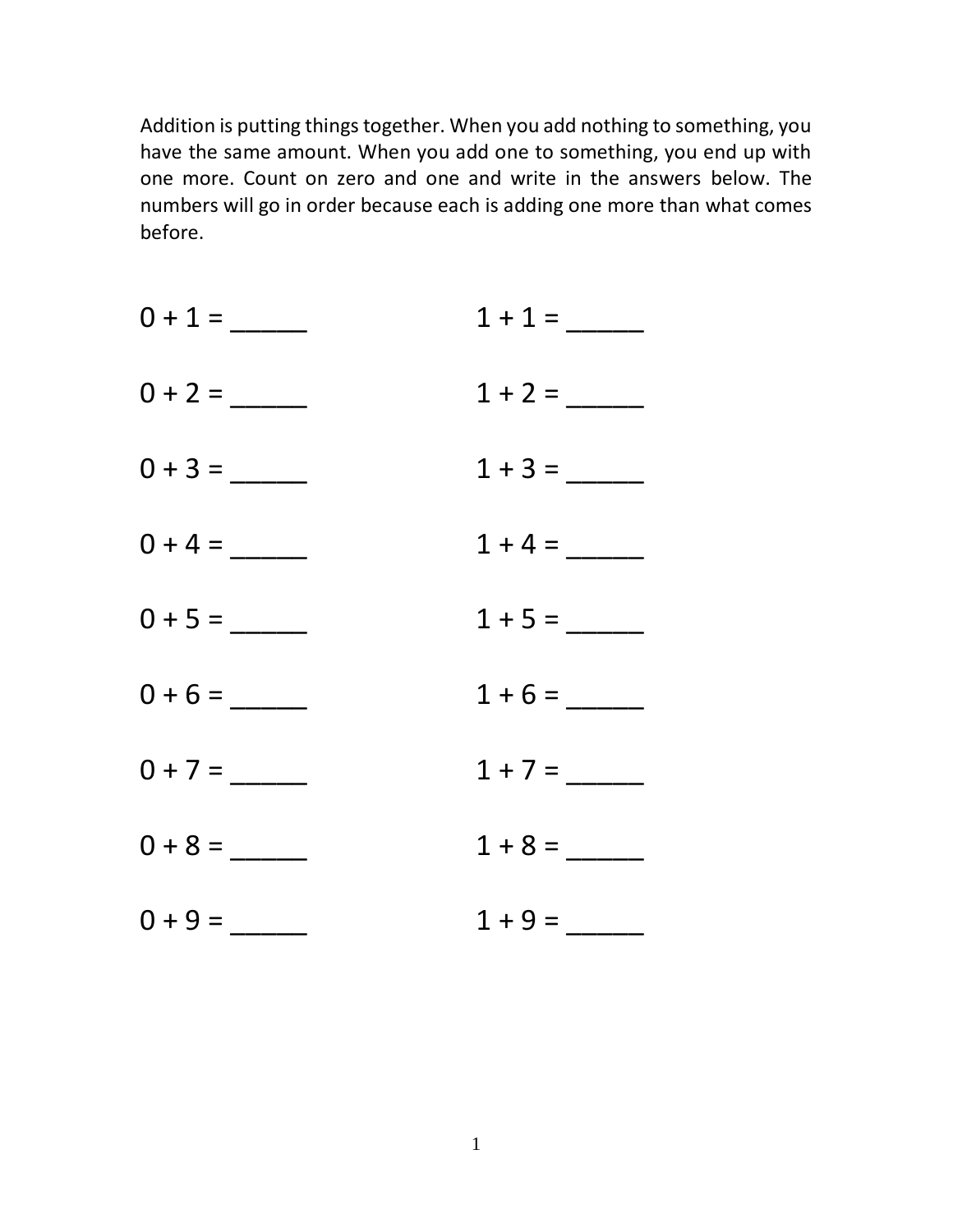Addition is putting things together. When you add nothing to something, you have the same amount. When you add one to something, you end up with one more. Count on zero and one and write in the answers below. The numbers will go in order because each is adding one more than what comes before.

0 + 1 = _____

0 + 2 = _____

0 + 3 = _____

0 + 4 = _____

0 + 5 = _____

0 + 6 = _____

0 + 7 = _____

0 + 8 = _____

0 + 9 = _____

1 + 1 = _____

1 + 2 = _____

1 + 3 = _____

1 + 4 = _____

1 + 5 = _____

1 + 6 = _____

1 + 7 = _____

1 + 8 = _____

1 + 9 = _____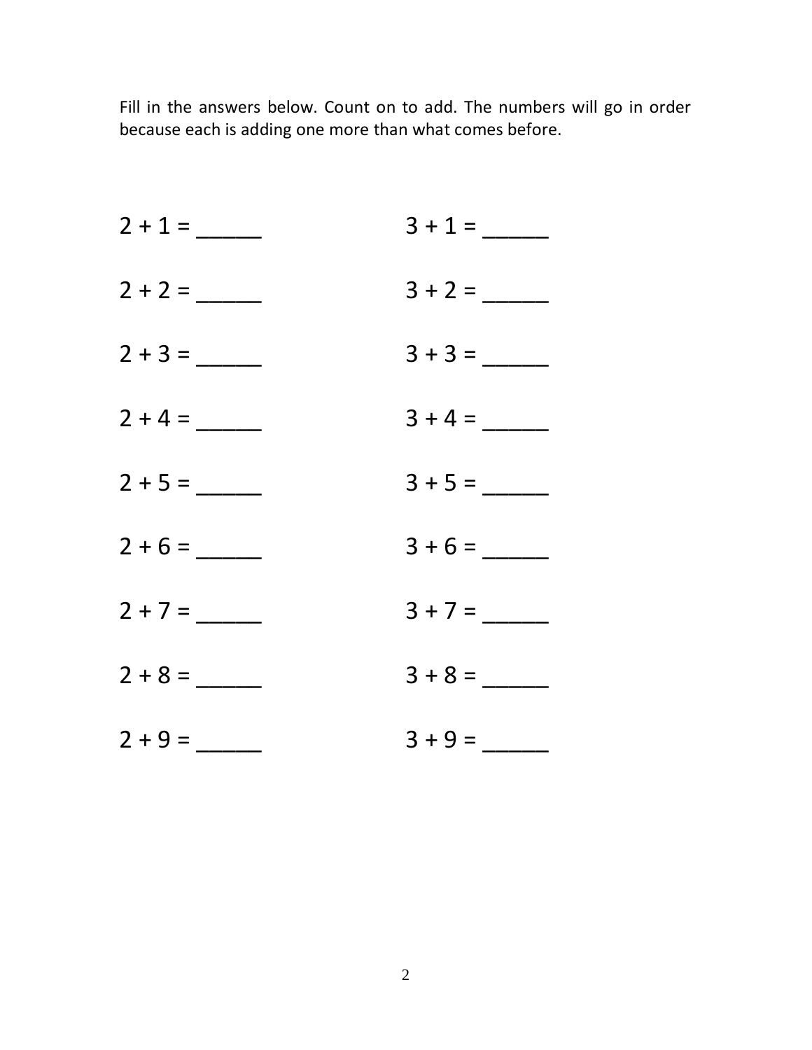Fill in the answers below. Count on to add. The numbers will go in order because each is adding one more than what comes before.

2 + 1 = _____ 

2 + 2 = _____ 

2 + 3 = _____ 

2 + 4 = _____ 

2 + 5 = _____ 

2 + 6 = _____ 

2 + 7 = _____ 

2 + 8 = _____ 

2 + 9 = _____ 

3 + 1 = _____

3 + 2 = _____

3 + 3 = _____

3 + 4 = _____

3 + 5 = _____

3 + 6 = _____

3 + 7 = _____

3 + 8 = _____

3 + 9 = _____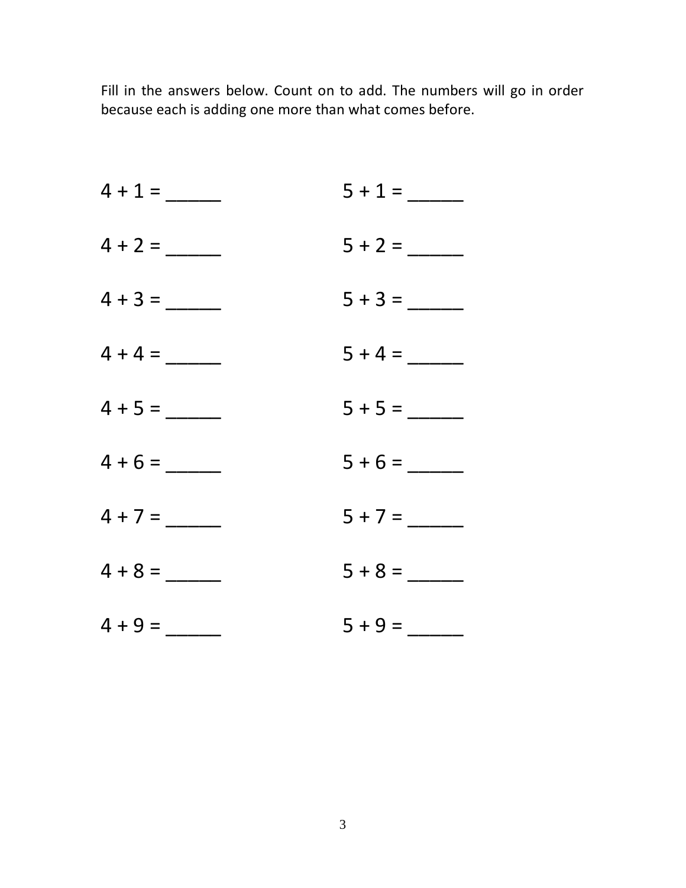Fill in the answers below. Count on to add. The numbers will go in order because each is adding one more than what comes before.

4 + 1 = _____

4 + 2 = _____

4 + 3 = _____

4 + 4 = _____

4 + 5 = _____

4 + 6 = _____

4 + 7 = _____

4 + 8 = _____

4 + 9 = _____

5 + 1 = _____

5 + 2 = _____

5 + 3 = _____

5 + 4 = _____

5 + 5 = _____

5 + 6 = _____

5 + 7 = _____

5 + 8 = _____

5 + 9 = _____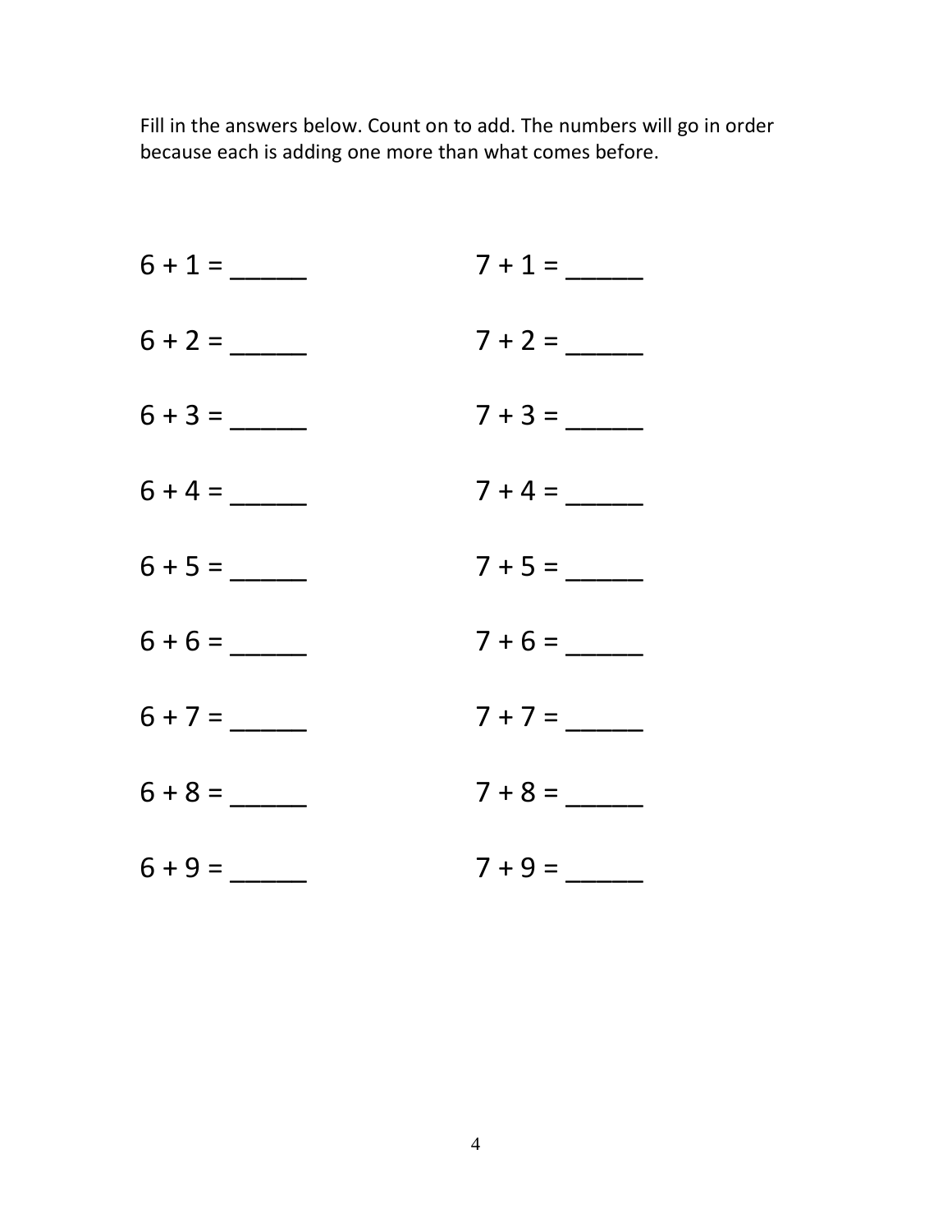Fill in the answers below. Count on to add. The numbers will go in order because each is adding one more than what comes before.

6 + 1 = _____

6 + 2 = _____

6 + 3 = _____

6 + 4 = _____

6 + 5 = _____

6 + 6 = _____

6 + 7 = _____

6 + 8 = _____

6 + 9 = _____

7 + 1 = _____

7 + 2 = _____

7 + 3 = _____

7 + 4 = _____

7 + 5 = _____

7 + 6 = _____

7 + 7 = _____

7 + 8 = _____

7 + 9 = _____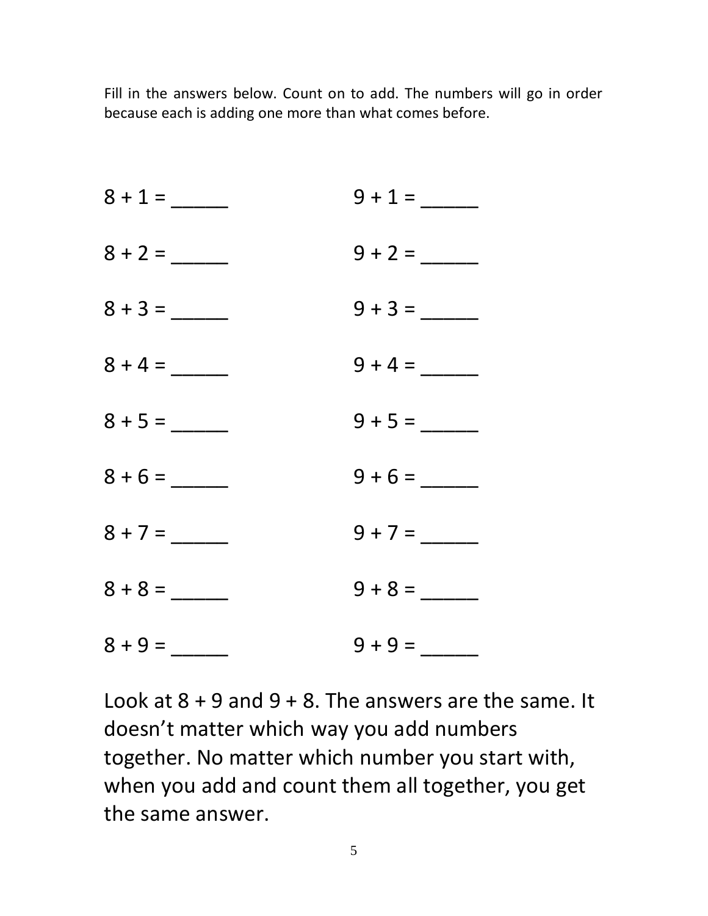Fill in the answers below. Count on to add. The numbers will go in order because each is adding one more than what comes before.

8 + 1 = _____ 

8 + 2 = _____

8 + 3 = _____

8 + 4 = _____

8 + 5 = _____

8 + 6 = _____

8 + 7 = _____

8 + 8 = _____

8 + 9 = _____

9 + 1 = _____

9 + 2 = _____

9 + 3 = _____

9 + 4 = _____

9 + 5 = _____

9 + 6 = _____

9 + 7 = _____

9 + 8 = _____

9 + 9 = _____

Look at 8 + 9 and 9 + 8. The answers are the same. It doesn't matter which way you add numbers together. No matter which number you start with, when you add and count them all together, you get the same answer.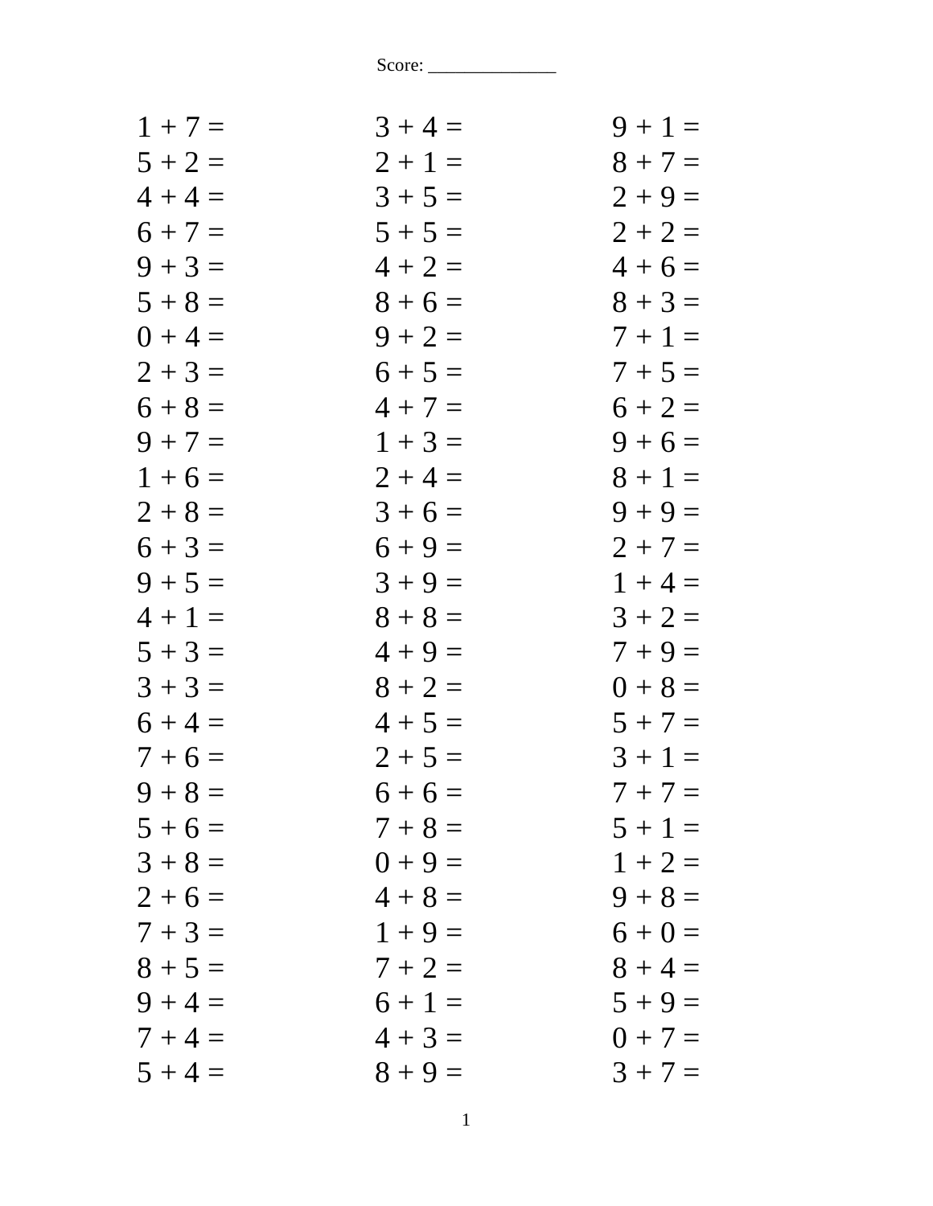Score: ______________

| | | |
|---|---|---|
| $1 + 7 =$ | $3 + 4 =$ | $9 + 1 =$ |
| $5 + 2 =$ | $2 + 1 =$ | $8 + 7 =$ |
| $4 + 4 =$ | $3 + 5 =$ | $2 + 9 =$ |
| $6 + 7 =$ | $5 + 5 =$ | $2 + 2 =$ |
| $9 + 3 =$ | $4 + 2 =$ | $4 + 6 =$ |
| $5 + 8 =$ | $8 + 6 =$ | $8 + 3 =$ |
| $0 + 4 =$ | $9 + 2 =$ | $7 + 1 =$ |
| $2 + 3 =$ | $6 + 5 =$ | $7 + 5 =$ |
| $6 + 8 =$ | $4 + 7 =$ | $6 + 2 =$ |
| $9 + 7 =$ | $1 + 3 =$ | $9 + 6 =$ |
| $1 + 6 =$ | $2 + 4 =$ | $8 + 1 =$ |
| $2 + 8 =$ | $3 + 6 =$ | $9 + 9 =$ |
| $6 + 3 =$ | $6 + 9 =$ | $2 + 7 =$ |
| $9 + 5 =$ | $3 + 9 =$ | $1 + 4 =$ |
| $4 + 1 =$ | $8 + 8 =$ | $3 + 2 =$ |
| $5 + 3 =$ | $4 + 9 =$ | $7 + 9 =$ |
| $3 + 3 =$ | $8 + 2 =$ | $0 + 8 =$ |
| $6 + 4 =$ | $4 + 5 =$ | $5 + 7 =$ |
| $7 + 6 =$ | $2 + 5 =$ | $3 + 1 =$ |
| $9 + 8 =$ | $6 + 6 =$ | $7 + 7 =$ |
| $5 + 6 =$ | $7 + 8 =$ | $5 + 1 =$ |
| $3 + 8 =$ | $0 + 9 =$ | $1 + 2 =$ |
| $2 + 6 =$ | $4 + 8 =$ | $9 + 8 =$ |
| $7 + 3 =$ | $1 + 9 =$ | $6 + 0 =$ |
| $8 + 5 =$ | $7 + 2 =$ | $8 + 4 =$ |
| $9 + 4 =$ | $6 + 1 =$ | $5 + 9 =$ |
| $7 + 4 =$ | $4 + 3 =$ | $0 + 7 =$ |
| $5 + 4 =$ | $8 + 9 =$ | $3 + 7 =$ |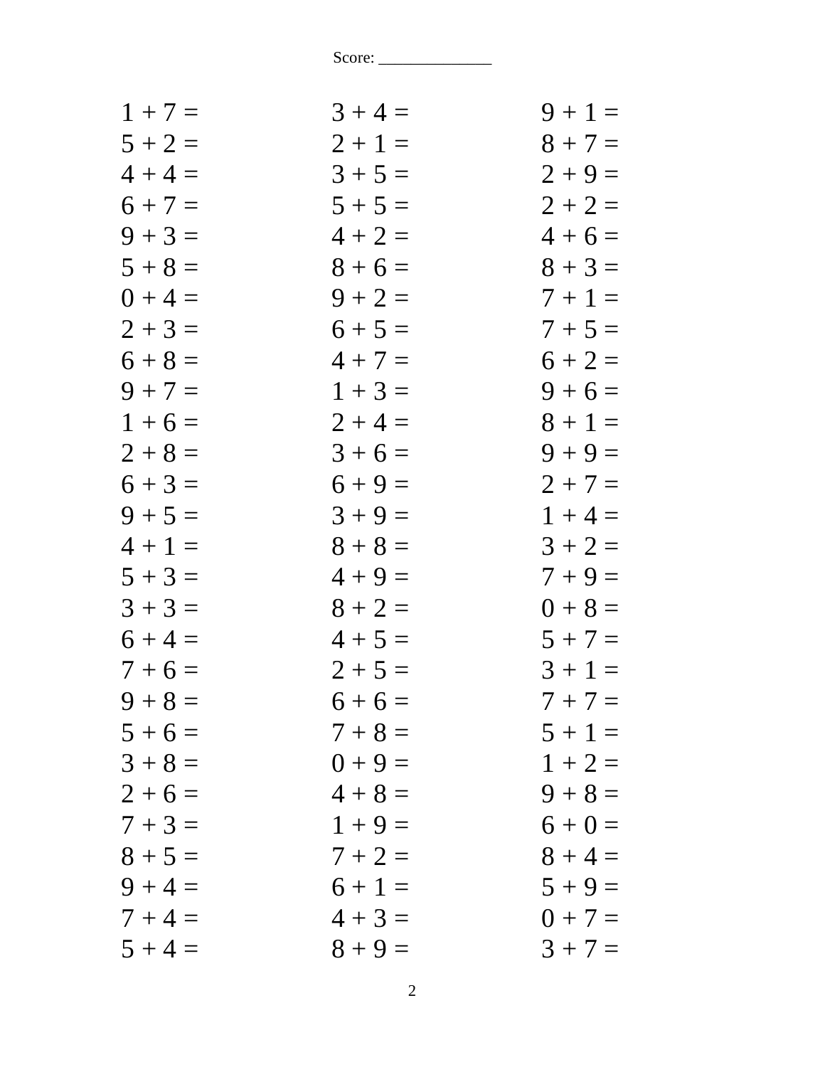Score: ______________

| | | |
|---|---|---|
| 1 + 7 = | 3 + 4 = | 9 + 1 = |
| 5 + 2 = | 2 + 1 = | 8 + 7 = |
| 4 + 4 = | 3 + 5 = | 2 + 9 = |
| 6 + 7 = | 5 + 5 = | 2 + 2 = |
| 9 + 3 = | 4 + 2 = | 4 + 6 = |
| 5 + 8 = | 8 + 6 = | 8 + 3 = |
| 0 + 4 = | 9 + 2 = | 7 + 1 = |
| 2 + 3 = | 6 + 5 = | 7 + 5 = |
| 6 + 8 = | 4 + 7 = | 6 + 2 = |
| 9 + 7 = | 1 + 3 = | 9 + 6 = |
| 1 + 6 = | 2 + 4 = | 8 + 1 = |
| 2 + 8 = | 3 + 6 = | 9 + 9 = |
| 6 + 3 = | 6 + 9 = | 2 + 7 = |
| 9 + 5 = | 3 + 9 = | 1 + 4 = |
| 4 + 1 = | 8 + 8 = | 3 + 2 = |
| 5 + 3 = | 4 + 9 = | 7 + 9 = |
| 3 + 3 = | 8 + 2 = | 0 + 8 = |
| 6 + 4 = | 4 + 5 = | 5 + 7 = |
| 7 + 6 = | 2 + 5 = | 3 + 1 = |
| 9 + 8 = | 6 + 6 = | 7 + 7 = |
| 5 + 6 = | 7 + 8 = | 5 + 1 = |
| 3 + 8 = | 0 + 9 = | 1 + 2 = |
| 2 + 6 = | 4 + 8 = | 9 + 8 = |
| 7 + 3 = | 1 + 9 = | 6 + 0 = |
| 8 + 5 = | 7 + 2 = | 8 + 4 = |
| 9 + 4 = | 6 + 1 = | 5 + 9 = |
| 7 + 4 = | 4 + 3 = | 0 + 7 = |
| 5 + 4 = | 8 + 9 = | 3 + 7 = |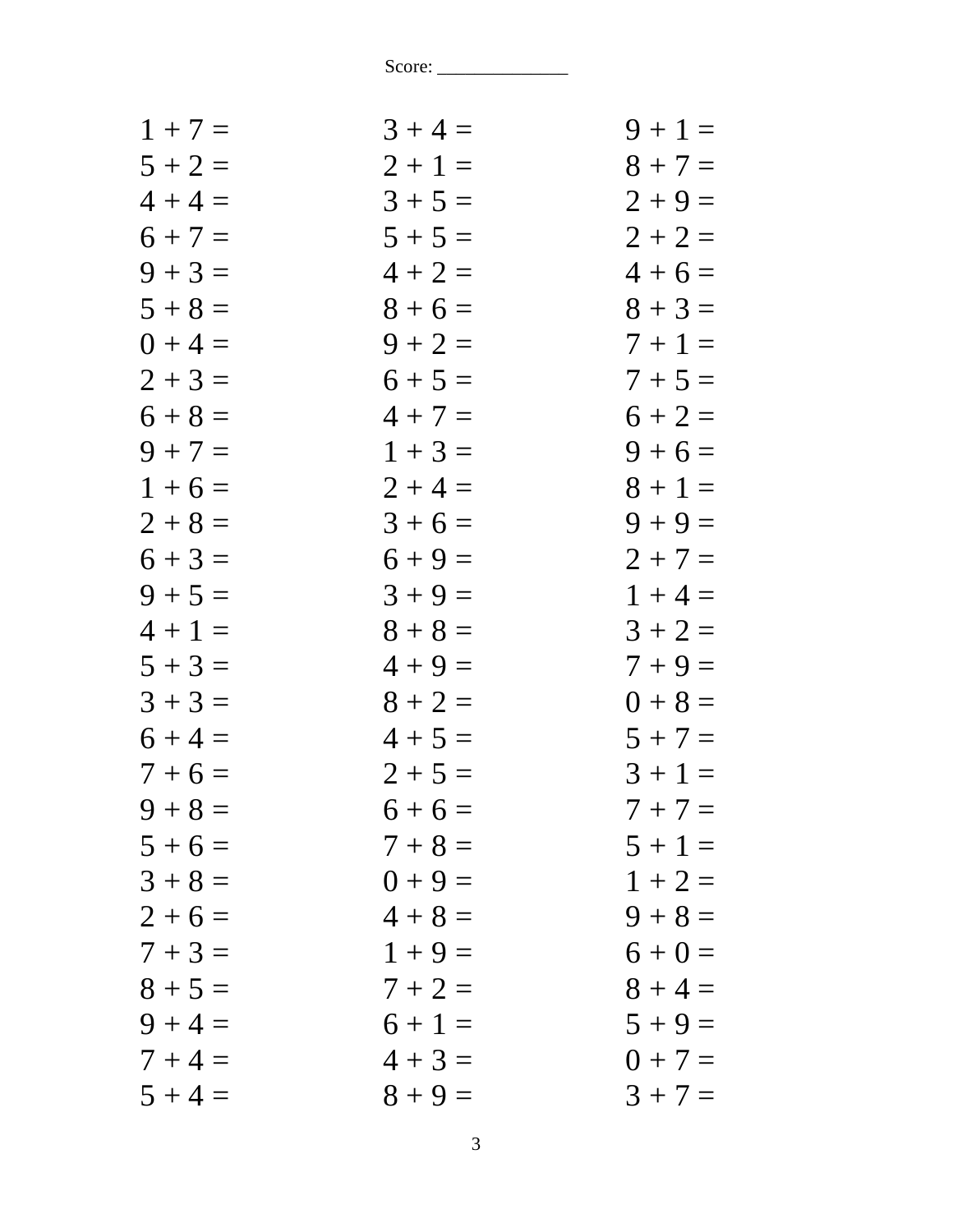Score: ______________

| | | |
|---|---|---|
| 1 + 7 = | 3 + 4 = | 9 + 1 = |
| 5 + 2 = | 2 + 1 = | 8 + 7 = |
| 4 + 4 = | 3 + 5 = | 2 + 9 = |
| 6 + 7 = | 5 + 5 = | 2 + 2 = |
| 9 + 3 = | 4 + 2 = | 4 + 6 = |
| 5 + 8 = | 8 + 6 = | 8 + 3 = |
| 0 + 4 = | 9 + 2 = | 7 + 1 = |
| 2 + 3 = | 6 + 5 = | 7 + 5 = |
| 6 + 8 = | 4 + 7 = | 6 + 2 = |
| 9 + 7 = | 1 + 3 = | 9 + 6 = |
| 1 + 6 = | 2 + 4 = | 8 + 1 = |
| 2 + 8 = | 3 + 6 = | 9 + 9 = |
| 6 + 3 = | 6 + 9 = | 2 + 7 = |
| 9 + 5 = | 3 + 9 = | 1 + 4 = |
| 4 + 1 = | 8 + 8 = | 3 + 2 = |
| 5 + 3 = | 4 + 9 = | 7 + 9 = |
| 3 + 3 = | 8 + 2 = | 0 + 8 = |
| 6 + 4 = | 4 + 5 = | 5 + 7 = |
| 7 + 6 = | 2 + 5 = | 3 + 1 = |
| 9 + 8 = | 6 + 6 = | 7 + 7 = |
| 5 + 6 = | 7 + 8 = | 5 + 1 = |
| 3 + 8 = | 0 + 9 = | 1 + 2 = |
| 2 + 6 = | 4 + 8 = | 9 + 8 = |
| 7 + 3 = | 1 + 9 = | 6 + 0 = |
| 8 + 5 = | 7 + 2 = | 8 + 4 = |
| 9 + 4 = | 6 + 1 = | 5 + 9 = |
| 7 + 4 = | 4 + 3 = | 0 + 7 = |
| 5 + 4 = | 8 + 9 = | 3 + 7 = |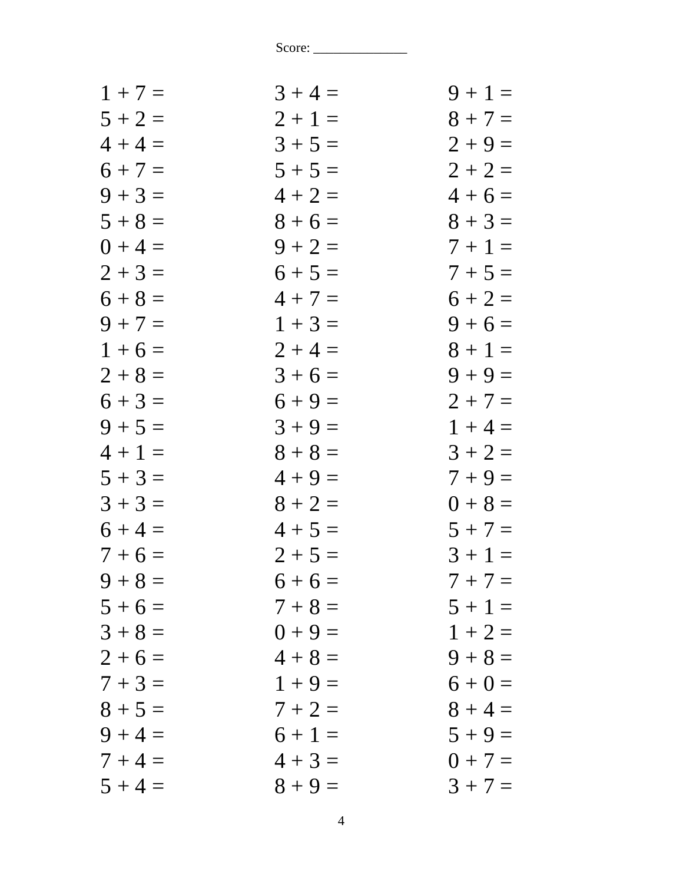Score: ______________

| | | |
|---|---|---|
| 1 + 7 = | 3 + 4 = | 9 + 1 = |
| 5 + 2 = | 2 + 1 = | 8 + 7 = |
| 4 + 4 = | 3 + 5 = | 2 + 9 = |
| 6 + 7 = | 5 + 5 = | 2 + 2 = |
| 9 + 3 = | 4 + 2 = | 4 + 6 = |
| 5 + 8 = | 8 + 6 = | 8 + 3 = |
| 0 + 4 = | 9 + 2 = | 7 + 1 = |
| 2 + 3 = | 6 + 5 = | 7 + 5 = |
| 6 + 8 = | 4 + 7 = | 6 + 2 = |
| 9 + 7 = | 1 + 3 = | 9 + 6 = |
| 1 + 6 = | 2 + 4 = | 8 + 1 = |
| 2 + 8 = | 3 + 6 = | 9 + 9 = |
| 6 + 3 = | 6 + 9 = | 2 + 7 = |
| 9 + 5 = | 3 + 9 = | 1 + 4 = |
| 4 + 1 = | 8 + 8 = | 3 + 2 = |
| 5 + 3 = | 4 + 9 = | 7 + 9 = |
| 3 + 3 = | 8 + 2 = | 0 + 8 = |
| 6 + 4 = | 4 + 5 = | 5 + 7 = |
| 7 + 6 = | 2 + 5 = | 3 + 1 = |
| 9 + 8 = | 6 + 6 = | 7 + 7 = |
| 5 + 6 = | 7 + 8 = | 5 + 1 = |
| 3 + 8 = | 0 + 9 = | 1 + 2 = |
| 2 + 6 = | 4 + 8 = | 9 + 8 = |
| 7 + 3 = | 1 + 9 = | 6 + 0 = |
| 8 + 5 = | 7 + 2 = | 8 + 4 = |
| 9 + 4 = | 6 + 1 = | 5 + 9 = |
| 7 + 4 = | 4 + 3 = | 0 + 7 = |
| 5 + 4 = | 8 + 9 = | 3 + 7 = |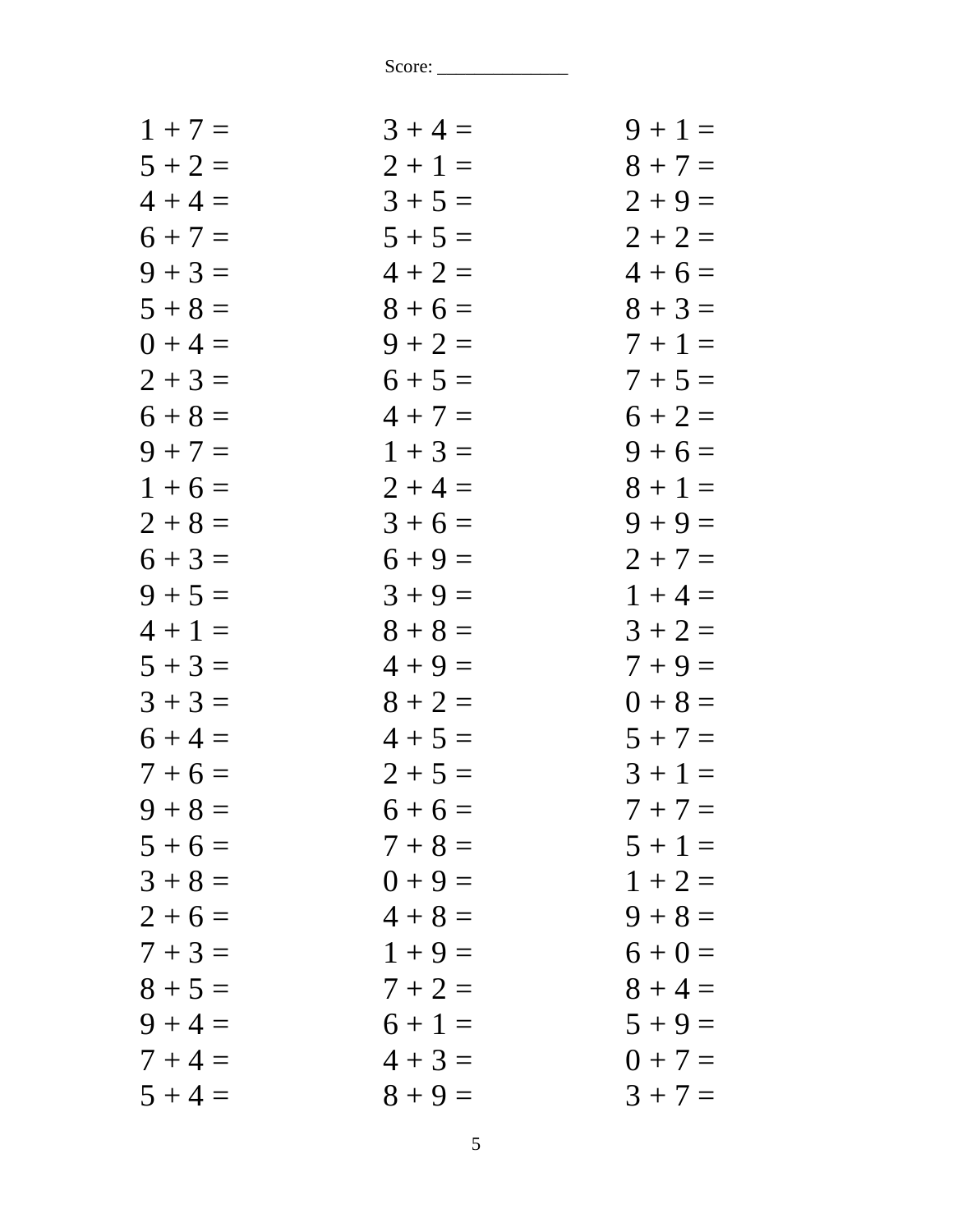Score: ______________

| | | |
|---|---|---|
| $1 + 7 =$ | $3 + 4 =$ | $9 + 1 =$ |
| $5 + 2 =$ | $2 + 1 =$ | $8 + 7 =$ |
| $4 + 4 =$ | $3 + 5 =$ | $2 + 9 =$ |
| $6 + 7 =$ | $5 + 5 =$ | $2 + 2 =$ |
| $9 + 3 =$ | $4 + 2 =$ | $4 + 6 =$ |
| $5 + 8 =$ | $8 + 6 =$ | $8 + 3 =$ |
| $0 + 4 =$ | $9 + 2 =$ | $7 + 1 =$ |
| $2 + 3 =$ | $6 + 5 =$ | $7 + 5 =$ |
| $6 + 8 =$ | $4 + 7 =$ | $6 + 2 =$ |
| $9 + 7 =$ | $1 + 3 =$ | $9 + 6 =$ |
| $1 + 6 =$ | $2 + 4 =$ | $8 + 1 =$ |
| $2 + 8 =$ | $3 + 6 =$ | $9 + 9 =$ |
| $6 + 3 =$ | $6 + 9 =$ | $2 + 7 =$ |
| $9 + 5 =$ | $3 + 9 =$ | $1 + 4 =$ |
| $4 + 1 =$ | $8 + 8 =$ | $3 + 2 =$ |
| $5 + 3 =$ | $4 + 9 =$ | $7 + 9 =$ |
| $3 + 3 =$ | $8 + 2 =$ | $0 + 8 =$ |
| $6 + 4 =$ | $4 + 5 =$ | $5 + 7 =$ |
| $7 + 6 =$ | $2 + 5 =$ | $3 + 1 =$ |
| $9 + 8 =$ | $6 + 6 =$ | $7 + 7 =$ |
| $5 + 6 =$ | $7 + 8 =$ | $5 + 1 =$ |
| $3 + 8 =$ | $0 + 9 =$ | $1 + 2 =$ |
| $2 + 6 =$ | $4 + 8 =$ | $9 + 8 =$ |
| $7 + 3 =$ | $1 + 9 =$ | $6 + 0 =$ |
| $8 + 5 =$ | $7 + 2 =$ | $8 + 4 =$ |
| $9 + 4 =$ | $6 + 1 =$ | $5 + 9 =$ |
| $7 + 4 =$ | $4 + 3 =$ | $0 + 7 =$ |
| $5 + 4 =$ | $8 + 9 =$ | $3 + 7 =$ |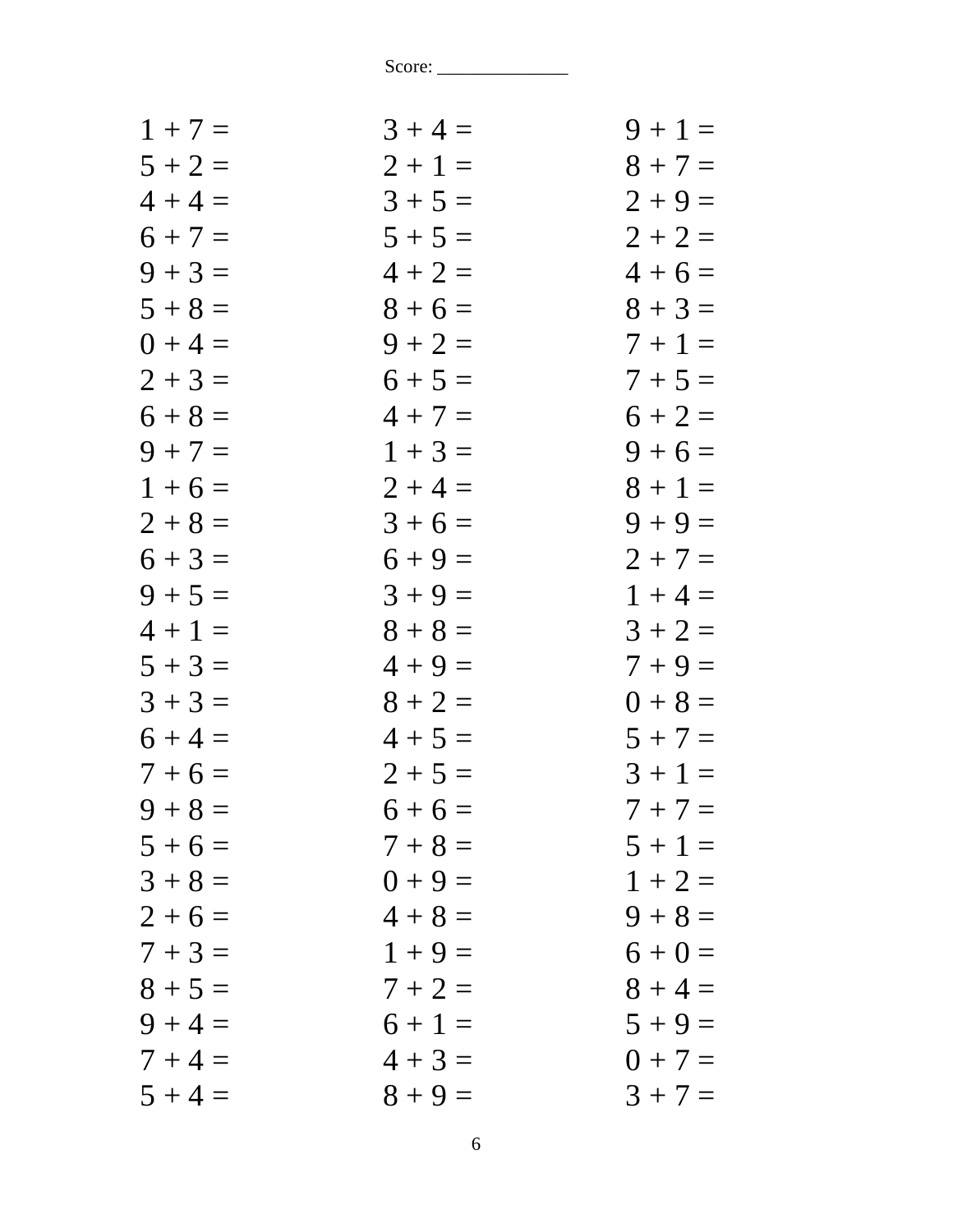Score: ______________

| | | |
|---|---|---|
| 1 + 7 = | 3 + 4 = | 9 + 1 = |
| 5 + 2 = | 2 + 1 = | 8 + 7 = |
| 4 + 4 = | 3 + 5 = | 2 + 9 = |
| 6 + 7 = | 5 + 5 = | 2 + 2 = |
| 9 + 3 = | 4 + 2 = | 4 + 6 = |
| 5 + 8 = | 8 + 6 = | 8 + 3 = |
| 0 + 4 = | 9 + 2 = | 7 + 1 = |
| 2 + 3 = | 6 + 5 = | 7 + 5 = |
| 6 + 8 = | 4 + 7 = | 6 + 2 = |
| 9 + 7 = | 1 + 3 = | 9 + 6 = |
| 1 + 6 = | 2 + 4 = | 8 + 1 = |
| 2 + 8 = | 3 + 6 = | 9 + 9 = |
| 6 + 3 = | 6 + 9 = | 2 + 7 = |
| 9 + 5 = | 3 + 9 = | 1 + 4 = |
| 4 + 1 = | 8 + 8 = | 3 + 2 = |
| 5 + 3 = | 4 + 9 = | 7 + 9 = |
| 3 + 3 = | 8 + 2 = | 0 + 8 = |
| 6 + 4 = | 4 + 5 = | 5 + 7 = |
| 7 + 6 = | 2 + 5 = | 3 + 1 = |
| 9 + 8 = | 6 + 6 = | 7 + 7 = |
| 5 + 6 = | 7 + 8 = | 5 + 1 = |
| 3 + 8 = | 0 + 9 = | 1 + 2 = |
| 2 + 6 = | 4 + 8 = | 9 + 8 = |
| 7 + 3 = | 1 + 9 = | 6 + 0 = |
| 8 + 5 = | 7 + 2 = | 8 + 4 = |
| 9 + 4 = | 6 + 1 = | 5 + 9 = |
| 7 + 4 = | 4 + 3 = | 0 + 7 = |
| 5 + 4 = | 8 + 9 = | 3 + 7 = |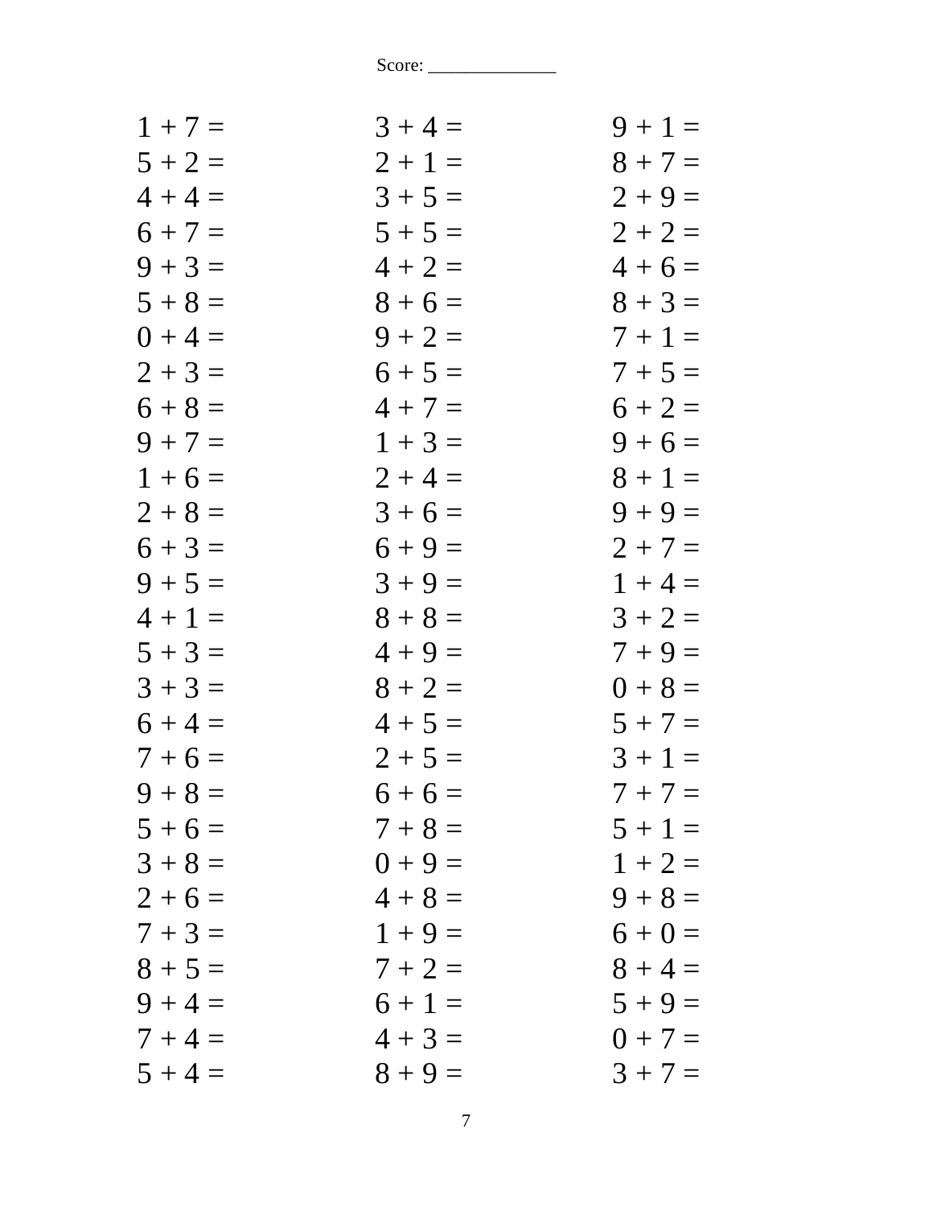Score: ______________

| | | |
|---|---|---|
| 1 + 7 = | 3 + 4 = | 9 + 1 = |
| 5 + 2 = | 2 + 1 = | 8 + 7 = |
| 4 + 4 = | 3 + 5 = | 2 + 9 = |
| 6 + 7 = | 5 + 5 = | 2 + 2 = |
| 9 + 3 = | 4 + 2 = | 4 + 6 = |
| 5 + 8 = | 8 + 6 = | 8 + 3 = |
| 0 + 4 = | 9 + 2 = | 7 + 1 = |
| 2 + 3 = | 6 + 5 = | 7 + 5 = |
| 6 + 8 = | 4 + 7 = | 6 + 2 = |
| 9 + 7 = | 1 + 3 = | 9 + 6 = |
| 1 + 6 = | 2 + 4 = | 8 + 1 = |
| 2 + 8 = | 3 + 6 = | 9 + 9 = |
| 6 + 3 = | 6 + 9 = | 2 + 7 = |
| 9 + 5 = | 3 + 9 = | 1 + 4 = |
| 4 + 1 = | 8 + 8 = | 3 + 2 = |
| 5 + 3 = | 4 + 9 = | 7 + 9 = |
| 3 + 3 = | 8 + 2 = | 0 + 8 = |
| 6 + 4 = | 4 + 5 = | 5 + 7 = |
| 7 + 6 = | 2 + 5 = | 3 + 1 = |
| 9 + 8 = | 6 + 6 = | 7 + 7 = |
| 5 + 6 = | 7 + 8 = | 5 + 1 = |
| 3 + 8 = | 0 + 9 = | 1 + 2 = |
| 2 + 6 = | 4 + 8 = | 9 + 8 = |
| 7 + 3 = | 1 + 9 = | 6 + 0 = |
| 8 + 5 = | 7 + 2 = | 8 + 4 = |
| 9 + 4 = | 6 + 1 = | 5 + 9 = |
| 7 + 4 = | 4 + 3 = | 0 + 7 = |
| 5 + 4 = | 8 + 9 = | 3 + 7 = |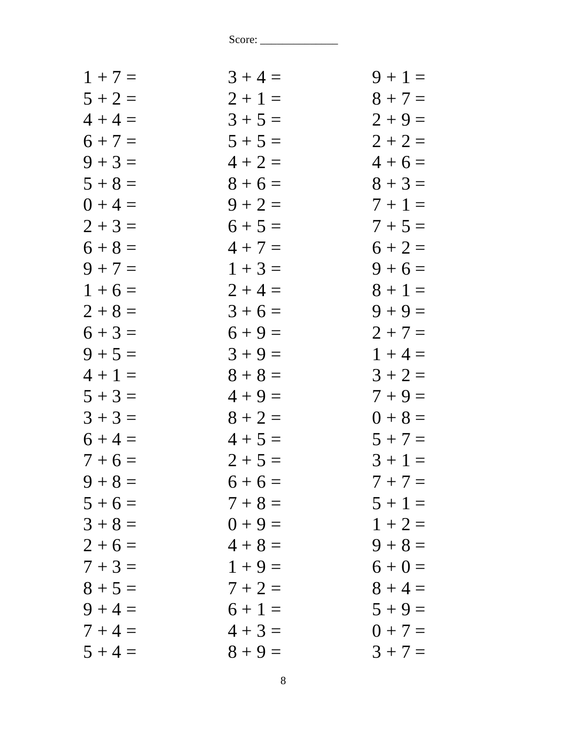Score: ______________

| | | |
|---|---|---|
| $1 + 7 =$ | $3 + 4 =$ | $9 + 1 =$ |
| $5 + 2 =$ | $2 + 1 =$ | $8 + 7 =$ |
| $4 + 4 =$ | $3 + 5 =$ | $2 + 9 =$ |
| $6 + 7 =$ | $5 + 5 =$ | $2 + 2 =$ |
| $9 + 3 =$ | $4 + 2 =$ | $4 + 6 =$ |
| $5 + 8 =$ | $8 + 6 =$ | $8 + 3 =$ |
| $0 + 4 =$ | $9 + 2 =$ | $7 + 1 =$ |
| $2 + 3 =$ | $6 + 5 =$ | $7 + 5 =$ |
| $6 + 8 =$ | $4 + 7 =$ | $6 + 2 =$ |
| $9 + 7 =$ | $1 + 3 =$ | $9 + 6 =$ |
| $1 + 6 =$ | $2 + 4 =$ | $8 + 1 =$ |
| $2 + 8 =$ | $3 + 6 =$ | $9 + 9 =$ |
| $6 + 3 =$ | $6 + 9 =$ | $2 + 7 =$ |
| $9 + 5 =$ | $3 + 9 =$ | $1 + 4 =$ |
| $4 + 1 =$ | $8 + 8 =$ | $3 + 2 =$ |
| $5 + 3 =$ | $4 + 9 =$ | $7 + 9 =$ |
| $3 + 3 =$ | $8 + 2 =$ | $0 + 8 =$ |
| $6 + 4 =$ | $4 + 5 =$ | $5 + 7 =$ |
| $7 + 6 =$ | $2 + 5 =$ | $3 + 1 =$ |
| $9 + 8 =$ | $6 + 6 =$ | $7 + 7 =$ |
| $5 + 6 =$ | $7 + 8 =$ | $5 + 1 =$ |
| $3 + 8 =$ | $0 + 9 =$ | $1 + 2 =$ |
| $2 + 6 =$ | $4 + 8 =$ | $9 + 8 =$ |
| $7 + 3 =$ | $1 + 9 =$ | $6 + 0 =$ |
| $8 + 5 =$ | $7 + 2 =$ | $8 + 4 =$ |
| $9 + 4 =$ | $6 + 1 =$ | $5 + 9 =$ |
| $7 + 4 =$ | $4 + 3 =$ | $0 + 7 =$ |
| $5 + 4 =$ | $8 + 9 =$ | $3 + 7 =$ |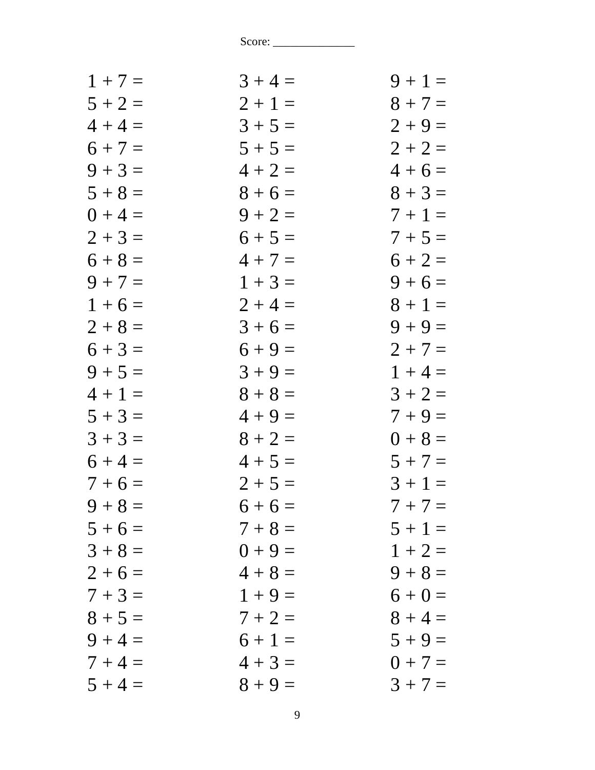Score: ______________

| | | |
|---|---|---|
| 1 + 7 = | 3 + 4 = | 9 + 1 = |
| 5 + 2 = | 2 + 1 = | 8 + 7 = |
| 4 + 4 = | 3 + 5 = | 2 + 9 = |
| 6 + 7 = | 5 + 5 = | 2 + 2 = |
| 9 + 3 = | 4 + 2 = | 4 + 6 = |
| 5 + 8 = | 8 + 6 = | 8 + 3 = |
| 0 + 4 = | 9 + 2 = | 7 + 1 = |
| 2 + 3 = | 6 + 5 = | 7 + 5 = |
| 6 + 8 = | 4 + 7 = | 6 + 2 = |
| 9 + 7 = | 1 + 3 = | 9 + 6 = |
| 1 + 6 = | 2 + 4 = | 8 + 1 = |
| 2 + 8 = | 3 + 6 = | 9 + 9 = |
| 6 + 3 = | 6 + 9 = | 2 + 7 = |
| 9 + 5 = | 3 + 9 = | 1 + 4 = |
| 4 + 1 = | 8 + 8 = | 3 + 2 = |
| 5 + 3 = | 4 + 9 = | 7 + 9 = |
| 3 + 3 = | 8 + 2 = | 0 + 8 = |
| 6 + 4 = | 4 + 5 = | 5 + 7 = |
| 7 + 6 = | 2 + 5 = | 3 + 1 = |
| 9 + 8 = | 6 + 6 = | 7 + 7 = |
| 5 + 6 = | 7 + 8 = | 5 + 1 = |
| 3 + 8 = | 0 + 9 = | 1 + 2 = |
| 2 + 6 = | 4 + 8 = | 9 + 8 = |
| 7 + 3 = | 1 + 9 = | 6 + 0 = |
| 8 + 5 = | 7 + 2 = | 8 + 4 = |
| 9 + 4 = | 6 + 1 = | 5 + 9 = |
| 7 + 4 = | 4 + 3 = | 0 + 7 = |
| 5 + 4 = | 8 + 9 = | 3 + 7 = |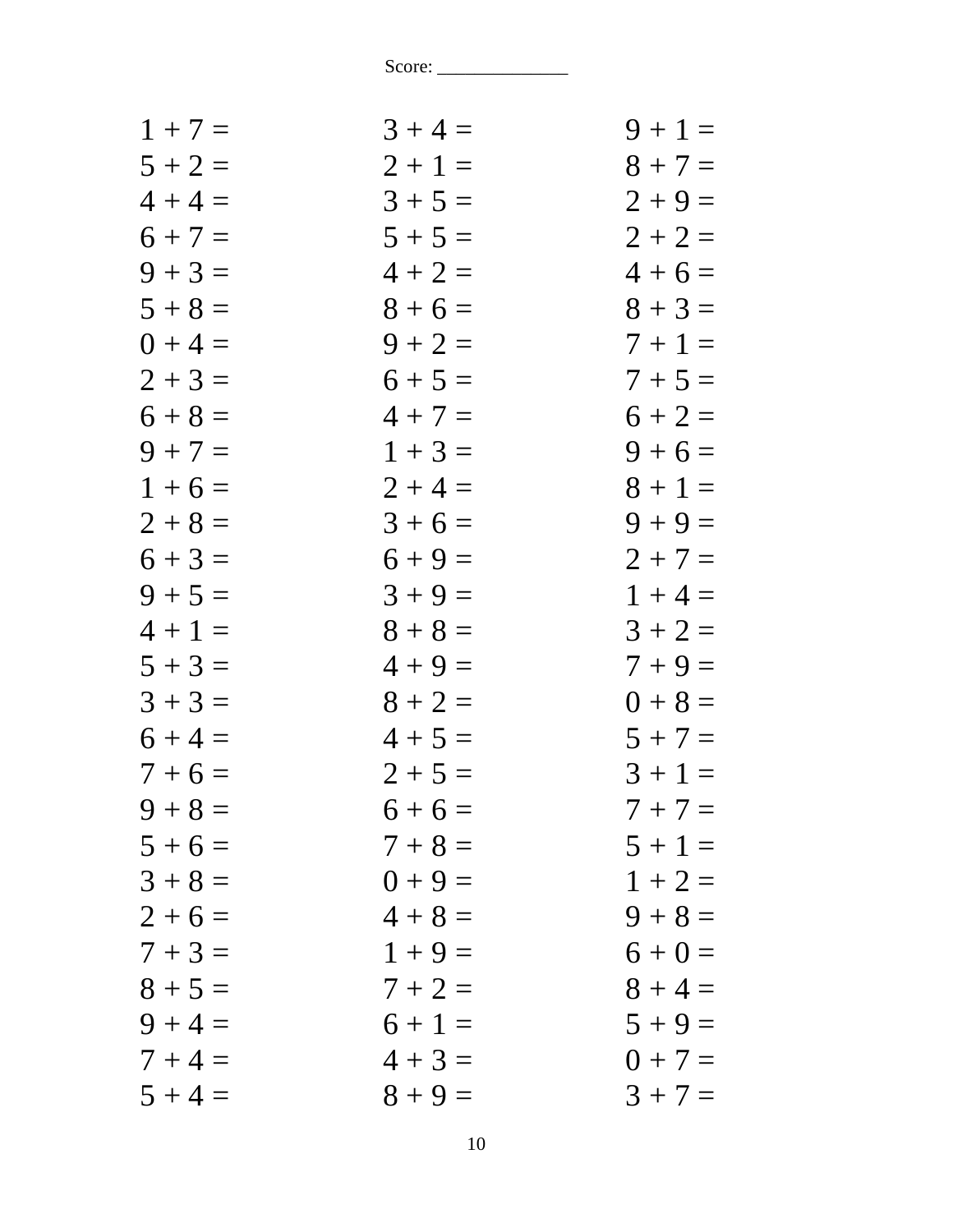Score: ______________

| | | |
|---|---|---|
| 1 + 7 = | 3 + 4 = | 9 + 1 = |
| 5 + 2 = | 2 + 1 = | 8 + 7 = |
| 4 + 4 = | 3 + 5 = | 2 + 9 = |
| 6 + 7 = | 5 + 5 = | 2 + 2 = |
| 9 + 3 = | 4 + 2 = | 4 + 6 = |
| 5 + 8 = | 8 + 6 = | 8 + 3 = |
| 0 + 4 = | 9 + 2 = | 7 + 1 = |
| 2 + 3 = | 6 + 5 = | 7 + 5 = |
| 6 + 8 = | 4 + 7 = | 6 + 2 = |
| 9 + 7 = | 1 + 3 = | 9 + 6 = |
| 1 + 6 = | 2 + 4 = | 8 + 1 = |
| 2 + 8 = | 3 + 6 = | 9 + 9 = |
| 6 + 3 = | 6 + 9 = | 2 + 7 = |
| 9 + 5 = | 3 + 9 = | 1 + 4 = |
| 4 + 1 = | 8 + 8 = | 3 + 2 = |
| 5 + 3 = | 4 + 9 = | 7 + 9 = |
| 3 + 3 = | 8 + 2 = | 0 + 8 = |
| 6 + 4 = | 4 + 5 = | 5 + 7 = |
| 7 + 6 = | 2 + 5 = | 3 + 1 = |
| 9 + 8 = | 6 + 6 = | 7 + 7 = |
| 5 + 6 = | 7 + 8 = | 5 + 1 = |
| 3 + 8 = | 0 + 9 = | 1 + 2 = |
| 2 + 6 = | 4 + 8 = | 9 + 8 = |
| 7 + 3 = | 1 + 9 = | 6 + 0 = |
| 8 + 5 = | 7 + 2 = | 8 + 4 = |
| 9 + 4 = | 6 + 1 = | 5 + 9 = |
| 7 + 4 = | 4 + 3 = | 0 + 7 = |
| 5 + 4 = | 8 + 9 = | 3 + 7 = |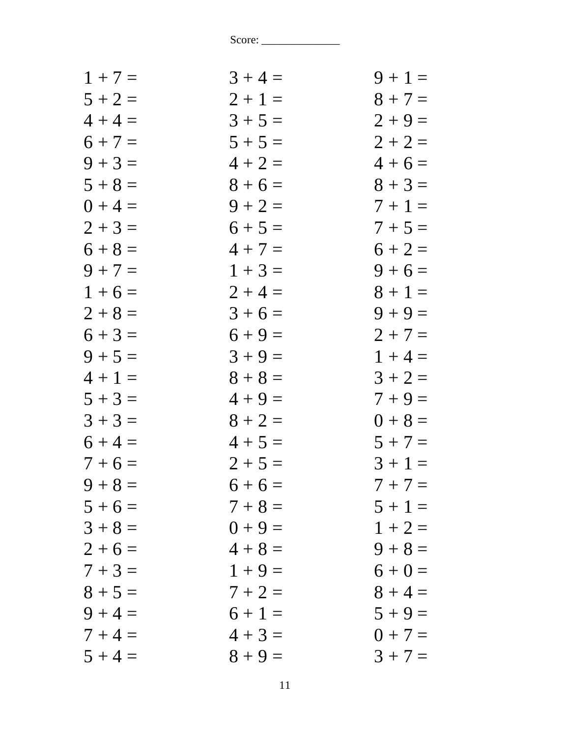Score: ______________

| | | |
|---|---|---|
| 1 + 7 = | 3 + 4 = | 9 + 1 = |
| 5 + 2 = | 2 + 1 = | 8 + 7 = |
| 4 + 4 = | 3 + 5 = | 2 + 9 = |
| 6 + 7 = | 5 + 5 = | 2 + 2 = |
| 9 + 3 = | 4 + 2 = | 4 + 6 = |
| 5 + 8 = | 8 + 6 = | 8 + 3 = |
| 0 + 4 = | 9 + 2 = | 7 + 1 = |
| 2 + 3 = | 6 + 5 = | 7 + 5 = |
| 6 + 8 = | 4 + 7 = | 6 + 2 = |
| 9 + 7 = | 1 + 3 = | 9 + 6 = |
| 1 + 6 = | 2 + 4 = | 8 + 1 = |
| 2 + 8 = | 3 + 6 = | 9 + 9 = |
| 6 + 3 = | 6 + 9 = | 2 + 7 = |
| 9 + 5 = | 3 + 9 = | 1 + 4 = |
| 4 + 1 = | 8 + 8 = | 3 + 2 = |
| 5 + 3 = | 4 + 9 = | 7 + 9 = |
| 3 + 3 = | 8 + 2 = | 0 + 8 = |
| 6 + 4 = | 4 + 5 = | 5 + 7 = |
| 7 + 6 = | 2 + 5 = | 3 + 1 = |
| 9 + 8 = | 6 + 6 = | 7 + 7 = |
| 5 + 6 = | 7 + 8 = | 5 + 1 = |
| 3 + 8 = | 0 + 9 = | 1 + 2 = |
| 2 + 6 = | 4 + 8 = | 9 + 8 = |
| 7 + 3 = | 1 + 9 = | 6 + 0 = |
| 8 + 5 = | 7 + 2 = | 8 + 4 = |
| 9 + 4 = | 6 + 1 = | 5 + 9 = |
| 7 + 4 = | 4 + 3 = | 0 + 7 = |
| 5 + 4 = | 8 + 9 = | 3 + 7 = |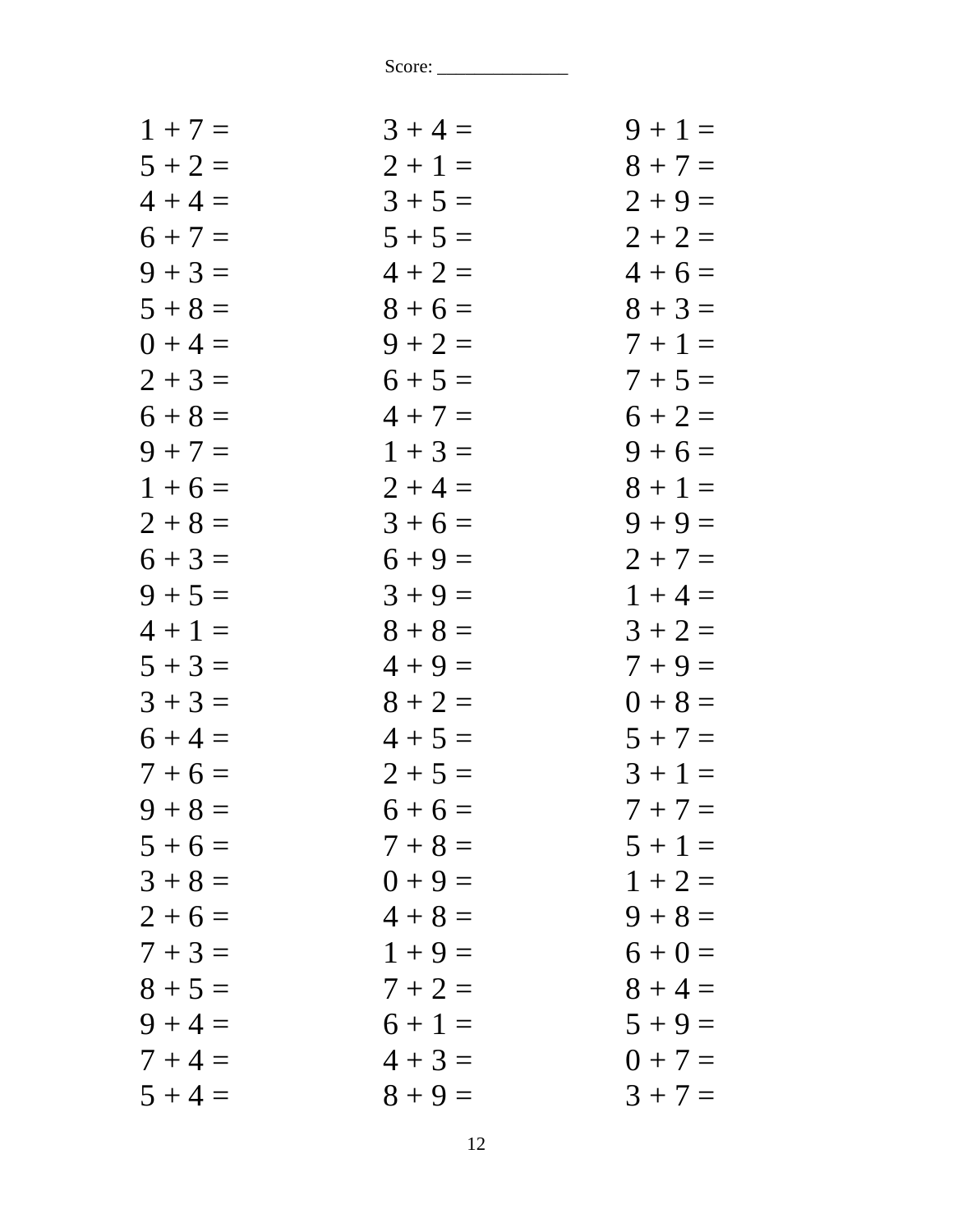Score: ______________

| | | |
|---|---|---|
| 1 + 7 = | 3 + 4 = | 9 + 1 = |
| 5 + 2 = | 2 + 1 = | 8 + 7 = |
| 4 + 4 = | 3 + 5 = | 2 + 9 = |
| 6 + 7 = | 5 + 5 = | 2 + 2 = |
| 9 + 3 = | 4 + 2 = | 4 + 6 = |
| 5 + 8 = | 8 + 6 = | 8 + 3 = |
| 0 + 4 = | 9 + 2 = | 7 + 1 = |
| 2 + 3 = | 6 + 5 = | 7 + 5 = |
| 6 + 8 = | 4 + 7 = | 6 + 2 = |
| 9 + 7 = | 1 + 3 = | 9 + 6 = |
| 1 + 6 = | 2 + 4 = | 8 + 1 = |
| 2 + 8 = | 3 + 6 = | 9 + 9 = |
| 6 + 3 = | 6 + 9 = | 2 + 7 = |
| 9 + 5 = | 3 + 9 = | 1 + 4 = |
| 4 + 1 = | 8 + 8 = | 3 + 2 = |
| 5 + 3 = | 4 + 9 = | 7 + 9 = |
| 3 + 3 = | 8 + 2 = | 0 + 8 = |
| 6 + 4 = | 4 + 5 = | 5 + 7 = |
| 7 + 6 = | 2 + 5 = | 3 + 1 = |
| 9 + 8 = | 6 + 6 = | 7 + 7 = |
| 5 + 6 = | 7 + 8 = | 5 + 1 = |
| 3 + 8 = | 0 + 9 = | 1 + 2 = |
| 2 + 6 = | 4 + 8 = | 9 + 8 = |
| 7 + 3 = | 1 + 9 = | 6 + 0 = |
| 8 + 5 = | 7 + 2 = | 8 + 4 = |
| 9 + 4 = | 6 + 1 = | 5 + 9 = |
| 7 + 4 = | 4 + 3 = | 0 + 7 = |
| 5 + 4 = | 8 + 9 = | 3 + 7 = |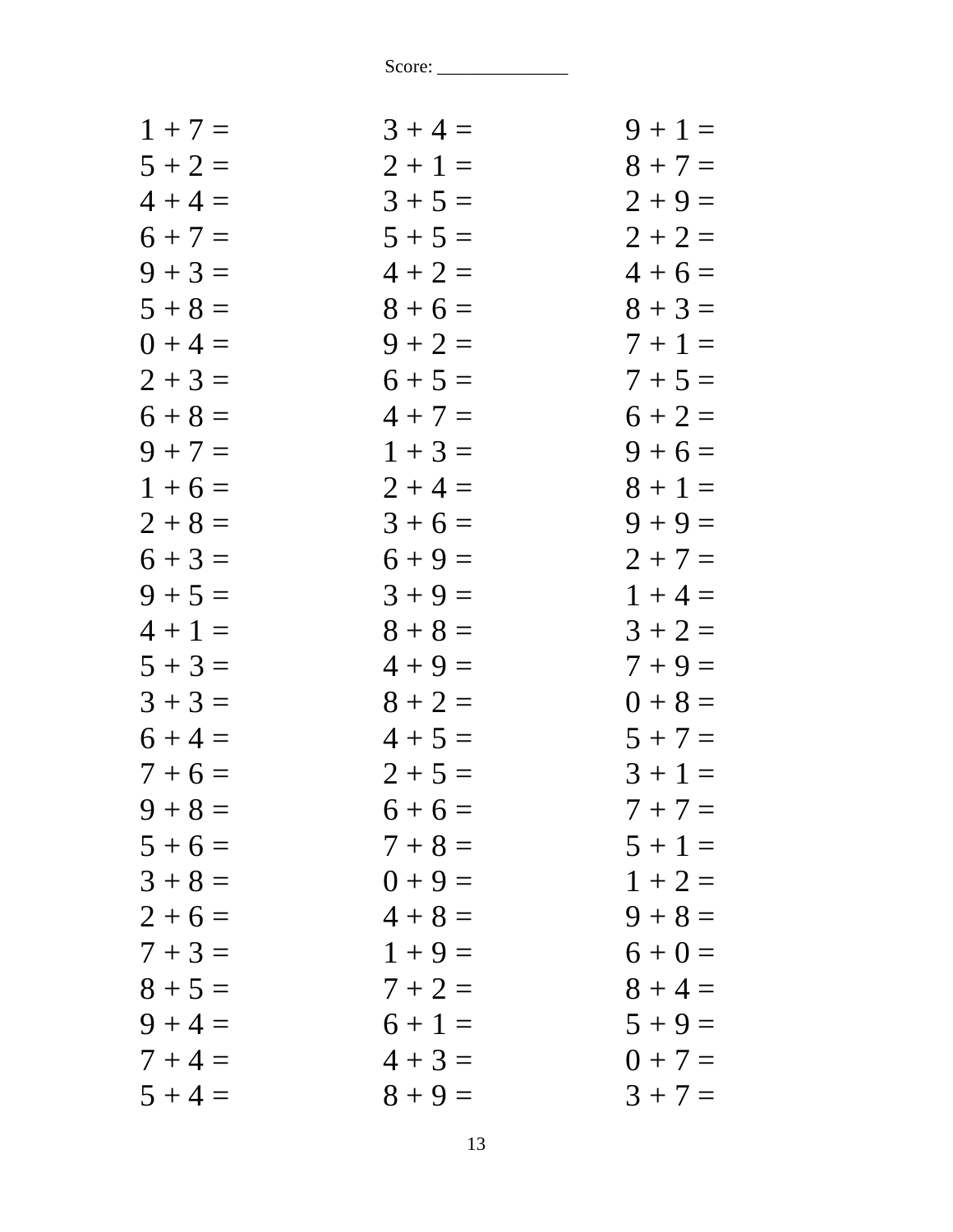Score: ______________

| | | |
|---|---|---|
| 1 + 7 = | 3 + 4 = | 9 + 1 = |
| 5 + 2 = | 2 + 1 = | 8 + 7 = |
| 4 + 4 = | 3 + 5 = | 2 + 9 = |
| 6 + 7 = | 5 + 5 = | 2 + 2 = |
| 9 + 3 = | 4 + 2 = | 4 + 6 = |
| 5 + 8 = | 8 + 6 = | 8 + 3 = |
| 0 + 4 = | 9 + 2 = | 7 + 1 = |
| 2 + 3 = | 6 + 5 = | 7 + 5 = |
| 6 + 8 = | 4 + 7 = | 6 + 2 = |
| 9 + 7 = | 1 + 3 = | 9 + 6 = |
| 1 + 6 = | 2 + 4 = | 8 + 1 = |
| 2 + 8 = | 3 + 6 = | 9 + 9 = |
| 6 + 3 = | 6 + 9 = | 2 + 7 = |
| 9 + 5 = | 3 + 9 = | 1 + 4 = |
| 4 + 1 = | 8 + 8 = | 3 + 2 = |
| 5 + 3 = | 4 + 9 = | 7 + 9 = |
| 3 + 3 = | 8 + 2 = | 0 + 8 = |
| 6 + 4 = | 4 + 5 = | 5 + 7 = |
| 7 + 6 = | 2 + 5 = | 3 + 1 = |
| 9 + 8 = | 6 + 6 = | 7 + 7 = |
| 5 + 6 = | 7 + 8 = | 5 + 1 = |
| 3 + 8 = | 0 + 9 = | 1 + 2 = |
| 2 + 6 = | 4 + 8 = | 9 + 8 = |
| 7 + 3 = | 1 + 9 = | 6 + 0 = |
| 8 + 5 = | 7 + 2 = | 8 + 4 = |
| 9 + 4 = | 6 + 1 = | 5 + 9 = |
| 7 + 4 = | 4 + 3 = | 0 + 7 = |
| 5 + 4 = | 8 + 9 = | 3 + 7 = |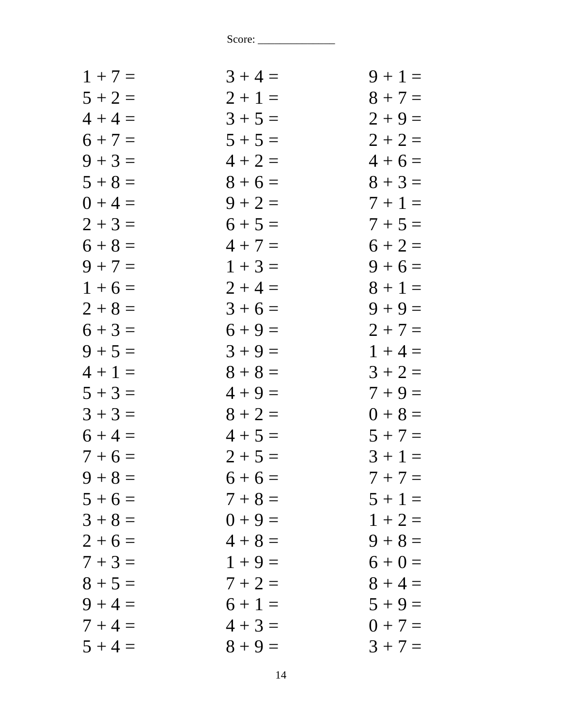Score: ______________

| | | |
|---|---|---|
| $1 + 7 =$ | $3 + 4 =$ | $9 + 1 =$ |
| $5 + 2 =$ | $2 + 1 =$ | $8 + 7 =$ |
| $4 + 4 =$ | $3 + 5 =$ | $2 + 9 =$ |
| $6 + 7 =$ | $5 + 5 =$ | $2 + 2 =$ |
| $9 + 3 =$ | $4 + 2 =$ | $4 + 6 =$ |
| $5 + 8 =$ | $8 + 6 =$ | $8 + 3 =$ |
| $0 + 4 =$ | $9 + 2 =$ | $7 + 1 =$ |
| $2 + 3 =$ | $6 + 5 =$ | $7 + 5 =$ |
| $6 + 8 =$ | $4 + 7 =$ | $6 + 2 =$ |
| $9 + 7 =$ | $1 + 3 =$ | $9 + 6 =$ |
| $1 + 6 =$ | $2 + 4 =$ | $8 + 1 =$ |
| $2 + 8 =$ | $3 + 6 =$ | $9 + 9 =$ |
| $6 + 3 =$ | $6 + 9 =$ | $2 + 7 =$ |
| $9 + 5 =$ | $3 + 9 =$ | $1 + 4 =$ |
| $4 + 1 =$ | $8 + 8 =$ | $3 + 2 =$ |
| $5 + 3 =$ | $4 + 9 =$ | $7 + 9 =$ |
| $3 + 3 =$ | $8 + 2 =$ | $0 + 8 =$ |
| $6 + 4 =$ | $4 + 5 =$ | $5 + 7 =$ |
| $7 + 6 =$ | $2 + 5 =$ | $3 + 1 =$ |
| $9 + 8 =$ | $6 + 6 =$ | $7 + 7 =$ |
| $5 + 6 =$ | $7 + 8 =$ | $5 + 1 =$ |
| $3 + 8 =$ | $0 + 9 =$ | $1 + 2 =$ |
| $2 + 6 =$ | $4 + 8 =$ | $9 + 8 =$ |
| $7 + 3 =$ | $1 + 9 =$ | $6 + 0 =$ |
| $8 + 5 =$ | $7 + 2 =$ | $8 + 4 =$ |
| $9 + 4 =$ | $6 + 1 =$ | $5 + 9 =$ |
| $7 + 4 =$ | $4 + 3 =$ | $0 + 7 =$ |
| $5 + 4 =$ | $8 + 9 =$ | $3 + 7 =$ |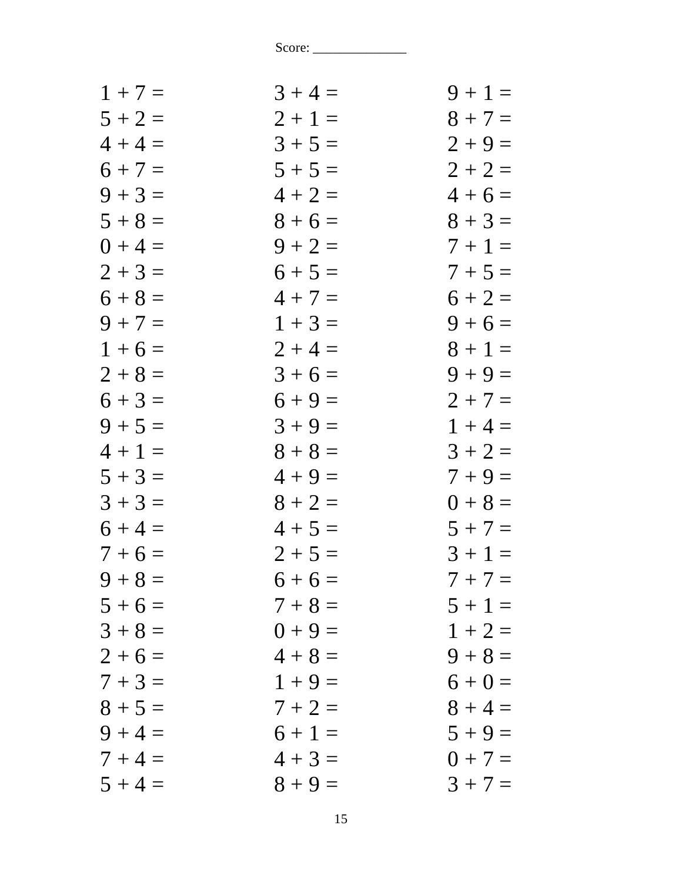Score: ______________

| | | |
|---|---|---|
| 1 + 7 = | 3 + 4 = | 9 + 1 = |
| 5 + 2 = | 2 + 1 = | 8 + 7 = |
| 4 + 4 = | 3 + 5 = | 2 + 9 = |
| 6 + 7 = | 5 + 5 = | 2 + 2 = |
| 9 + 3 = | 4 + 2 = | 4 + 6 = |
| 5 + 8 = | 8 + 6 = | 8 + 3 = |
| 0 + 4 = | 9 + 2 = | 7 + 1 = |
| 2 + 3 = | 6 + 5 = | 7 + 5 = |
| 6 + 8 = | 4 + 7 = | 6 + 2 = |
| 9 + 7 = | 1 + 3 = | 9 + 6 = |
| 1 + 6 = | 2 + 4 = | 8 + 1 = |
| 2 + 8 = | 3 + 6 = | 9 + 9 = |
| 6 + 3 = | 6 + 9 = | 2 + 7 = |
| 9 + 5 = | 3 + 9 = | 1 + 4 = |
| 4 + 1 = | 8 + 8 = | 3 + 2 = |
| 5 + 3 = | 4 + 9 = | 7 + 9 = |
| 3 + 3 = | 8 + 2 = | 0 + 8 = |
| 6 + 4 = | 4 + 5 = | 5 + 7 = |
| 7 + 6 = | 2 + 5 = | 3 + 1 = |
| 9 + 8 = | 6 + 6 = | 7 + 7 = |
| 5 + 6 = | 7 + 8 = | 5 + 1 = |
| 3 + 8 = | 0 + 9 = | 1 + 2 = |
| 2 + 6 = | 4 + 8 = | 9 + 8 = |
| 7 + 3 = | 1 + 9 = | 6 + 0 = |
| 8 + 5 = | 7 + 2 = | 8 + 4 = |
| 9 + 4 = | 6 + 1 = | 5 + 9 = |
| 7 + 4 = | 4 + 3 = | 0 + 7 = |
| 5 + 4 = | 8 + 9 = | 3 + 7 = |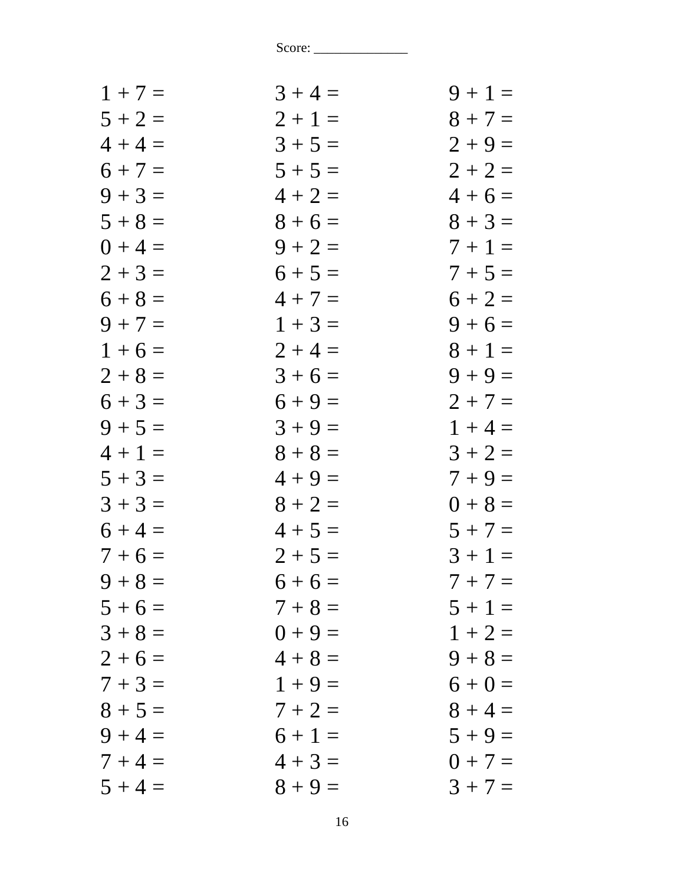Score: ______________

| | | |
|---|---|---|
| 1 + 7 = | 3 + 4 = | 9 + 1 = |
| 5 + 2 = | 2 + 1 = | 8 + 7 = |
| 4 + 4 = | 3 + 5 = | 2 + 9 = |
| 6 + 7 = | 5 + 5 = | 2 + 2 = |
| 9 + 3 = | 4 + 2 = | 4 + 6 = |
| 5 + 8 = | 8 + 6 = | 8 + 3 = |
| 0 + 4 = | 9 + 2 = | 7 + 1 = |
| 2 + 3 = | 6 + 5 = | 7 + 5 = |
| 6 + 8 = | 4 + 7 = | 6 + 2 = |
| 9 + 7 = | 1 + 3 = | 9 + 6 = |
| 1 + 6 = | 2 + 4 = | 8 + 1 = |
| 2 + 8 = | 3 + 6 = | 9 + 9 = |
| 6 + 3 = | 6 + 9 = | 2 + 7 = |
| 9 + 5 = | 3 + 9 = | 1 + 4 = |
| 4 + 1 = | 8 + 8 = | 3 + 2 = |
| 5 + 3 = | 4 + 9 = | 7 + 9 = |
| 3 + 3 = | 8 + 2 = | 0 + 8 = |
| 6 + 4 = | 4 + 5 = | 5 + 7 = |
| 7 + 6 = | 2 + 5 = | 3 + 1 = |
| 9 + 8 = | 6 + 6 = | 7 + 7 = |
| 5 + 6 = | 7 + 8 = | 5 + 1 = |
| 3 + 8 = | 0 + 9 = | 1 + 2 = |
| 2 + 6 = | 4 + 8 = | 9 + 8 = |
| 7 + 3 = | 1 + 9 = | 6 + 0 = |
| 8 + 5 = | 7 + 2 = | 8 + 4 = |
| 9 + 4 = | 6 + 1 = | 5 + 9 = |
| 7 + 4 = | 4 + 3 = | 0 + 7 = |
| 5 + 4 = | 8 + 9 = | 3 + 7 = |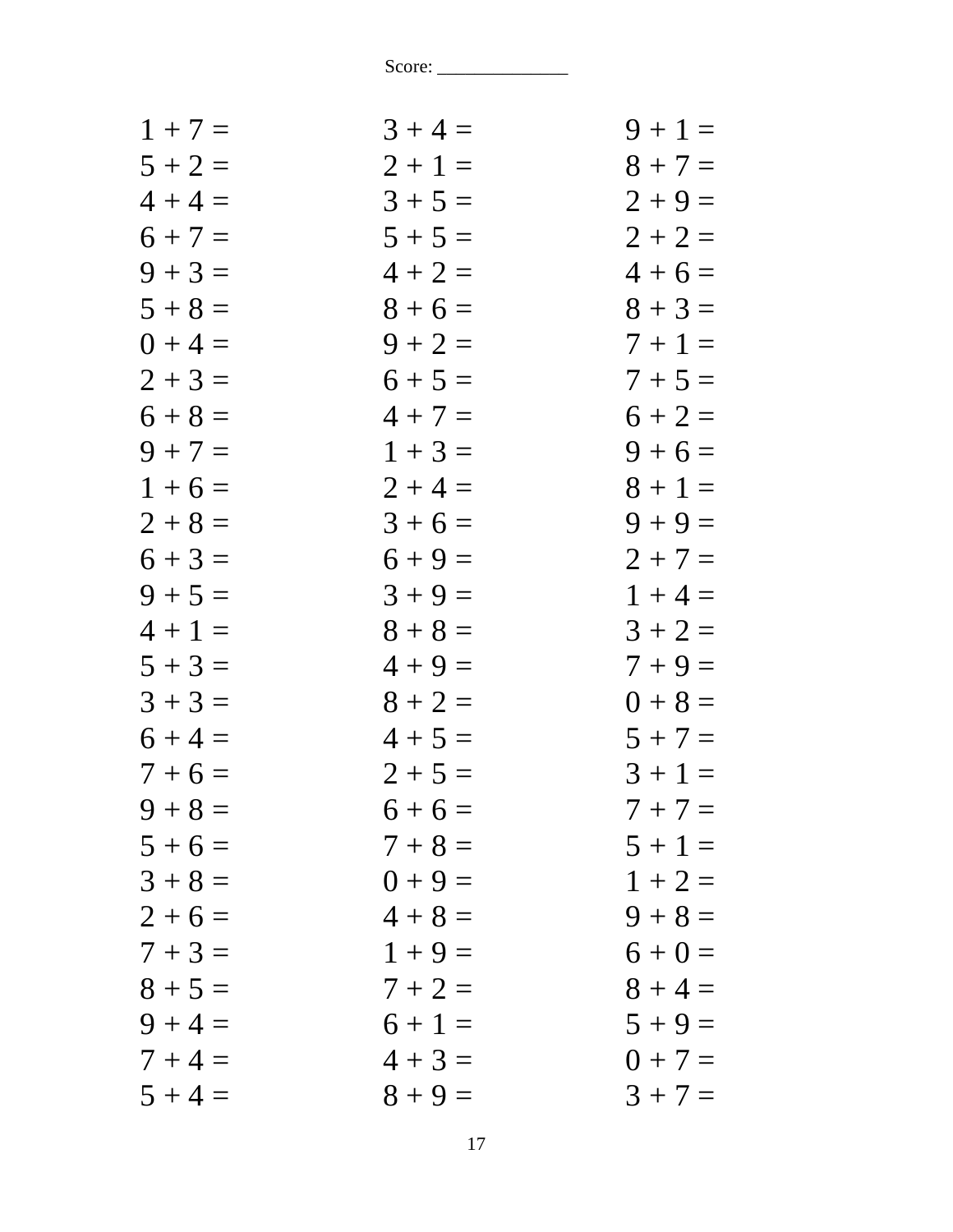Score: ______________

| | | |
|---|---|---|
| 1 + 7 = | 3 + 4 = | 9 + 1 = |
| 5 + 2 = | 2 + 1 = | 8 + 7 = |
| 4 + 4 = | 3 + 5 = | 2 + 9 = |
| 6 + 7 = | 5 + 5 = | 2 + 2 = |
| 9 + 3 = | 4 + 2 = | 4 + 6 = |
| 5 + 8 = | 8 + 6 = | 8 + 3 = |
| 0 + 4 = | 9 + 2 = | 7 + 1 = |
| 2 + 3 = | 6 + 5 = | 7 + 5 = |
| 6 + 8 = | 4 + 7 = | 6 + 2 = |
| 9 + 7 = | 1 + 3 = | 9 + 6 = |
| 1 + 6 = | 2 + 4 = | 8 + 1 = |
| 2 + 8 = | 3 + 6 = | 9 + 9 = |
| 6 + 3 = | 6 + 9 = | 2 + 7 = |
| 9 + 5 = | 3 + 9 = | 1 + 4 = |
| 4 + 1 = | 8 + 8 = | 3 + 2 = |
| 5 + 3 = | 4 + 9 = | 7 + 9 = |
| 3 + 3 = | 8 + 2 = | 0 + 8 = |
| 6 + 4 = | 4 + 5 = | 5 + 7 = |
| 7 + 6 = | 2 + 5 = | 3 + 1 = |
| 9 + 8 = | 6 + 6 = | 7 + 7 = |
| 5 + 6 = | 7 + 8 = | 5 + 1 = |
| 3 + 8 = | 0 + 9 = | 1 + 2 = |
| 2 + 6 = | 4 + 8 = | 9 + 8 = |
| 7 + 3 = | 1 + 9 = | 6 + 0 = |
| 8 + 5 = | 7 + 2 = | 8 + 4 = |
| 9 + 4 = | 6 + 1 = | 5 + 9 = |
| 7 + 4 = | 4 + 3 = | 0 + 7 = |
| 5 + 4 = | 8 + 9 = | 3 + 7 = |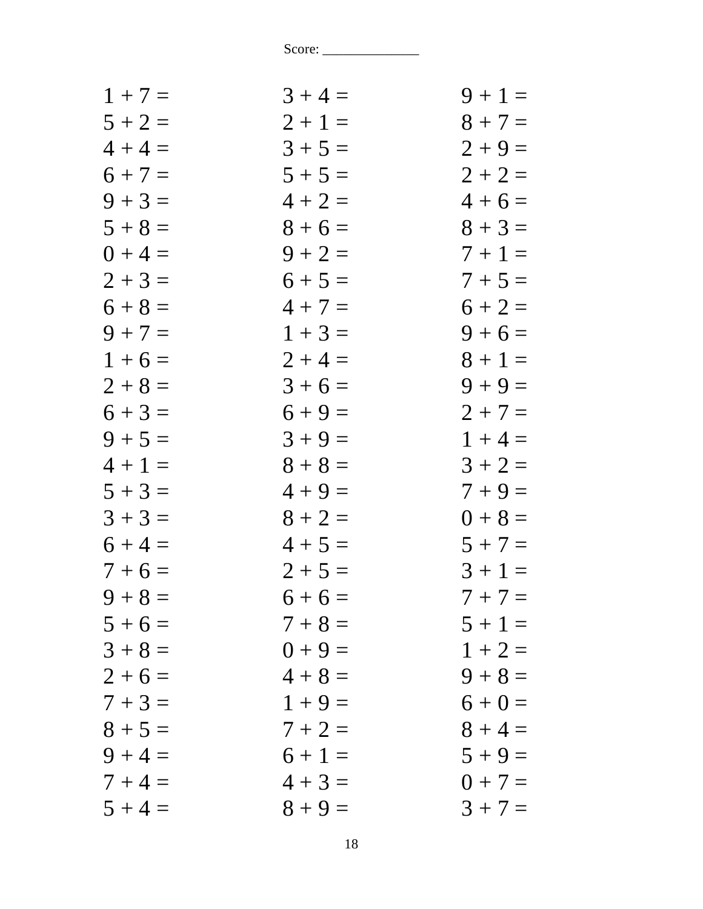Score: ______________

| | | |
|---|---|---|
| $1 + 7 =$ | $3 + 4 =$ | $9 + 1 =$ |
| $5 + 2 =$ | $2 + 1 =$ | $8 + 7 =$ |
| $4 + 4 =$ | $3 + 5 =$ | $2 + 9 =$ |
| $6 + 7 =$ | $5 + 5 =$ | $2 + 2 =$ |
| $9 + 3 =$ | $4 + 2 =$ | $4 + 6 =$ |
| $5 + 8 =$ | $8 + 6 =$ | $8 + 3 =$ |
| $0 + 4 =$ | $9 + 2 =$ | $7 + 1 =$ |
| $2 + 3 =$ | $6 + 5 =$ | $7 + 5 =$ |
| $6 + 8 =$ | $4 + 7 =$ | $6 + 2 =$ |
| $9 + 7 =$ | $1 + 3 =$ | $9 + 6 =$ |
| $1 + 6 =$ | $2 + 4 =$ | $8 + 1 =$ |
| $2 + 8 =$ | $3 + 6 =$ | $9 + 9 =$ |
| $6 + 3 =$ | $6 + 9 =$ | $2 + 7 =$ |
| $9 + 5 =$ | $3 + 9 =$ | $1 + 4 =$ |
| $4 + 1 =$ | $8 + 8 =$ | $3 + 2 =$ |
| $5 + 3 =$ | $4 + 9 =$ | $7 + 9 =$ |
| $3 + 3 =$ | $8 + 2 =$ | $0 + 8 =$ |
| $6 + 4 =$ | $4 + 5 =$ | $5 + 7 =$ |
| $7 + 6 =$ | $2 + 5 =$ | $3 + 1 =$ |
| $9 + 8 =$ | $6 + 6 =$ | $7 + 7 =$ |
| $5 + 6 =$ | $7 + 8 =$ | $5 + 1 =$ |
| $3 + 8 =$ | $0 + 9 =$ | $1 + 2 =$ |
| $2 + 6 =$ | $4 + 8 =$ | $9 + 8 =$ |
| $7 + 3 =$ | $1 + 9 =$ | $6 + 0 =$ |
| $8 + 5 =$ | $7 + 2 =$ | $8 + 4 =$ |
| $9 + 4 =$ | $6 + 1 =$ | $5 + 9 =$ |
| $7 + 4 =$ | $4 + 3 =$ | $0 + 7 =$ |
| $5 + 4 =$ | $8 + 9 =$ | $3 + 7 =$ |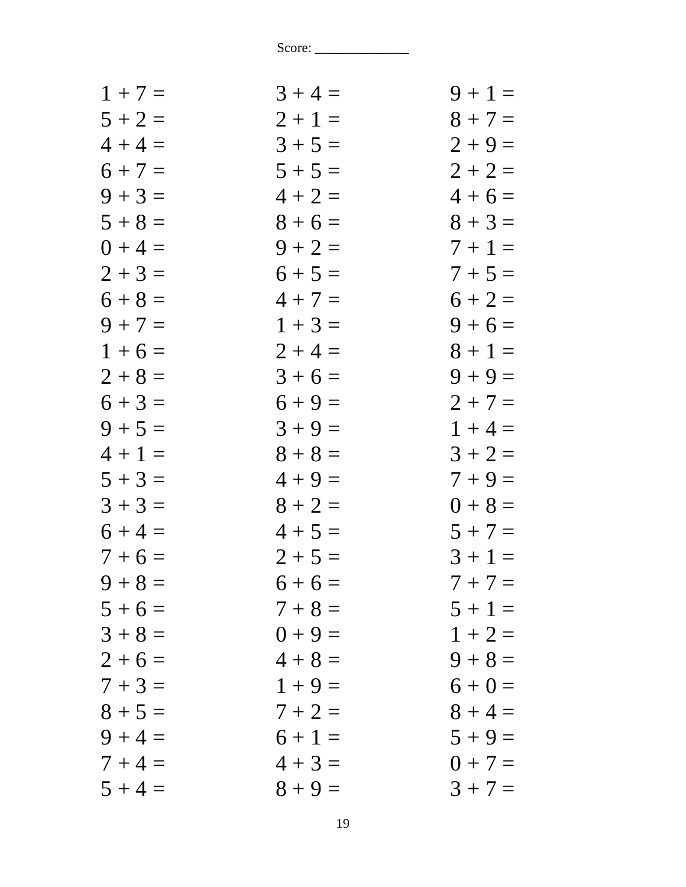Score: ______________

| | | |
|---|---|---|
| $1 + 7 =$ | $3 + 4 =$ | $9 + 1 =$ |
| $5 + 2 =$ | $2 + 1 =$ | $8 + 7 =$ |
| $4 + 4 =$ | $3 + 5 =$ | $2 + 9 =$ |
| $6 + 7 =$ | $5 + 5 =$ | $2 + 2 =$ |
| $9 + 3 =$ | $4 + 2 =$ | $4 + 6 =$ |
| $5 + 8 =$ | $8 + 6 =$ | $8 + 3 =$ |
| $0 + 4 =$ | $9 + 2 =$ | $7 + 1 =$ |
| $2 + 3 =$ | $6 + 5 =$ | $7 + 5 =$ |
| $6 + 8 =$ | $4 + 7 =$ | $6 + 2 =$ |
| $9 + 7 =$ | $1 + 3 =$ | $9 + 6 =$ |
| $1 + 6 =$ | $2 + 4 =$ | $8 + 1 =$ |
| $2 + 8 =$ | $3 + 6 =$ | $9 + 9 =$ |
| $6 + 3 =$ | $6 + 9 =$ | $2 + 7 =$ |
| $9 + 5 =$ | $3 + 9 =$ | $1 + 4 =$ |
| $4 + 1 =$ | $8 + 8 =$ | $3 + 2 =$ |
| $5 + 3 =$ | $4 + 9 =$ | $7 + 9 =$ |
| $3 + 3 =$ | $8 + 2 =$ | $0 + 8 =$ |
| $6 + 4 =$ | $4 + 5 =$ | $5 + 7 =$ |
| $7 + 6 =$ | $2 + 5 =$ | $3 + 1 =$ |
| $9 + 8 =$ | $6 + 6 =$ | $7 + 7 =$ |
| $5 + 6 =$ | $7 + 8 =$ | $5 + 1 =$ |
| $3 + 8 =$ | $0 + 9 =$ | $1 + 2 =$ |
| $2 + 6 =$ | $4 + 8 =$ | $9 + 8 =$ |
| $7 + 3 =$ | $1 + 9 =$ | $6 + 0 =$ |
| $8 + 5 =$ | $7 + 2 =$ | $8 + 4 =$ |
| $9 + 4 =$ | $6 + 1 =$ | $5 + 9 =$ |
| $7 + 4 =$ | $4 + 3 =$ | $0 + 7 =$ |
| $5 + 4 =$ | $8 + 9 =$ | $3 + 7 =$ |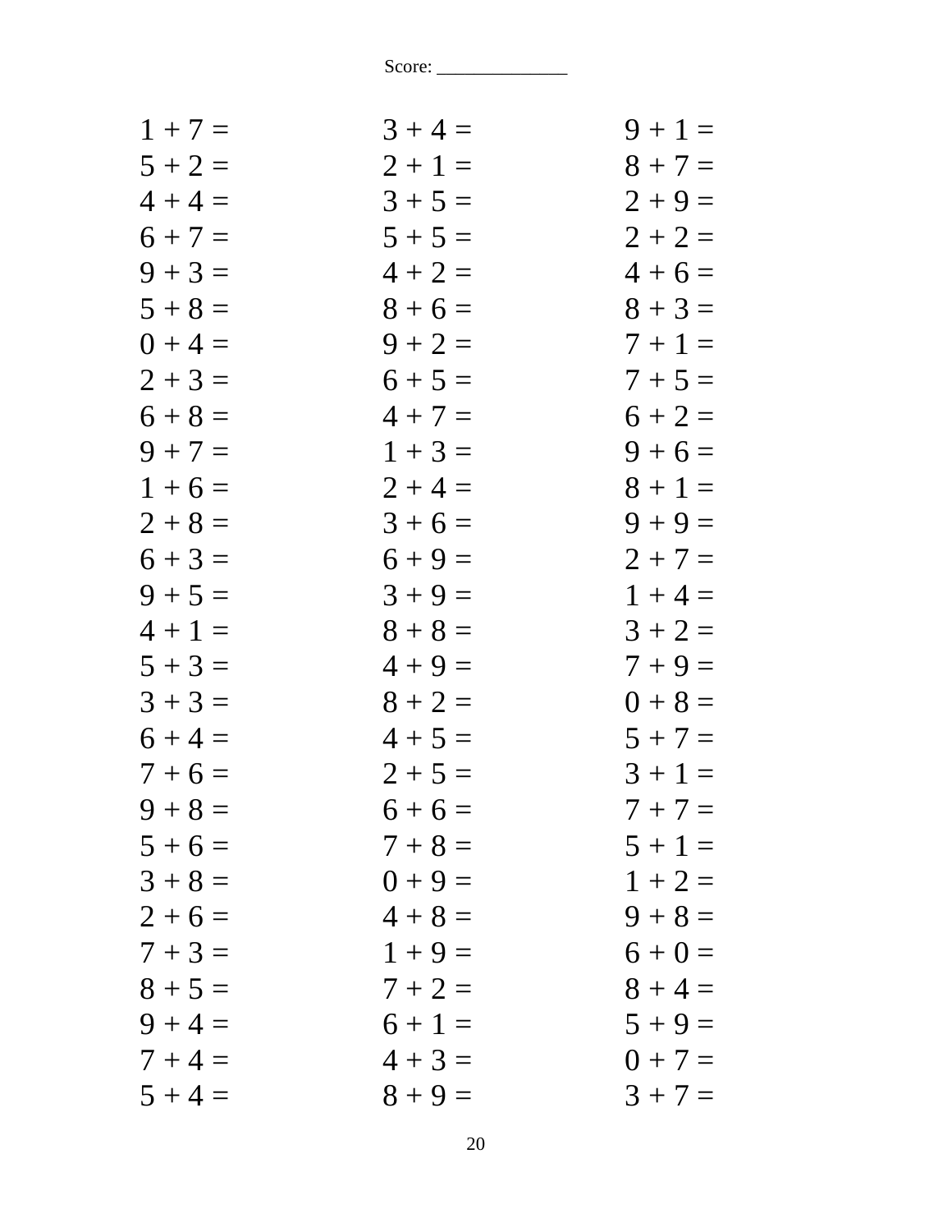Score: ______________

| | | |
|---|---|---|
| 1 + 7 = | 3 + 4 = | 9 + 1 = |
| 5 + 2 = | 2 + 1 = | 8 + 7 = |
| 4 + 4 = | 3 + 5 = | 2 + 9 = |
| 6 + 7 = | 5 + 5 = | 2 + 2 = |
| 9 + 3 = | 4 + 2 = | 4 + 6 = |
| 5 + 8 = | 8 + 6 = | 8 + 3 = |
| 0 + 4 = | 9 + 2 = | 7 + 1 = |
| 2 + 3 = | 6 + 5 = | 7 + 5 = |
| 6 + 8 = | 4 + 7 = | 6 + 2 = |
| 9 + 7 = | 1 + 3 = | 9 + 6 = |
| 1 + 6 = | 2 + 4 = | 8 + 1 = |
| 2 + 8 = | 3 + 6 = | 9 + 9 = |
| 6 + 3 = | 6 + 9 = | 2 + 7 = |
| 9 + 5 = | 3 + 9 = | 1 + 4 = |
| 4 + 1 = | 8 + 8 = | 3 + 2 = |
| 5 + 3 = | 4 + 9 = | 7 + 9 = |
| 3 + 3 = | 8 + 2 = | 0 + 8 = |
| 6 + 4 = | 4 + 5 = | 5 + 7 = |
| 7 + 6 = | 2 + 5 = | 3 + 1 = |
| 9 + 8 = | 6 + 6 = | 7 + 7 = |
| 5 + 6 = | 7 + 8 = | 5 + 1 = |
| 3 + 8 = | 0 + 9 = | 1 + 2 = |
| 2 + 6 = | 4 + 8 = | 9 + 8 = |
| 7 + 3 = | 1 + 9 = | 6 + 0 = |
| 8 + 5 = | 7 + 2 = | 8 + 4 = |
| 9 + 4 = | 6 + 1 = | 5 + 9 = |
| 7 + 4 = | 4 + 3 = | 0 + 7 = |
| 5 + 4 = | 8 + 9 = | 3 + 7 = |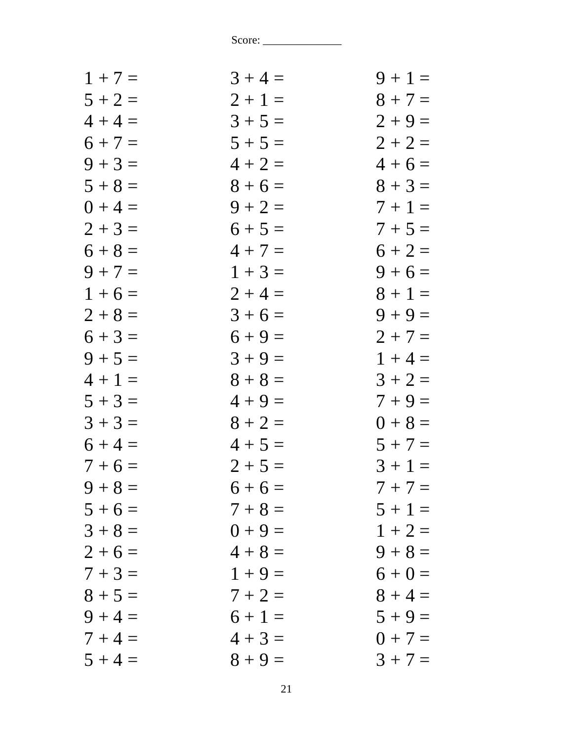Score: ______________

| | | |
|---|---|---|
| $1 + 7 =$ | $3 + 4 =$ | $9 + 1 =$ |
| $5 + 2 =$ | $2 + 1 =$ | $8 + 7 =$ |
| $4 + 4 =$ | $3 + 5 =$ | $2 + 9 =$ |
| $6 + 7 =$ | $5 + 5 =$ | $2 + 2 =$ |
| $9 + 3 =$ | $4 + 2 =$ | $4 + 6 =$ |
| $5 + 8 =$ | $8 + 6 =$ | $8 + 3 =$ |
| $0 + 4 =$ | $9 + 2 =$ | $7 + 1 =$ |
| $2 + 3 =$ | $6 + 5 =$ | $7 + 5 =$ |
| $6 + 8 =$ | $4 + 7 =$ | $6 + 2 =$ |
| $9 + 7 =$ | $1 + 3 =$ | $9 + 6 =$ |
| $1 + 6 =$ | $2 + 4 =$ | $8 + 1 =$ |
| $2 + 8 =$ | $3 + 6 =$ | $9 + 9 =$ |
| $6 + 3 =$ | $6 + 9 =$ | $2 + 7 =$ |
| $9 + 5 =$ | $3 + 9 =$ | $1 + 4 =$ |
| $4 + 1 =$ | $8 + 8 =$ | $3 + 2 =$ |
| $5 + 3 =$ | $4 + 9 =$ | $7 + 9 =$ |
| $3 + 3 =$ | $8 + 2 =$ | $0 + 8 =$ |
| $6 + 4 =$ | $4 + 5 =$ | $5 + 7 =$ |
| $7 + 6 =$ | $2 + 5 =$ | $3 + 1 =$ |
| $9 + 8 =$ | $6 + 6 =$ | $7 + 7 =$ |
| $5 + 6 =$ | $7 + 8 =$ | $5 + 1 =$ |
| $3 + 8 =$ | $0 + 9 =$ | $1 + 2 =$ |
| $2 + 6 =$ | $4 + 8 =$ | $9 + 8 =$ |
| $7 + 3 =$ | $1 + 9 =$ | $6 + 0 =$ |
| $8 + 5 =$ | $7 + 2 =$ | $8 + 4 =$ |
| $9 + 4 =$ | $6 + 1 =$ | $5 + 9 =$ |
| $7 + 4 =$ | $4 + 3 =$ | $0 + 7 =$ |
| $5 + 4 =$ | $8 + 9 =$ | $3 + 7 =$ |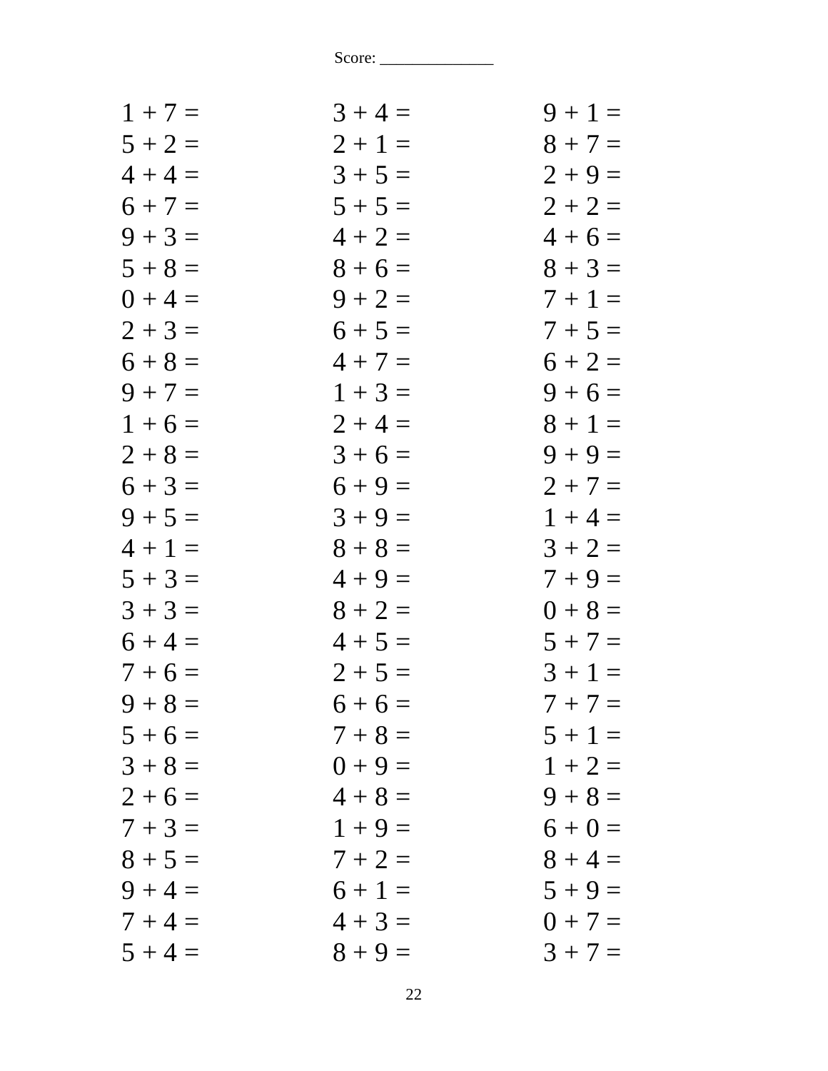Score: ______________

| | | |
|---|---|---|
| 1 + 7 = | 3 + 4 = | 9 + 1 = |
| 5 + 2 = | 2 + 1 = | 8 + 7 = |
| 4 + 4 = | 3 + 5 = | 2 + 9 = |
| 6 + 7 = | 5 + 5 = | 2 + 2 = |
| 9 + 3 = | 4 + 2 = | 4 + 6 = |
| 5 + 8 = | 8 + 6 = | 8 + 3 = |
| 0 + 4 = | 9 + 2 = | 7 + 1 = |
| 2 + 3 = | 6 + 5 = | 7 + 5 = |
| 6 + 8 = | 4 + 7 = | 6 + 2 = |
| 9 + 7 = | 1 + 3 = | 9 + 6 = |
| 1 + 6 = | 2 + 4 = | 8 + 1 = |
| 2 + 8 = | 3 + 6 = | 9 + 9 = |
| 6 + 3 = | 6 + 9 = | 2 + 7 = |
| 9 + 5 = | 3 + 9 = | 1 + 4 = |
| 4 + 1 = | 8 + 8 = | 3 + 2 = |
| 5 + 3 = | 4 + 9 = | 7 + 9 = |
| 3 + 3 = | 8 + 2 = | 0 + 8 = |
| 6 + 4 = | 4 + 5 = | 5 + 7 = |
| 7 + 6 = | 2 + 5 = | 3 + 1 = |
| 9 + 8 = | 6 + 6 = | 7 + 7 = |
| 5 + 6 = | 7 + 8 = | 5 + 1 = |
| 3 + 8 = | 0 + 9 = | 1 + 2 = |
| 2 + 6 = | 4 + 8 = | 9 + 8 = |
| 7 + 3 = | 1 + 9 = | 6 + 0 = |
| 8 + 5 = | 7 + 2 = | 8 + 4 = |
| 9 + 4 = | 6 + 1 = | 5 + 9 = |
| 7 + 4 = | 4 + 3 = | 0 + 7 = |
| 5 + 4 = | 8 + 9 = | 3 + 7 = |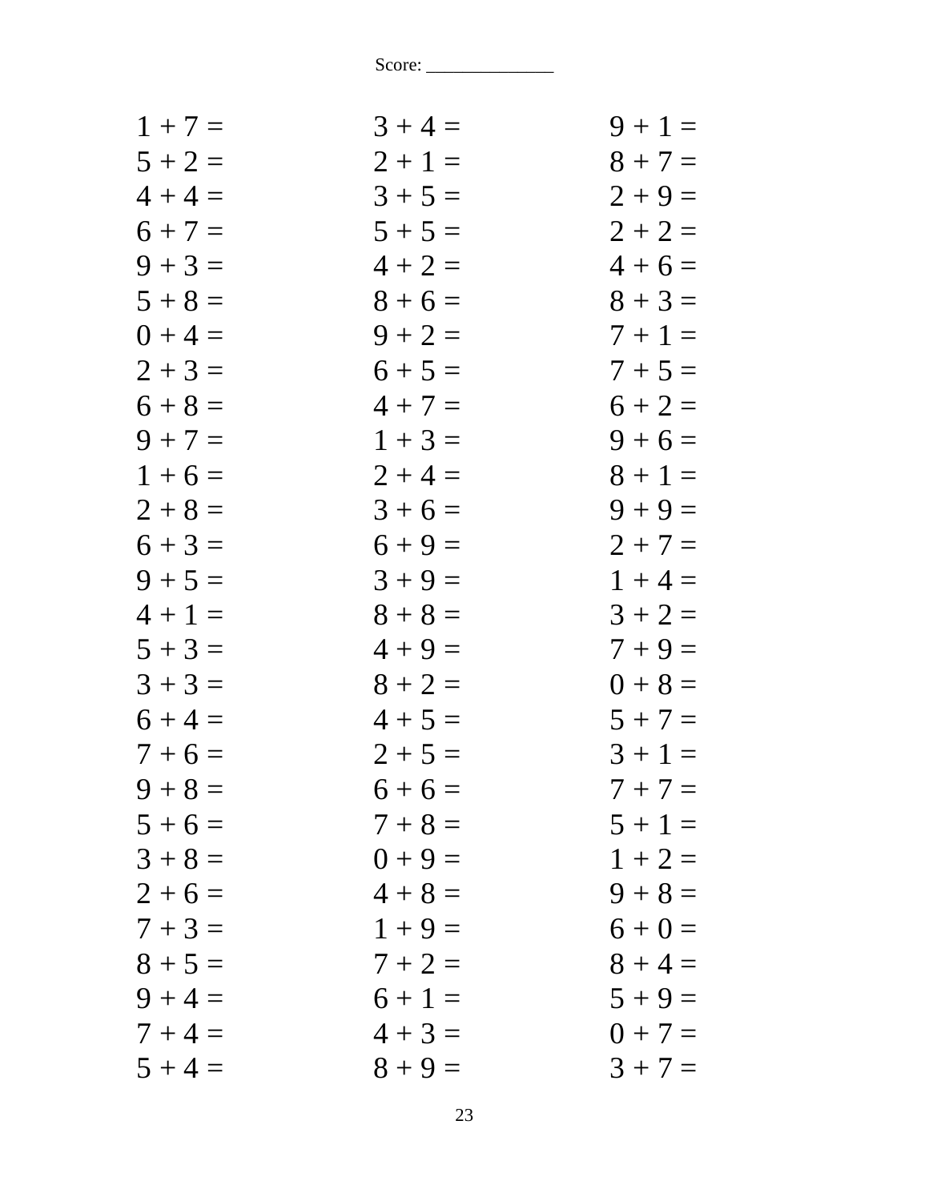Score: ______________

| | | |
|---|---|---|
| 1 + 7 = | 3 + 4 = | 9 + 1 = |
| 5 + 2 = | 2 + 1 = | 8 + 7 = |
| 4 + 4 = | 3 + 5 = | 2 + 9 = |
| 6 + 7 = | 5 + 5 = | 2 + 2 = |
| 9 + 3 = | 4 + 2 = | 4 + 6 = |
| 5 + 8 = | 8 + 6 = | 8 + 3 = |
| 0 + 4 = | 9 + 2 = | 7 + 1 = |
| 2 + 3 = | 6 + 5 = | 7 + 5 = |
| 6 + 8 = | 4 + 7 = | 6 + 2 = |
| 9 + 7 = | 1 + 3 = | 9 + 6 = |
| 1 + 6 = | 2 + 4 = | 8 + 1 = |
| 2 + 8 = | 3 + 6 = | 9 + 9 = |
| 6 + 3 = | 6 + 9 = | 2 + 7 = |
| 9 + 5 = | 3 + 9 = | 1 + 4 = |
| 4 + 1 = | 8 + 8 = | 3 + 2 = |
| 5 + 3 = | 4 + 9 = | 7 + 9 = |
| 3 + 3 = | 8 + 2 = | 0 + 8 = |
| 6 + 4 = | 4 + 5 = | 5 + 7 = |
| 7 + 6 = | 2 + 5 = | 3 + 1 = |
| 9 + 8 = | 6 + 6 = | 7 + 7 = |
| 5 + 6 = | 7 + 8 = | 5 + 1 = |
| 3 + 8 = | 0 + 9 = | 1 + 2 = |
| 2 + 6 = | 4 + 8 = | 9 + 8 = |
| 7 + 3 = | 1 + 9 = | 6 + 0 = |
| 8 + 5 = | 7 + 2 = | 8 + 4 = |
| 9 + 4 = | 6 + 1 = | 5 + 9 = |
| 7 + 4 = | 4 + 3 = | 0 + 7 = |
| 5 + 4 = | 8 + 9 = | 3 + 7 = |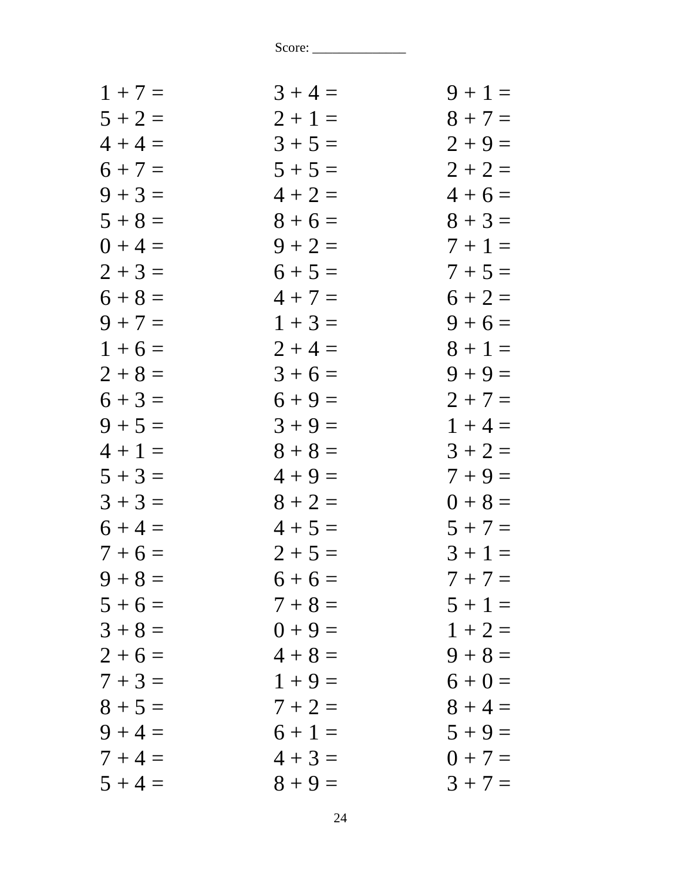Score: ______________

| | | |
|---|---|---|
| 1 + 7 = | 3 + 4 = | 9 + 1 = |
| 5 + 2 = | 2 + 1 = | 8 + 7 = |
| 4 + 4 = | 3 + 5 = | 2 + 9 = |
| 6 + 7 = | 5 + 5 = | 2 + 2 = |
| 9 + 3 = | 4 + 2 = | 4 + 6 = |
| 5 + 8 = | 8 + 6 = | 8 + 3 = |
| 0 + 4 = | 9 + 2 = | 7 + 1 = |
| 2 + 3 = | 6 + 5 = | 7 + 5 = |
| 6 + 8 = | 4 + 7 = | 6 + 2 = |
| 9 + 7 = | 1 + 3 = | 9 + 6 = |
| 1 + 6 = | 2 + 4 = | 8 + 1 = |
| 2 + 8 = | 3 + 6 = | 9 + 9 = |
| 6 + 3 = | 6 + 9 = | 2 + 7 = |
| 9 + 5 = | 3 + 9 = | 1 + 4 = |
| 4 + 1 = | 8 + 8 = | 3 + 2 = |
| 5 + 3 = | 4 + 9 = | 7 + 9 = |
| 3 + 3 = | 8 + 2 = | 0 + 8 = |
| 6 + 4 = | 4 + 5 = | 5 + 7 = |
| 7 + 6 = | 2 + 5 = | 3 + 1 = |
| 9 + 8 = | 6 + 6 = | 7 + 7 = |
| 5 + 6 = | 7 + 8 = | 5 + 1 = |
| 3 + 8 = | 0 + 9 = | 1 + 2 = |
| 2 + 6 = | 4 + 8 = | 9 + 8 = |
| 7 + 3 = | 1 + 9 = | 6 + 0 = |
| 8 + 5 = | 7 + 2 = | 8 + 4 = |
| 9 + 4 = | 6 + 1 = | 5 + 9 = |
| 7 + 4 = | 4 + 3 = | 0 + 7 = |
| 5 + 4 = | 8 + 9 = | 3 + 7 = |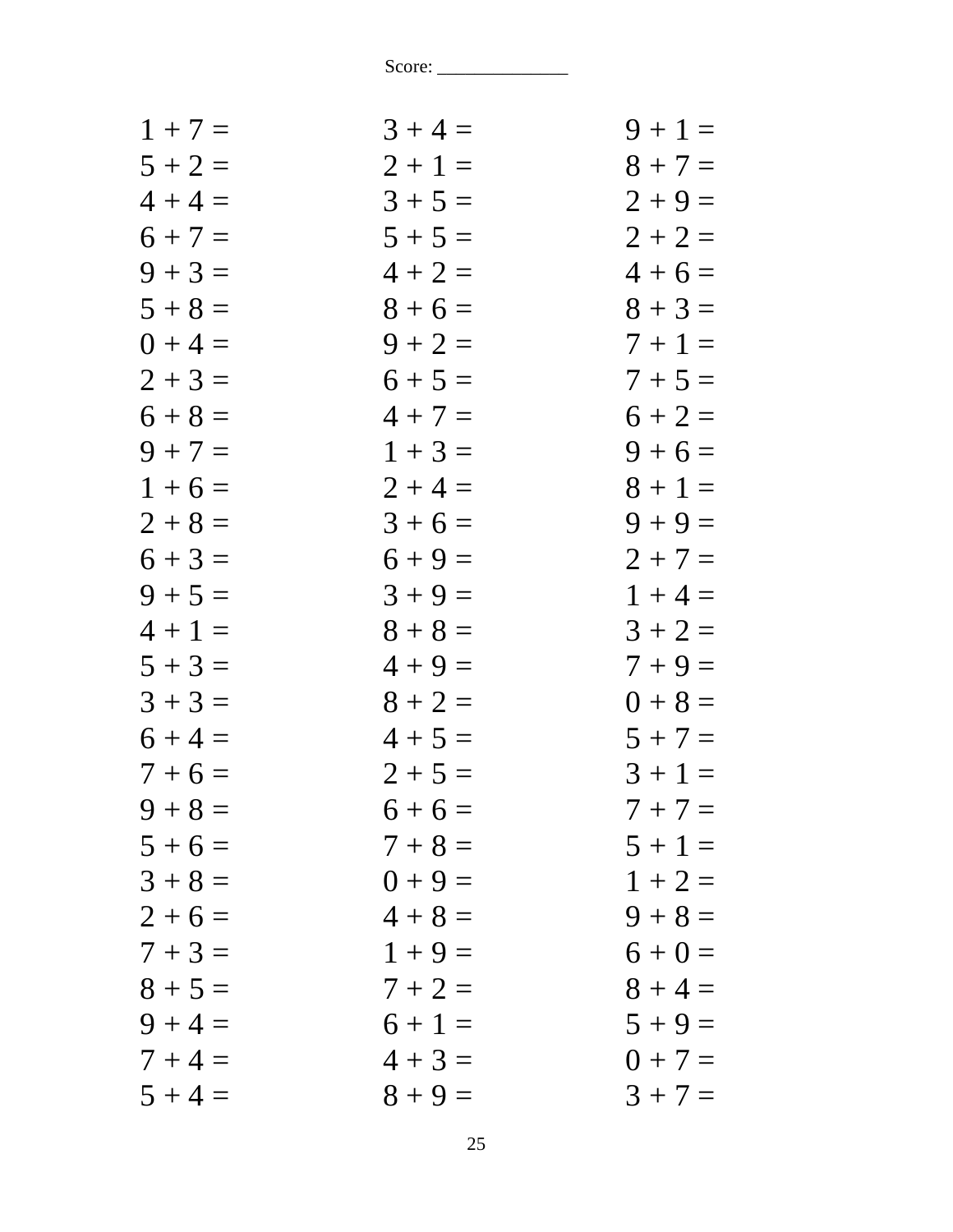Score: ______________

| | | |
|---|---|---|
| $1 + 7 =$ | $3 + 4 =$ | $9 + 1 =$ |
| $5 + 2 =$ | $2 + 1 =$ | $8 + 7 =$ |
| $4 + 4 =$ | $3 + 5 =$ | $2 + 9 =$ |
| $6 + 7 =$ | $5 + 5 =$ | $2 + 2 =$ |
| $9 + 3 =$ | $4 + 2 =$ | $4 + 6 =$ |
| $5 + 8 =$ | $8 + 6 =$ | $8 + 3 =$ |
| $0 + 4 =$ | $9 + 2 =$ | $7 + 1 =$ |
| $2 + 3 =$ | $6 + 5 =$ | $7 + 5 =$ |
| $6 + 8 =$ | $4 + 7 =$ | $6 + 2 =$ |
| $9 + 7 =$ | $1 + 3 =$ | $9 + 6 =$ |
| $1 + 6 =$ | $2 + 4 =$ | $8 + 1 =$ |
| $2 + 8 =$ | $3 + 6 =$ | $9 + 9 =$ |
| $6 + 3 =$ | $6 + 9 =$ | $2 + 7 =$ |
| $9 + 5 =$ | $3 + 9 =$ | $1 + 4 =$ |
| $4 + 1 =$ | $8 + 8 =$ | $3 + 2 =$ |
| $5 + 3 =$ | $4 + 9 =$ | $7 + 9 =$ |
| $3 + 3 =$ | $8 + 2 =$ | $0 + 8 =$ |
| $6 + 4 =$ | $4 + 5 =$ | $5 + 7 =$ |
| $7 + 6 =$ | $2 + 5 =$ | $3 + 1 =$ |
| $9 + 8 =$ | $6 + 6 =$ | $7 + 7 =$ |
| $5 + 6 =$ | $7 + 8 =$ | $5 + 1 =$ |
| $3 + 8 =$ | $0 + 9 =$ | $1 + 2 =$ |
| $2 + 6 =$ | $4 + 8 =$ | $9 + 8 =$ |
| $7 + 3 =$ | $1 + 9 =$ | $6 + 0 =$ |
| $8 + 5 =$ | $7 + 2 =$ | $8 + 4 =$ |
| $9 + 4 =$ | $6 + 1 =$ | $5 + 9 =$ |
| $7 + 4 =$ | $4 + 3 =$ | $0 + 7 =$ |
| $5 + 4 =$ | $8 + 9 =$ | $3 + 7 =$ |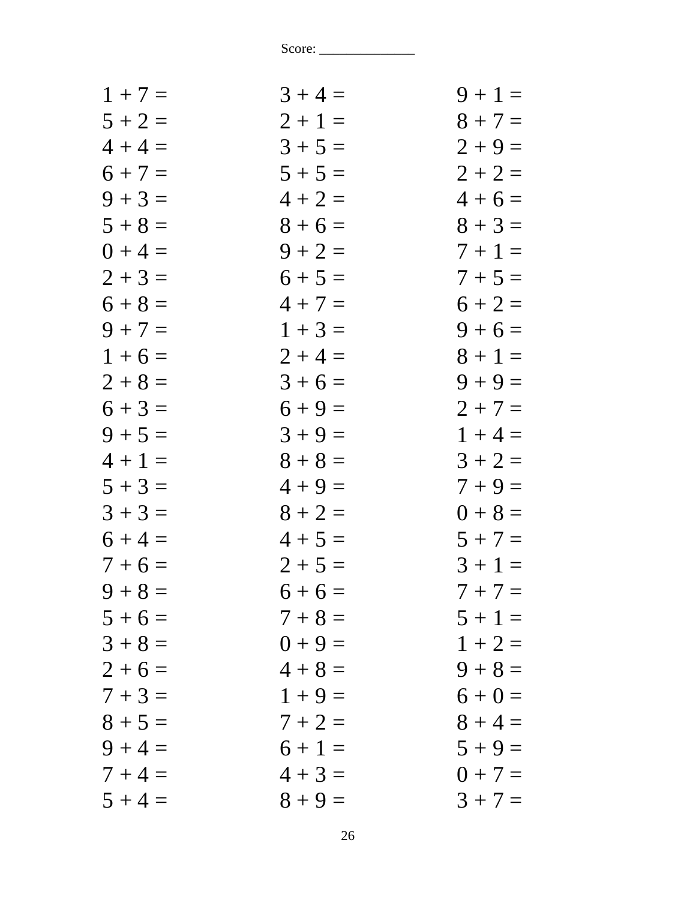Score: ______________

| | | |
|---|---|---|
| 1 + 7 = | 3 + 4 = | 9 + 1 = |
| 5 + 2 = | 2 + 1 = | 8 + 7 = |
| 4 + 4 = | 3 + 5 = | 2 + 9 = |
| 6 + 7 = | 5 + 5 = | 2 + 2 = |
| 9 + 3 = | 4 + 2 = | 4 + 6 = |
| 5 + 8 = | 8 + 6 = | 8 + 3 = |
| 0 + 4 = | 9 + 2 = | 7 + 1 = |
| 2 + 3 = | 6 + 5 = | 7 + 5 = |
| 6 + 8 = | 4 + 7 = | 6 + 2 = |
| 9 + 7 = | 1 + 3 = | 9 + 6 = |
| 1 + 6 = | 2 + 4 = | 8 + 1 = |
| 2 + 8 = | 3 + 6 = | 9 + 9 = |
| 6 + 3 = | 6 + 9 = | 2 + 7 = |
| 9 + 5 = | 3 + 9 = | 1 + 4 = |
| 4 + 1 = | 8 + 8 = | 3 + 2 = |
| 5 + 3 = | 4 + 9 = | 7 + 9 = |
| 3 + 3 = | 8 + 2 = | 0 + 8 = |
| 6 + 4 = | 4 + 5 = | 5 + 7 = |
| 7 + 6 = | 2 + 5 = | 3 + 1 = |
| 9 + 8 = | 6 + 6 = | 7 + 7 = |
| 5 + 6 = | 7 + 8 = | 5 + 1 = |
| 3 + 8 = | 0 + 9 = | 1 + 2 = |
| 2 + 6 = | 4 + 8 = | 9 + 8 = |
| 7 + 3 = | 1 + 9 = | 6 + 0 = |
| 8 + 5 = | 7 + 2 = | 8 + 4 = |
| 9 + 4 = | 6 + 1 = | 5 + 9 = |
| 7 + 4 = | 4 + 3 = | 0 + 7 = |
| 5 + 4 = | 8 + 9 = | 3 + 7 = |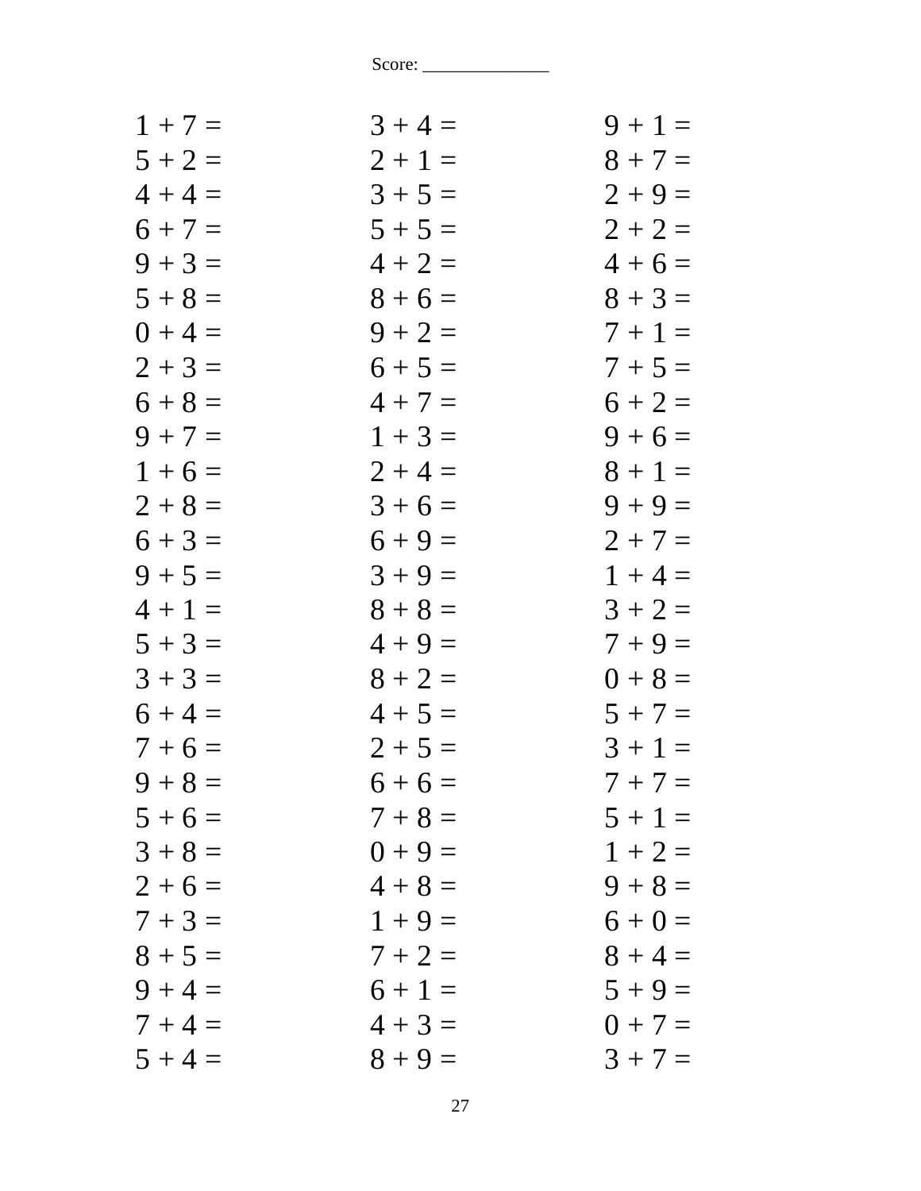Score: ______________

| | | |
|---|---|---|
| $1 + 7 =$ | $3 + 4 =$ | $9 + 1 =$ |
| $5 + 2 =$ | $2 + 1 =$ | $8 + 7 =$ |
| $4 + 4 =$ | $3 + 5 =$ | $2 + 9 =$ |
| $6 + 7 =$ | $5 + 5 =$ | $2 + 2 =$ |
| $9 + 3 =$ | $4 + 2 =$ | $4 + 6 =$ |
| $5 + 8 =$ | $8 + 6 =$ | $8 + 3 =$ |
| $0 + 4 =$ | $9 + 2 =$ | $7 + 1 =$ |
| $2 + 3 =$ | $6 + 5 =$ | $7 + 5 =$ |
| $6 + 8 =$ | $4 + 7 =$ | $6 + 2 =$ |
| $9 + 7 =$ | $1 + 3 =$ | $9 + 6 =$ |
| $1 + 6 =$ | $2 + 4 =$ | $8 + 1 =$ |
| $2 + 8 =$ | $3 + 6 =$ | $9 + 9 =$ |
| $6 + 3 =$ | $6 + 9 =$ | $2 + 7 =$ |
| $9 + 5 =$ | $3 + 9 =$ | $1 + 4 =$ |
| $4 + 1 =$ | $8 + 8 =$ | $3 + 2 =$ |
| $5 + 3 =$ | $4 + 9 =$ | $7 + 9 =$ |
| $3 + 3 =$ | $8 + 2 =$ | $0 + 8 =$ |
| $6 + 4 =$ | $4 + 5 =$ | $5 + 7 =$ |
| $7 + 6 =$ | $2 + 5 =$ | $3 + 1 =$ |
| $9 + 8 =$ | $6 + 6 =$ | $7 + 7 =$ |
| $5 + 6 =$ | $7 + 8 =$ | $5 + 1 =$ |
| $3 + 8 =$ | $0 + 9 =$ | $1 + 2 =$ |
| $2 + 6 =$ | $4 + 8 =$ | $9 + 8 =$ |
| $7 + 3 =$ | $1 + 9 =$ | $6 + 0 =$ |
| $8 + 5 =$ | $7 + 2 =$ | $8 + 4 =$ |
| $9 + 4 =$ | $6 + 1 =$ | $5 + 9 =$ |
| $7 + 4 =$ | $4 + 3 =$ | $0 + 7 =$ |
| $5 + 4 =$ | $8 + 9 =$ | $3 + 7 =$ |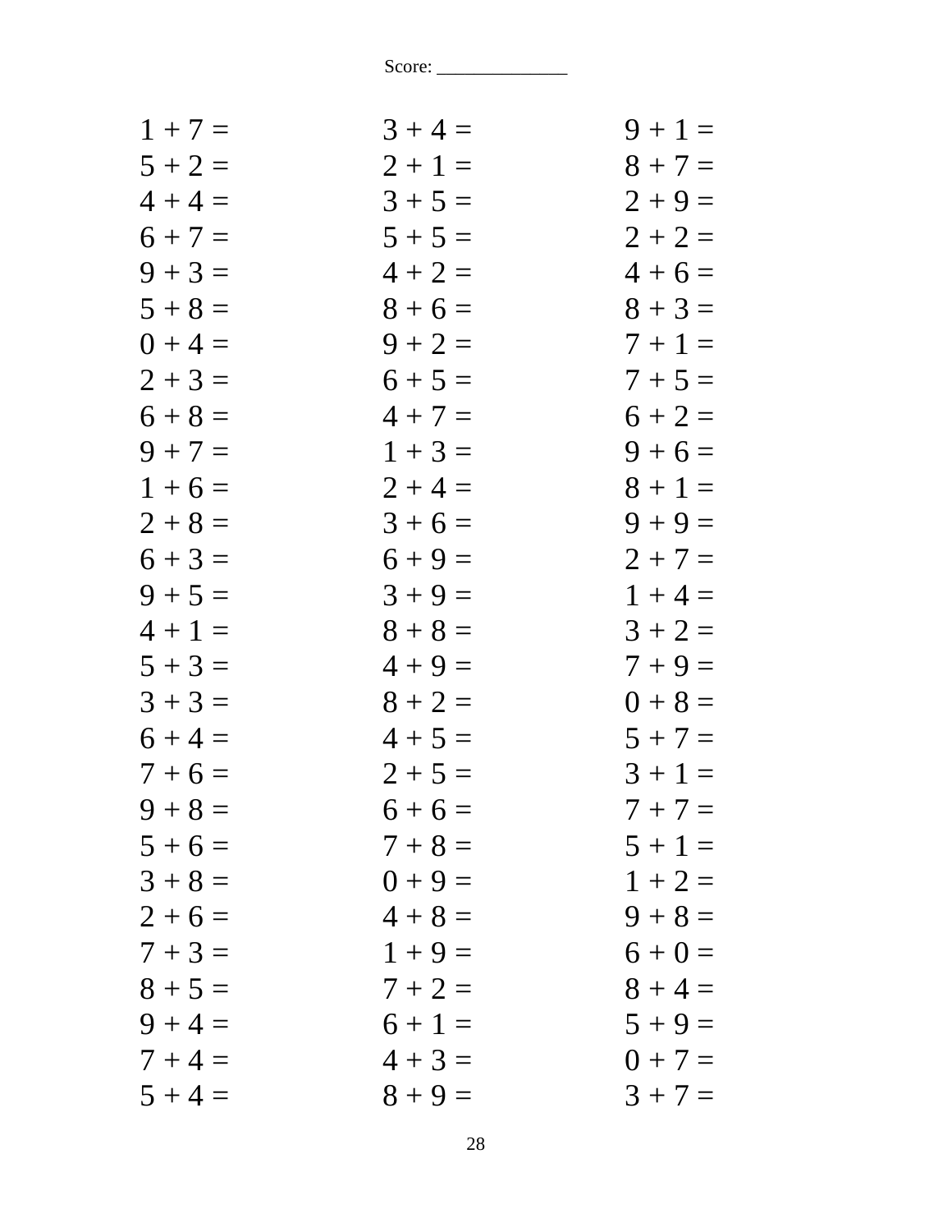Score: ______________

| | | |
|---|---|---|
| $1 + 7 =$ | $3 + 4 =$ | $9 + 1 =$ |
| $5 + 2 =$ | $2 + 1 =$ | $8 + 7 =$ |
| $4 + 4 =$ | $3 + 5 =$ | $2 + 9 =$ |
| $6 + 7 =$ | $5 + 5 =$ | $2 + 2 =$ |
| $9 + 3 =$ | $4 + 2 =$ | $4 + 6 =$ |
| $5 + 8 =$ | $8 + 6 =$ | $8 + 3 =$ |
| $0 + 4 =$ | $9 + 2 =$ | $7 + 1 =$ |
| $2 + 3 =$ | $6 + 5 =$ | $7 + 5 =$ |
| $6 + 8 =$ | $4 + 7 =$ | $6 + 2 =$ |
| $9 + 7 =$ | $1 + 3 =$ | $9 + 6 =$ |
| $1 + 6 =$ | $2 + 4 =$ | $8 + 1 =$ |
| $2 + 8 =$ | $3 + 6 =$ | $9 + 9 =$ |
| $6 + 3 =$ | $6 + 9 =$ | $2 + 7 =$ |
| $9 + 5 =$ | $3 + 9 =$ | $1 + 4 =$ |
| $4 + 1 =$ | $8 + 8 =$ | $3 + 2 =$ |
| $5 + 3 =$ | $4 + 9 =$ | $7 + 9 =$ |
| $3 + 3 =$ | $8 + 2 =$ | $0 + 8 =$ |
| $6 + 4 =$ | $4 + 5 =$ | $5 + 7 =$ |
| $7 + 6 =$ | $2 + 5 =$ | $3 + 1 =$ |
| $9 + 8 =$ | $6 + 6 =$ | $7 + 7 =$ |
| $5 + 6 =$ | $7 + 8 =$ | $5 + 1 =$ |
| $3 + 8 =$ | $0 + 9 =$ | $1 + 2 =$ |
| $2 + 6 =$ | $4 + 8 =$ | $9 + 8 =$ |
| $7 + 3 =$ | $1 + 9 =$ | $6 + 0 =$ |
| $8 + 5 =$ | $7 + 2 =$ | $8 + 4 =$ |
| $9 + 4 =$ | $6 + 1 =$ | $5 + 9 =$ |
| $7 + 4 =$ | $4 + 3 =$ | $0 + 7 =$ |
| $5 + 4 =$ | $8 + 9 =$ | $3 + 7 =$ |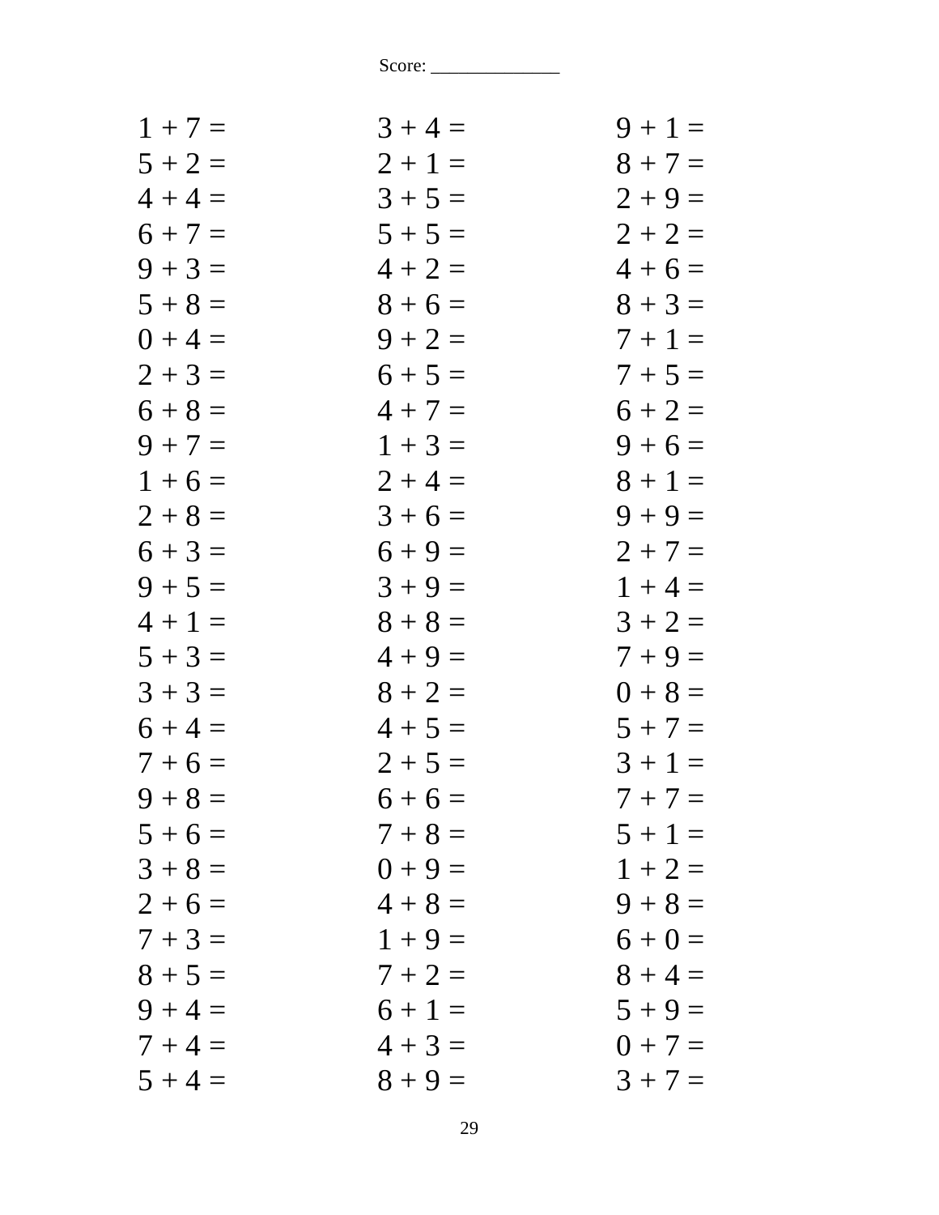Score: ______________

| | | |
|---|---|---|
| $1 + 7 =$ | $3 + 4 =$ | $9 + 1 =$ |
| $5 + 2 =$ | $2 + 1 =$ | $8 + 7 =$ |
| $4 + 4 =$ | $3 + 5 =$ | $2 + 9 =$ |
| $6 + 7 =$ | $5 + 5 =$ | $2 + 2 =$ |
| $9 + 3 =$ | $4 + 2 =$ | $4 + 6 =$ |
| $5 + 8 =$ | $8 + 6 =$ | $8 + 3 =$ |
| $0 + 4 =$ | $9 + 2 =$ | $7 + 1 =$ |
| $2 + 3 =$ | $6 + 5 =$ | $7 + 5 =$ |
| $6 + 8 =$ | $4 + 7 =$ | $6 + 2 =$ |
| $9 + 7 =$ | $1 + 3 =$ | $9 + 6 =$ |
| $1 + 6 =$ | $2 + 4 =$ | $8 + 1 =$ |
| $2 + 8 =$ | $3 + 6 =$ | $9 + 9 =$ |
| $6 + 3 =$ | $6 + 9 =$ | $2 + 7 =$ |
| $9 + 5 =$ | $3 + 9 =$ | $1 + 4 =$ |
| $4 + 1 =$ | $8 + 8 =$ | $3 + 2 =$ |
| $5 + 3 =$ | $4 + 9 =$ | $7 + 9 =$ |
| $3 + 3 =$ | $8 + 2 =$ | $0 + 8 =$ |
| $6 + 4 =$ | $4 + 5 =$ | $5 + 7 =$ |
| $7 + 6 =$ | $2 + 5 =$ | $3 + 1 =$ |
| $9 + 8 =$ | $6 + 6 =$ | $7 + 7 =$ |
| $5 + 6 =$ | $7 + 8 =$ | $5 + 1 =$ |
| $3 + 8 =$ | $0 + 9 =$ | $1 + 2 =$ |
| $2 + 6 =$ | $4 + 8 =$ | $9 + 8 =$ |
| $7 + 3 =$ | $1 + 9 =$ | $6 + 0 =$ |
| $8 + 5 =$ | $7 + 2 =$ | $8 + 4 =$ |
| $9 + 4 =$ | $6 + 1 =$ | $5 + 9 =$ |
| $7 + 4 =$ | $4 + 3 =$ | $0 + 7 =$ |
| $5 + 4 =$ | $8 + 9 =$ | $3 + 7 =$ |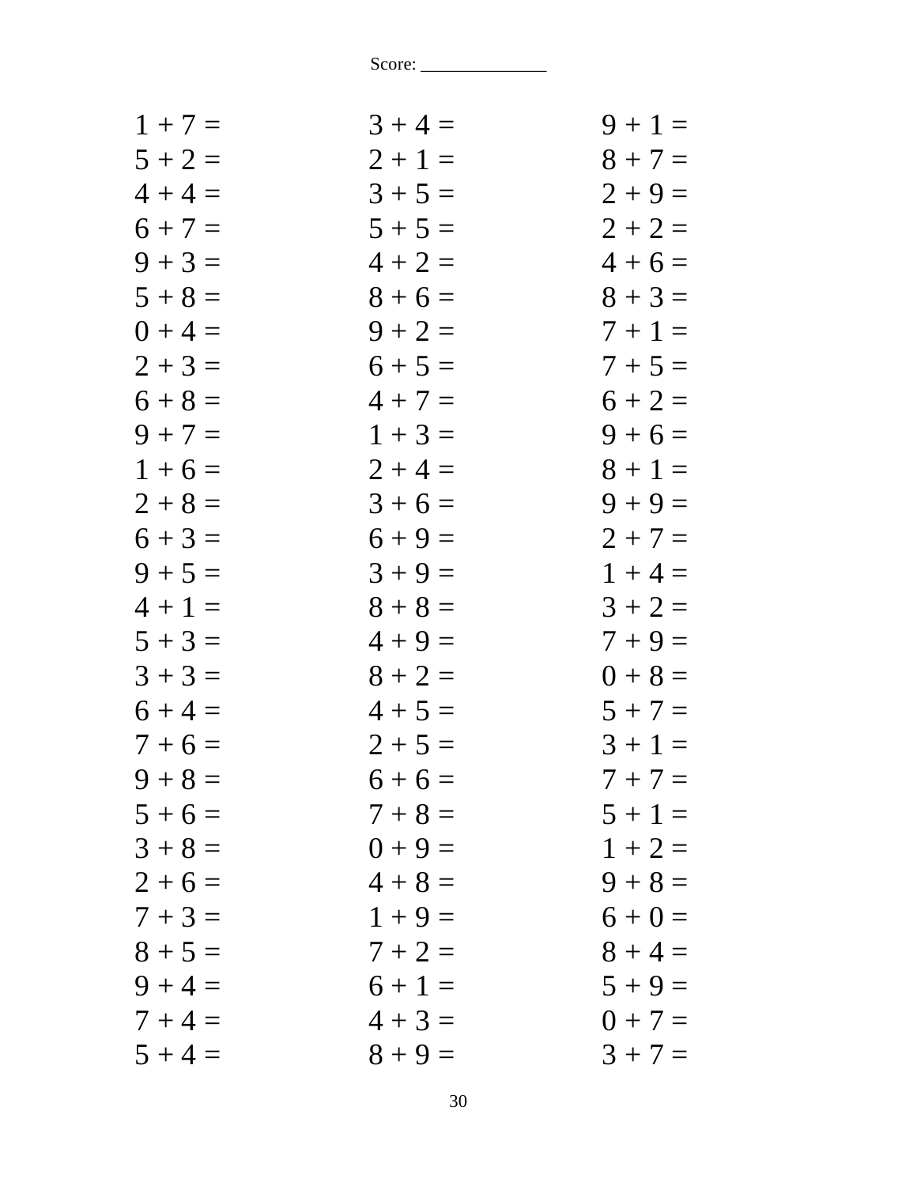Score: ______________

| | | |
|---|---|---|
| 1 + 7 = | 3 + 4 = | 9 + 1 = |
| 5 + 2 = | 2 + 1 = | 8 + 7 = |
| 4 + 4 = | 3 + 5 = | 2 + 9 = |
| 6 + 7 = | 5 + 5 = | 2 + 2 = |
| 9 + 3 = | 4 + 2 = | 4 + 6 = |
| 5 + 8 = | 8 + 6 = | 8 + 3 = |
| 0 + 4 = | 9 + 2 = | 7 + 1 = |
| 2 + 3 = | 6 + 5 = | 7 + 5 = |
| 6 + 8 = | 4 + 7 = | 6 + 2 = |
| 9 + 7 = | 1 + 3 = | 9 + 6 = |
| 1 + 6 = | 2 + 4 = | 8 + 1 = |
| 2 + 8 = | 3 + 6 = | 9 + 9 = |
| 6 + 3 = | 6 + 9 = | 2 + 7 = |
| 9 + 5 = | 3 + 9 = | 1 + 4 = |
| 4 + 1 = | 8 + 8 = | 3 + 2 = |
| 5 + 3 = | 4 + 9 = | 7 + 9 = |
| 3 + 3 = | 8 + 2 = | 0 + 8 = |
| 6 + 4 = | 4 + 5 = | 5 + 7 = |
| 7 + 6 = | 2 + 5 = | 3 + 1 = |
| 9 + 8 = | 6 + 6 = | 7 + 7 = |
| 5 + 6 = | 7 + 8 = | 5 + 1 = |
| 3 + 8 = | 0 + 9 = | 1 + 2 = |
| 2 + 6 = | 4 + 8 = | 9 + 8 = |
| 7 + 3 = | 1 + 9 = | 6 + 0 = |
| 8 + 5 = | 7 + 2 = | 8 + 4 = |
| 9 + 4 = | 6 + 1 = | 5 + 9 = |
| 7 + 4 = | 4 + 3 = | 0 + 7 = |
| 5 + 4 = | 8 + 9 = | 3 + 7 = |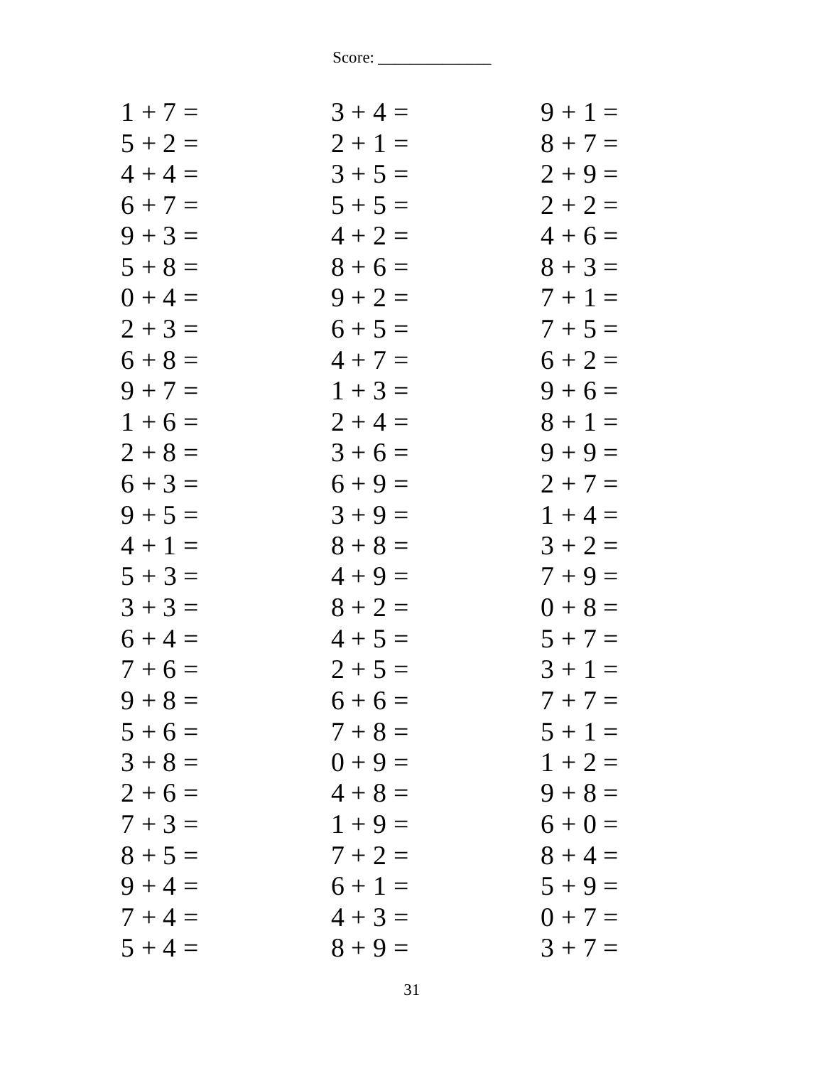Score: ______________

| | | |
|---|---|---|
| 1 + 7 = | 3 + 4 = | 9 + 1 = |
| 5 + 2 = | 2 + 1 = | 8 + 7 = |
| 4 + 4 = | 3 + 5 = | 2 + 9 = |
| 6 + 7 = | 5 + 5 = | 2 + 2 = |
| 9 + 3 = | 4 + 2 = | 4 + 6 = |
| 5 + 8 = | 8 + 6 = | 8 + 3 = |
| 0 + 4 = | 9 + 2 = | 7 + 1 = |
| 2 + 3 = | 6 + 5 = | 7 + 5 = |
| 6 + 8 = | 4 + 7 = | 6 + 2 = |
| 9 + 7 = | 1 + 3 = | 9 + 6 = |
| 1 + 6 = | 2 + 4 = | 8 + 1 = |
| 2 + 8 = | 3 + 6 = | 9 + 9 = |
| 6 + 3 = | 6 + 9 = | 2 + 7 = |
| 9 + 5 = | 3 + 9 = | 1 + 4 = |
| 4 + 1 = | 8 + 8 = | 3 + 2 = |
| 5 + 3 = | 4 + 9 = | 7 + 9 = |
| 3 + 3 = | 8 + 2 = | 0 + 8 = |
| 6 + 4 = | 4 + 5 = | 5 + 7 = |
| 7 + 6 = | 2 + 5 = | 3 + 1 = |
| 9 + 8 = | 6 + 6 = | 7 + 7 = |
| 5 + 6 = | 7 + 8 = | 5 + 1 = |
| 3 + 8 = | 0 + 9 = | 1 + 2 = |
| 2 + 6 = | 4 + 8 = | 9 + 8 = |
| 7 + 3 = | 1 + 9 = | 6 + 0 = |
| 8 + 5 = | 7 + 2 = | 8 + 4 = |
| 9 + 4 = | 6 + 1 = | 5 + 9 = |
| 7 + 4 = | 4 + 3 = | 0 + 7 = |
| 5 + 4 = | 8 + 9 = | 3 + 7 = |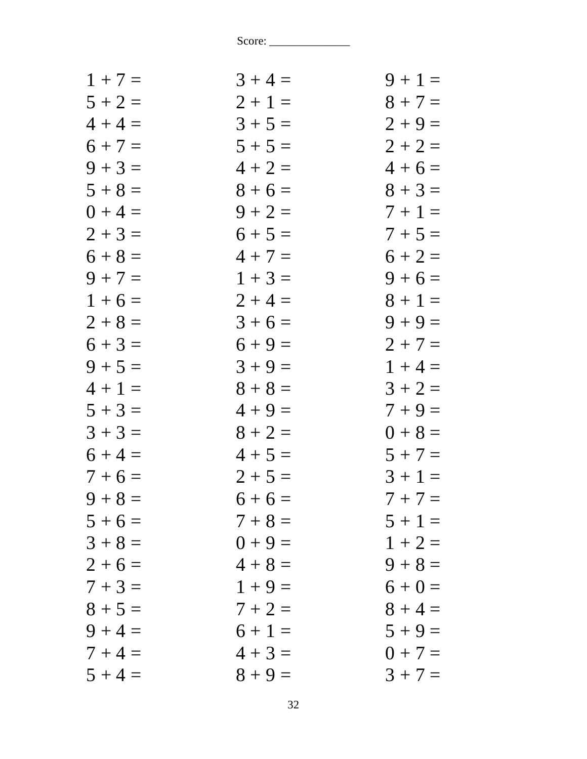Score: ______________

| | | |
|---|---|---|
| $1 + 7 =$ | $3 + 4 =$ | $9 + 1 =$ |
| $5 + 2 =$ | $2 + 1 =$ | $8 + 7 =$ |
| $4 + 4 =$ | $3 + 5 =$ | $2 + 9 =$ |
| $6 + 7 =$ | $5 + 5 =$ | $2 + 2 =$ |
| $9 + 3 =$ | $4 + 2 =$ | $4 + 6 =$ |
| $5 + 8 =$ | $8 + 6 =$ | $8 + 3 =$ |
| $0 + 4 =$ | $9 + 2 =$ | $7 + 1 =$ |
| $2 + 3 =$ | $6 + 5 =$ | $7 + 5 =$ |
| $6 + 8 =$ | $4 + 7 =$ | $6 + 2 =$ |
| $9 + 7 =$ | $1 + 3 =$ | $9 + 6 =$ |
| $1 + 6 =$ | $2 + 4 =$ | $8 + 1 =$ |
| $2 + 8 =$ | $3 + 6 =$ | $9 + 9 =$ |
| $6 + 3 =$ | $6 + 9 =$ | $2 + 7 =$ |
| $9 + 5 =$ | $3 + 9 =$ | $1 + 4 =$ |
| $4 + 1 =$ | $8 + 8 =$ | $3 + 2 =$ |
| $5 + 3 =$ | $4 + 9 =$ | $7 + 9 =$ |
| $3 + 3 =$ | $8 + 2 =$ | $0 + 8 =$ |
| $6 + 4 =$ | $4 + 5 =$ | $5 + 7 =$ |
| $7 + 6 =$ | $2 + 5 =$ | $3 + 1 =$ |
| $9 + 8 =$ | $6 + 6 =$ | $7 + 7 =$ |
| $5 + 6 =$ | $7 + 8 =$ | $5 + 1 =$ |
| $3 + 8 =$ | $0 + 9 =$ | $1 + 2 =$ |
| $2 + 6 =$ | $4 + 8 =$ | $9 + 8 =$ |
| $7 + 3 =$ | $1 + 9 =$ | $6 + 0 =$ |
| $8 + 5 =$ | $7 + 2 =$ | $8 + 4 =$ |
| $9 + 4 =$ | $6 + 1 =$ | $5 + 9 =$ |
| $7 + 4 =$ | $4 + 3 =$ | $0 + 7 =$ |
| $5 + 4 =$ | $8 + 9 =$ | $3 + 7 =$ |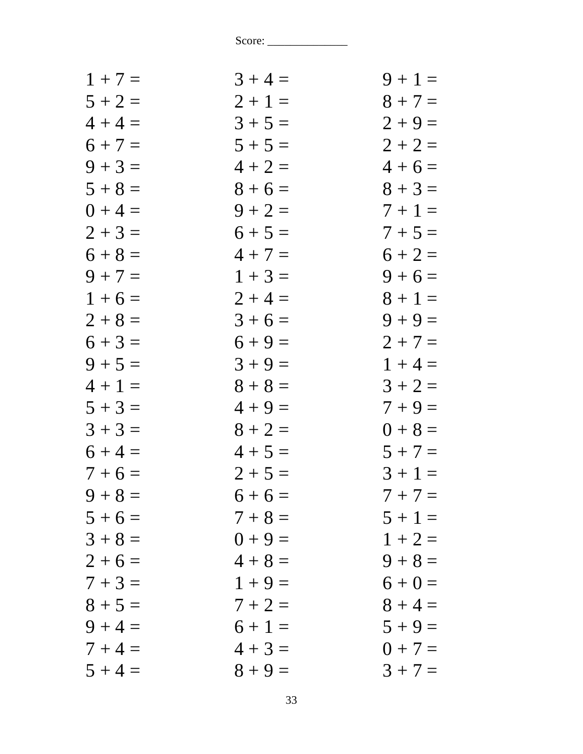Score: ______________

| | | |
|---|---|---|
| $1 + 7 =$ | $3 + 4 =$ | $9 + 1 =$ |
| $5 + 2 =$ | $2 + 1 =$ | $8 + 7 =$ |
| $4 + 4 =$ | $3 + 5 =$ | $2 + 9 =$ |
| $6 + 7 =$ | $5 + 5 =$ | $2 + 2 =$ |
| $9 + 3 =$ | $4 + 2 =$ | $4 + 6 =$ |
| $5 + 8 =$ | $8 + 6 =$ | $8 + 3 =$ |
| $0 + 4 =$ | $9 + 2 =$ | $7 + 1 =$ |
| $2 + 3 =$ | $6 + 5 =$ | $7 + 5 =$ |
| $6 + 8 =$ | $4 + 7 =$ | $6 + 2 =$ |
| $9 + 7 =$ | $1 + 3 =$ | $9 + 6 =$ |
| $1 + 6 =$ | $2 + 4 =$ | $8 + 1 =$ |
| $2 + 8 =$ | $3 + 6 =$ | $9 + 9 =$ |
| $6 + 3 =$ | $6 + 9 =$ | $2 + 7 =$ |
| $9 + 5 =$ | $3 + 9 =$ | $1 + 4 =$ |
| $4 + 1 =$ | $8 + 8 =$ | $3 + 2 =$ |
| $5 + 3 =$ | $4 + 9 =$ | $7 + 9 =$ |
| $3 + 3 =$ | $8 + 2 =$ | $0 + 8 =$ |
| $6 + 4 =$ | $4 + 5 =$ | $5 + 7 =$ |
| $7 + 6 =$ | $2 + 5 =$ | $3 + 1 =$ |
| $9 + 8 =$ | $6 + 6 =$ | $7 + 7 =$ |
| $5 + 6 =$ | $7 + 8 =$ | $5 + 1 =$ |
| $3 + 8 =$ | $0 + 9 =$ | $1 + 2 =$ |
| $2 + 6 =$ | $4 + 8 =$ | $9 + 8 =$ |
| $7 + 3 =$ | $1 + 9 =$ | $6 + 0 =$ |
| $8 + 5 =$ | $7 + 2 =$ | $8 + 4 =$ |
| $9 + 4 =$ | $6 + 1 =$ | $5 + 9 =$ |
| $7 + 4 =$ | $4 + 3 =$ | $0 + 7 =$ |
| $5 + 4 =$ | $8 + 9 =$ | $3 + 7 =$ |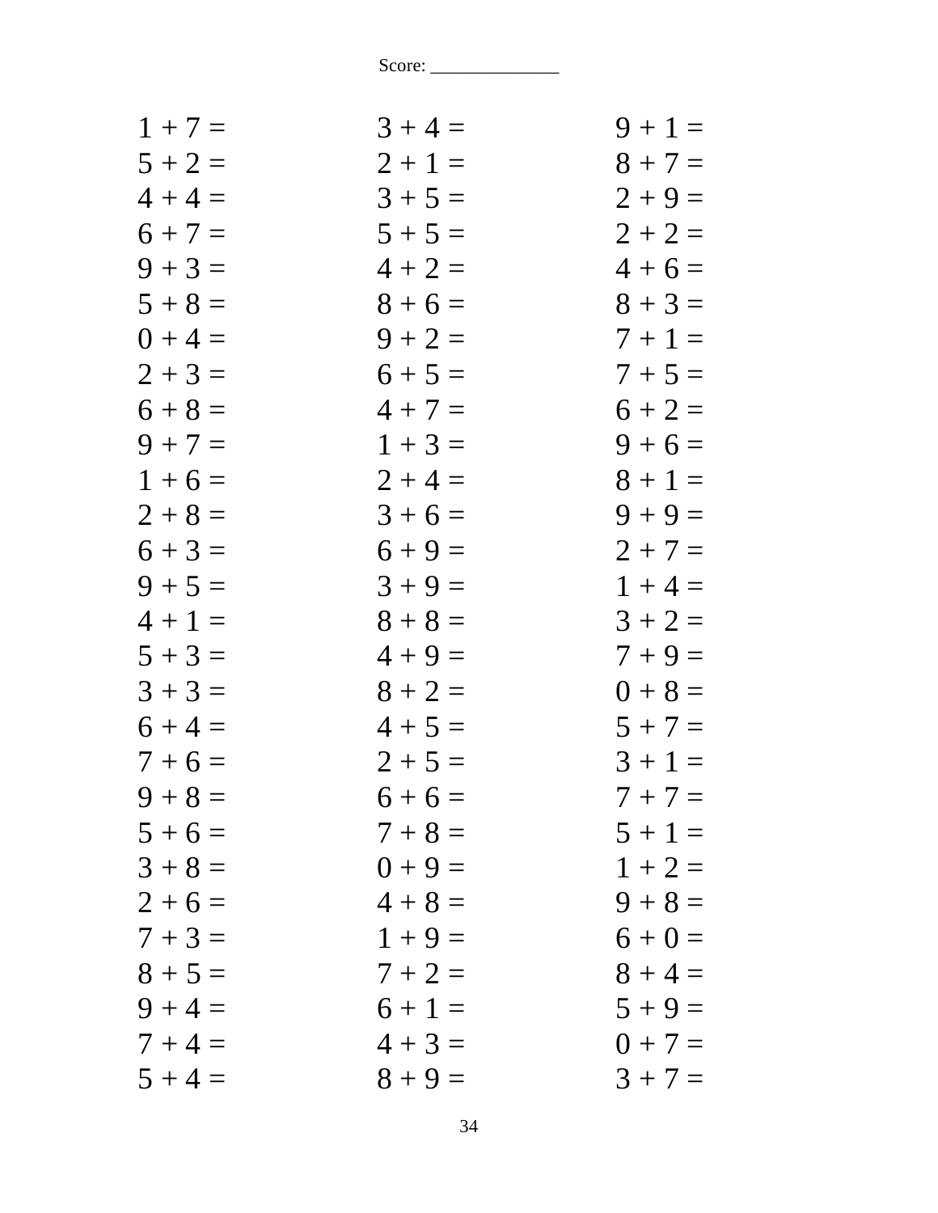Score: ______________

| | | |
|---|---|---|
| 1 + 7 = | 3 + 4 = | 9 + 1 = |
| 5 + 2 = | 2 + 1 = | 8 + 7 = |
| 4 + 4 = | 3 + 5 = | 2 + 9 = |
| 6 + 7 = | 5 + 5 = | 2 + 2 = |
| 9 + 3 = | 4 + 2 = | 4 + 6 = |
| 5 + 8 = | 8 + 6 = | 8 + 3 = |
| 0 + 4 = | 9 + 2 = | 7 + 1 = |
| 2 + 3 = | 6 + 5 = | 7 + 5 = |
| 6 + 8 = | 4 + 7 = | 6 + 2 = |
| 9 + 7 = | 1 + 3 = | 9 + 6 = |
| 1 + 6 = | 2 + 4 = | 8 + 1 = |
| 2 + 8 = | 3 + 6 = | 9 + 9 = |
| 6 + 3 = | 6 + 9 = | 2 + 7 = |
| 9 + 5 = | 3 + 9 = | 1 + 4 = |
| 4 + 1 = | 8 + 8 = | 3 + 2 = |
| 5 + 3 = | 4 + 9 = | 7 + 9 = |
| 3 + 3 = | 8 + 2 = | 0 + 8 = |
| 6 + 4 = | 4 + 5 = | 5 + 7 = |
| 7 + 6 = | 2 + 5 = | 3 + 1 = |
| 9 + 8 = | 6 + 6 = | 7 + 7 = |
| 5 + 6 = | 7 + 8 = | 5 + 1 = |
| 3 + 8 = | 0 + 9 = | 1 + 2 = |
| 2 + 6 = | 4 + 8 = | 9 + 8 = |
| 7 + 3 = | 1 + 9 = | 6 + 0 = |
| 8 + 5 = | 7 + 2 = | 8 + 4 = |
| 9 + 4 = | 6 + 1 = | 5 + 9 = |
| 7 + 4 = | 4 + 3 = | 0 + 7 = |
| 5 + 4 = | 8 + 9 = | 3 + 7 = |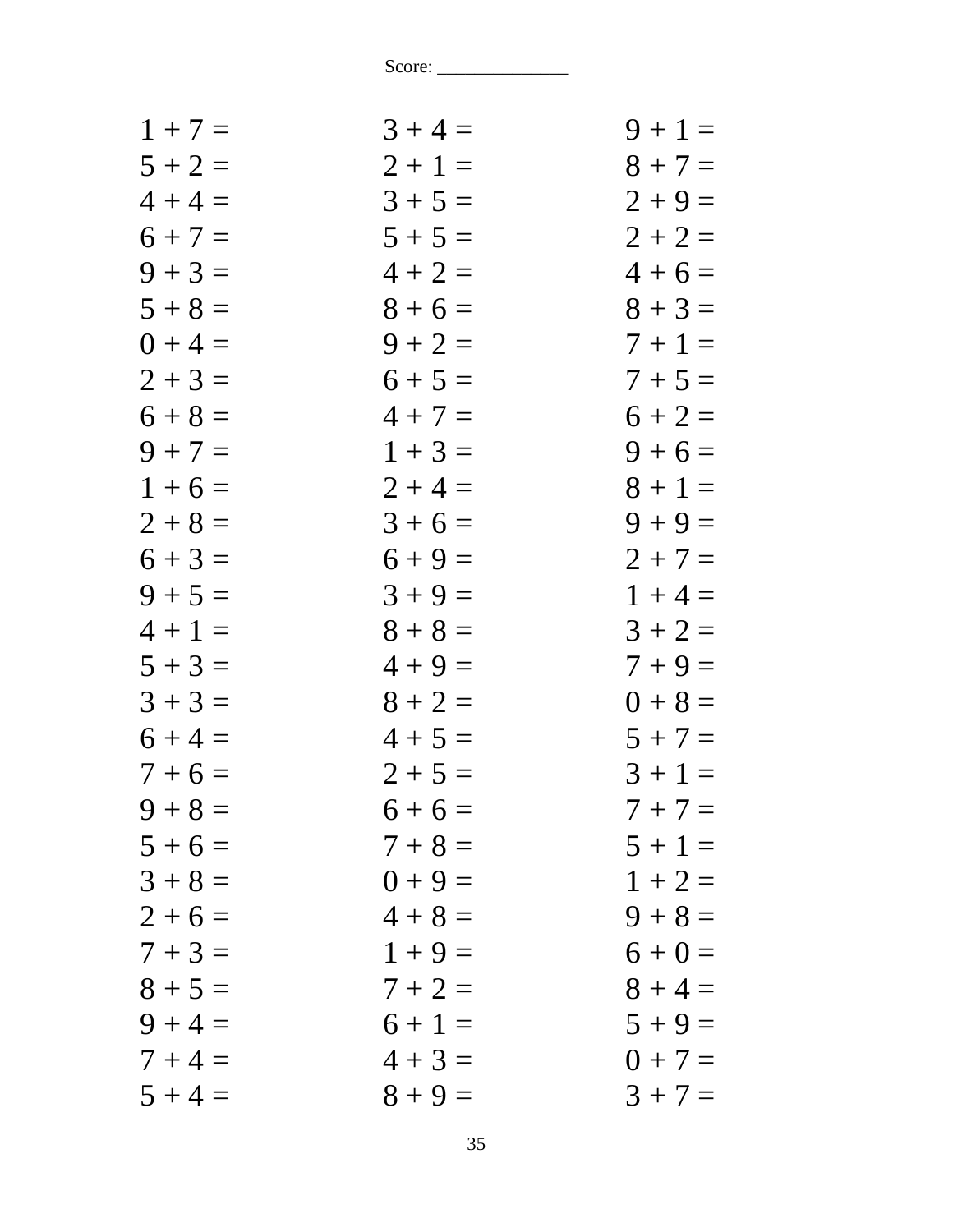Score: ______________

| | | |
|---|---|---|
| $1 + 7 =$ | $3 + 4 =$ | $9 + 1 =$ |
| $5 + 2 =$ | $2 + 1 =$ | $8 + 7 =$ |
| $4 + 4 =$ | $3 + 5 =$ | $2 + 9 =$ |
| $6 + 7 =$ | $5 + 5 =$ | $2 + 2 =$ |
| $9 + 3 =$ | $4 + 2 =$ | $4 + 6 =$ |
| $5 + 8 =$ | $8 + 6 =$ | $8 + 3 =$ |
| $0 + 4 =$ | $9 + 2 =$ | $7 + 1 =$ |
| $2 + 3 =$ | $6 + 5 =$ | $7 + 5 =$ |
| $6 + 8 =$ | $4 + 7 =$ | $6 + 2 =$ |
| $9 + 7 =$ | $1 + 3 =$ | $9 + 6 =$ |
| $1 + 6 =$ | $2 + 4 =$ | $8 + 1 =$ |
| $2 + 8 =$ | $3 + 6 =$ | $9 + 9 =$ |
| $6 + 3 =$ | $6 + 9 =$ | $2 + 7 =$ |
| $9 + 5 =$ | $3 + 9 =$ | $1 + 4 =$ |
| $4 + 1 =$ | $8 + 8 =$ | $3 + 2 =$ |
| $5 + 3 =$ | $4 + 9 =$ | $7 + 9 =$ |
| $3 + 3 =$ | $8 + 2 =$ | $0 + 8 =$ |
| $6 + 4 =$ | $4 + 5 =$ | $5 + 7 =$ |
| $7 + 6 =$ | $2 + 5 =$ | $3 + 1 =$ |
| $9 + 8 =$ | $6 + 6 =$ | $7 + 7 =$ |
| $5 + 6 =$ | $7 + 8 =$ | $5 + 1 =$ |
| $3 + 8 =$ | $0 + 9 =$ | $1 + 2 =$ |
| $2 + 6 =$ | $4 + 8 =$ | $9 + 8 =$ |
| $7 + 3 =$ | $1 + 9 =$ | $6 + 0 =$ |
| $8 + 5 =$ | $7 + 2 =$ | $8 + 4 =$ |
| $9 + 4 =$ | $6 + 1 =$ | $5 + 9 =$ |
| $7 + 4 =$ | $4 + 3 =$ | $0 + 7 =$ |
| $5 + 4 =$ | $8 + 9 =$ | $3 + 7 =$ |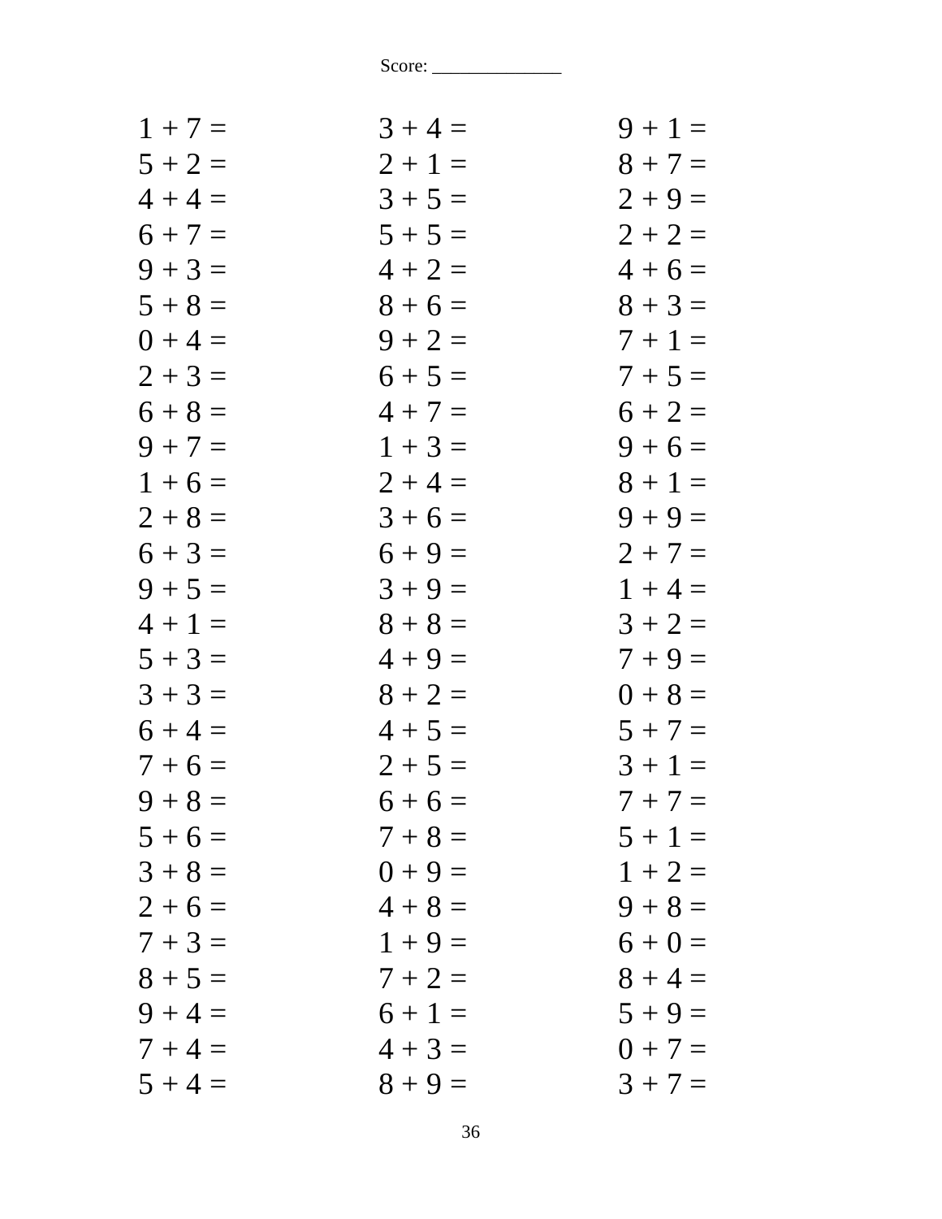Score: ______________

| | | |
|---|---|---|
| $1 + 7 =$ | $3 + 4 =$ | $9 + 1 =$ |
| $5 + 2 =$ | $2 + 1 =$ | $8 + 7 =$ |
| $4 + 4 =$ | $3 + 5 =$ | $2 + 9 =$ |
| $6 + 7 =$ | $5 + 5 =$ | $2 + 2 =$ |
| $9 + 3 =$ | $4 + 2 =$ | $4 + 6 =$ |
| $5 + 8 =$ | $8 + 6 =$ | $8 + 3 =$ |
| $0 + 4 =$ | $9 + 2 =$ | $7 + 1 =$ |
| $2 + 3 =$ | $6 + 5 =$ | $7 + 5 =$ |
| $6 + 8 =$ | $4 + 7 =$ | $6 + 2 =$ |
| $9 + 7 =$ | $1 + 3 =$ | $9 + 6 =$ |
| $1 + 6 =$ | $2 + 4 =$ | $8 + 1 =$ |
| $2 + 8 =$ | $3 + 6 =$ | $9 + 9 =$ |
| $6 + 3 =$ | $6 + 9 =$ | $2 + 7 =$ |
| $9 + 5 =$ | $3 + 9 =$ | $1 + 4 =$ |
| $4 + 1 =$ | $8 + 8 =$ | $3 + 2 =$ |
| $5 + 3 =$ | $4 + 9 =$ | $7 + 9 =$ |
| $3 + 3 =$ | $8 + 2 =$ | $0 + 8 =$ |
| $6 + 4 =$ | $4 + 5 =$ | $5 + 7 =$ |
| $7 + 6 =$ | $2 + 5 =$ | $3 + 1 =$ |
| $9 + 8 =$ | $6 + 6 =$ | $7 + 7 =$ |
| $5 + 6 =$ | $7 + 8 =$ | $5 + 1 =$ |
| $3 + 8 =$ | $0 + 9 =$ | $1 + 2 =$ |
| $2 + 6 =$ | $4 + 8 =$ | $9 + 8 =$ |
| $7 + 3 =$ | $1 + 9 =$ | $6 + 0 =$ |
| $8 + 5 =$ | $7 + 2 =$ | $8 + 4 =$ |
| $9 + 4 =$ | $6 + 1 =$ | $5 + 9 =$ |
| $7 + 4 =$ | $4 + 3 =$ | $0 + 7 =$ |
| $5 + 4 =$ | $8 + 9 =$ | $3 + 7 =$ |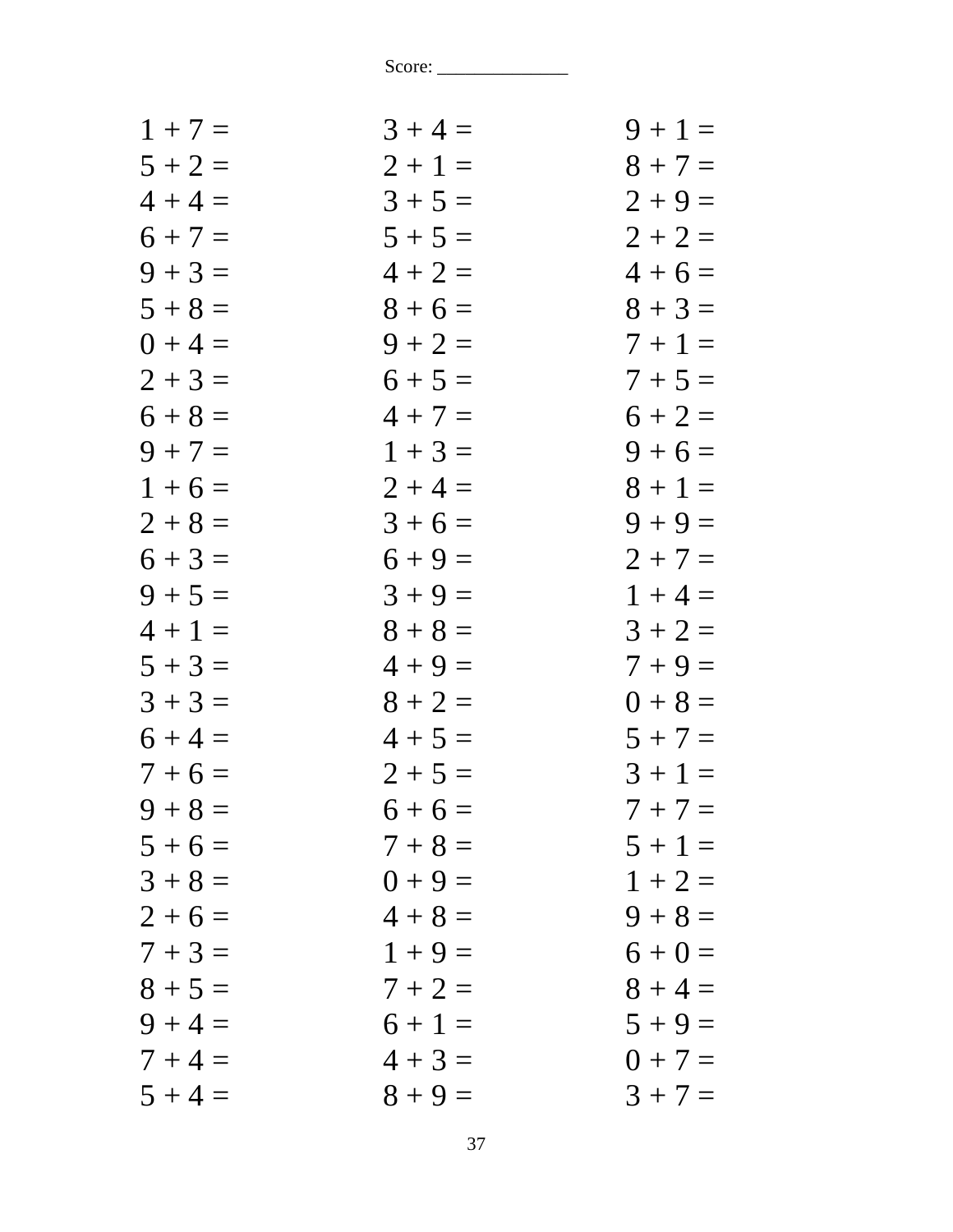Score: ______________

| | | |
|---|---|---|
| 1 + 7 = | 3 + 4 = | 9 + 1 = |
| 5 + 2 = | 2 + 1 = | 8 + 7 = |
| 4 + 4 = | 3 + 5 = | 2 + 9 = |
| 6 + 7 = | 5 + 5 = | 2 + 2 = |
| 9 + 3 = | 4 + 2 = | 4 + 6 = |
| 5 + 8 = | 8 + 6 = | 8 + 3 = |
| 0 + 4 = | 9 + 2 = | 7 + 1 = |
| 2 + 3 = | 6 + 5 = | 7 + 5 = |
| 6 + 8 = | 4 + 7 = | 6 + 2 = |
| 9 + 7 = | 1 + 3 = | 9 + 6 = |
| 1 + 6 = | 2 + 4 = | 8 + 1 = |
| 2 + 8 = | 3 + 6 = | 9 + 9 = |
| 6 + 3 = | 6 + 9 = | 2 + 7 = |
| 9 + 5 = | 3 + 9 = | 1 + 4 = |
| 4 + 1 = | 8 + 8 = | 3 + 2 = |
| 5 + 3 = | 4 + 9 = | 7 + 9 = |
| 3 + 3 = | 8 + 2 = | 0 + 8 = |
| 6 + 4 = | 4 + 5 = | 5 + 7 = |
| 7 + 6 = | 2 + 5 = | 3 + 1 = |
| 9 + 8 = | 6 + 6 = | 7 + 7 = |
| 5 + 6 = | 7 + 8 = | 5 + 1 = |
| 3 + 8 = | 0 + 9 = | 1 + 2 = |
| 2 + 6 = | 4 + 8 = | 9 + 8 = |
| 7 + 3 = | 1 + 9 = | 6 + 0 = |
| 8 + 5 = | 7 + 2 = | 8 + 4 = |
| 9 + 4 = | 6 + 1 = | 5 + 9 = |
| 7 + 4 = | 4 + 3 = | 0 + 7 = |
| 5 + 4 = | 8 + 9 = | 3 + 7 = |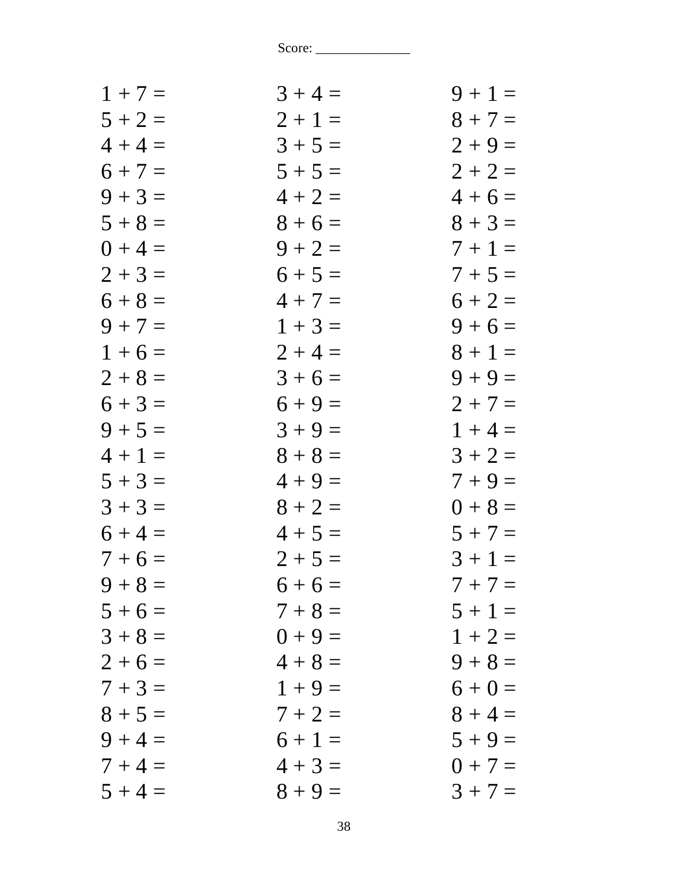Score: ______________

| | | |
|---|---|---|
| 1 + 7 = | 3 + 4 = | 9 + 1 = |
| 5 + 2 = | 2 + 1 = | 8 + 7 = |
| 4 + 4 = | 3 + 5 = | 2 + 9 = |
| 6 + 7 = | 5 + 5 = | 2 + 2 = |
| 9 + 3 = | 4 + 2 = | 4 + 6 = |
| 5 + 8 = | 8 + 6 = | 8 + 3 = |
| 0 + 4 = | 9 + 2 = | 7 + 1 = |
| 2 + 3 = | 6 + 5 = | 7 + 5 = |
| 6 + 8 = | 4 + 7 = | 6 + 2 = |
| 9 + 7 = | 1 + 3 = | 9 + 6 = |
| 1 + 6 = | 2 + 4 = | 8 + 1 = |
| 2 + 8 = | 3 + 6 = | 9 + 9 = |
| 6 + 3 = | 6 + 9 = | 2 + 7 = |
| 9 + 5 = | 3 + 9 = | 1 + 4 = |
| 4 + 1 = | 8 + 8 = | 3 + 2 = |
| 5 + 3 = | 4 + 9 = | 7 + 9 = |
| 3 + 3 = | 8 + 2 = | 0 + 8 = |
| 6 + 4 = | 4 + 5 = | 5 + 7 = |
| 7 + 6 = | 2 + 5 = | 3 + 1 = |
| 9 + 8 = | 6 + 6 = | 7 + 7 = |
| 5 + 6 = | 7 + 8 = | 5 + 1 = |
| 3 + 8 = | 0 + 9 = | 1 + 2 = |
| 2 + 6 = | 4 + 8 = | 9 + 8 = |
| 7 + 3 = | 1 + 9 = | 6 + 0 = |
| 8 + 5 = | 7 + 2 = | 8 + 4 = |
| 9 + 4 = | 6 + 1 = | 5 + 9 = |
| 7 + 4 = | 4 + 3 = | 0 + 7 = |
| 5 + 4 = | 8 + 9 = | 3 + 7 = |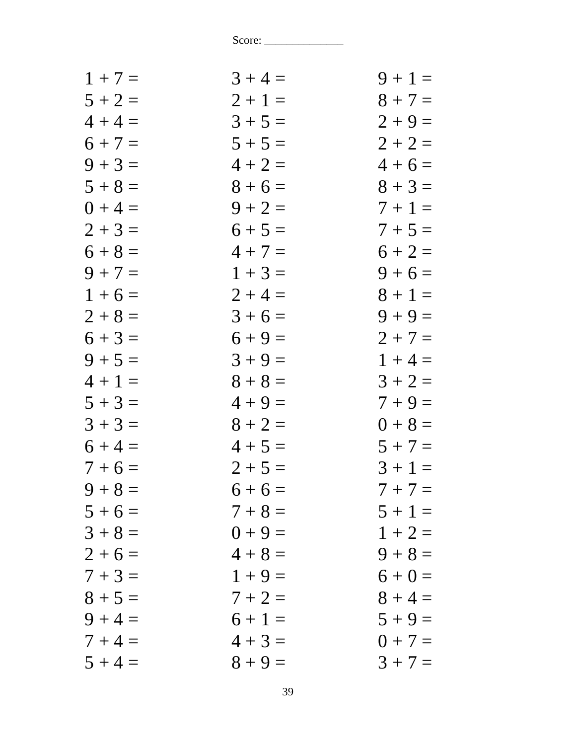Score: ______________

| | | |
|---|---|---|
| 1 + 7 = | 3 + 4 = | 9 + 1 = |
| 5 + 2 = | 2 + 1 = | 8 + 7 = |
| 4 + 4 = | 3 + 5 = | 2 + 9 = |
| 6 + 7 = | 5 + 5 = | 2 + 2 = |
| 9 + 3 = | 4 + 2 = | 4 + 6 = |
| 5 + 8 = | 8 + 6 = | 8 + 3 = |
| 0 + 4 = | 9 + 2 = | 7 + 1 = |
| 2 + 3 = | 6 + 5 = | 7 + 5 = |
| 6 + 8 = | 4 + 7 = | 6 + 2 = |
| 9 + 7 = | 1 + 3 = | 9 + 6 = |
| 1 + 6 = | 2 + 4 = | 8 + 1 = |
| 2 + 8 = | 3 + 6 = | 9 + 9 = |
| 6 + 3 = | 6 + 9 = | 2 + 7 = |
| 9 + 5 = | 3 + 9 = | 1 + 4 = |
| 4 + 1 = | 8 + 8 = | 3 + 2 = |
| 5 + 3 = | 4 + 9 = | 7 + 9 = |
| 3 + 3 = | 8 + 2 = | 0 + 8 = |
| 6 + 4 = | 4 + 5 = | 5 + 7 = |
| 7 + 6 = | 2 + 5 = | 3 + 1 = |
| 9 + 8 = | 6 + 6 = | 7 + 7 = |
| 5 + 6 = | 7 + 8 = | 5 + 1 = |
| 3 + 8 = | 0 + 9 = | 1 + 2 = |
| 2 + 6 = | 4 + 8 = | 9 + 8 = |
| 7 + 3 = | 1 + 9 = | 6 + 0 = |
| 8 + 5 = | 7 + 2 = | 8 + 4 = |
| 9 + 4 = | 6 + 1 = | 5 + 9 = |
| 7 + 4 = | 4 + 3 = | 0 + 7 = |
| 5 + 4 = | 8 + 9 = | 3 + 7 = |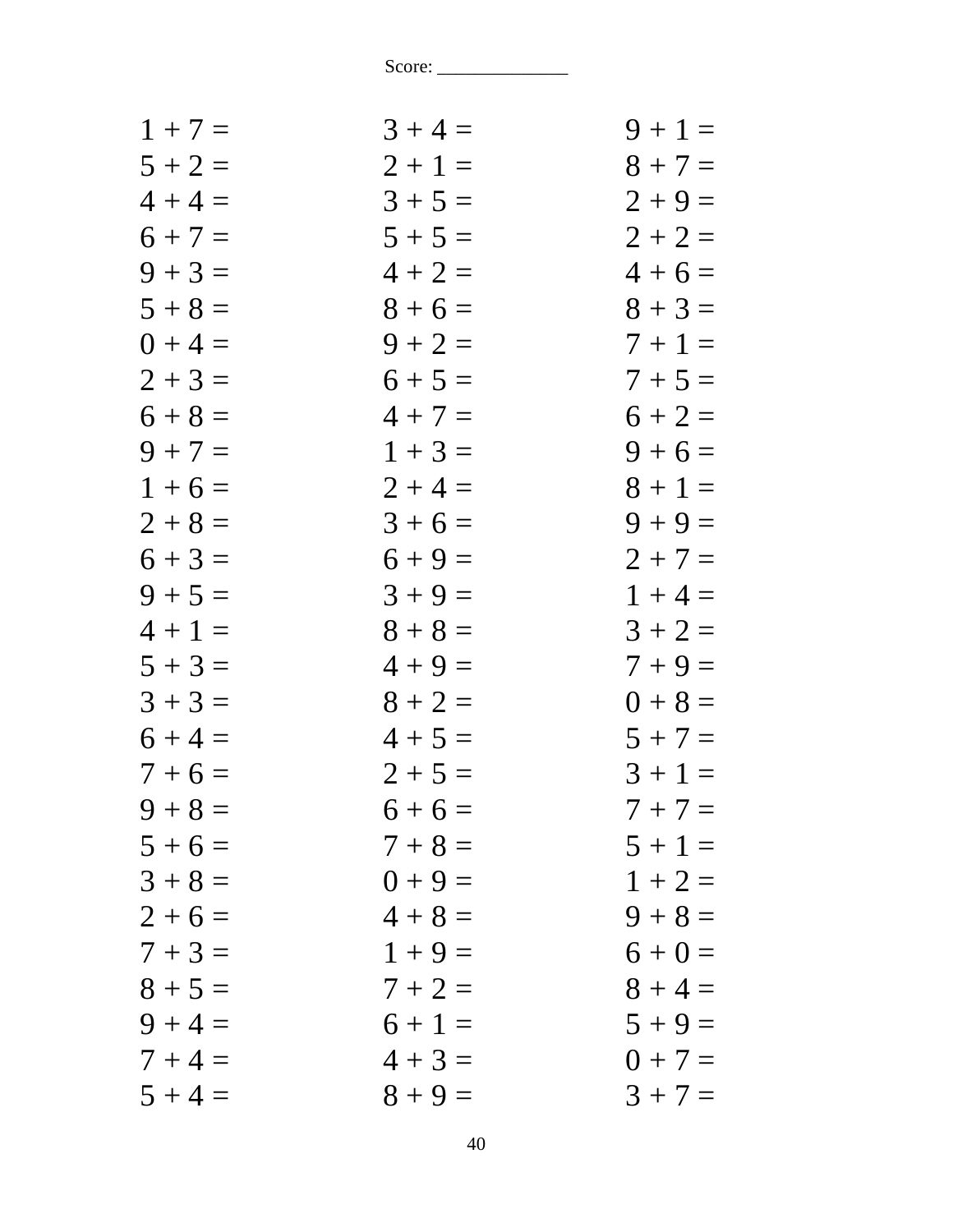Score: ______________

| | | |
|---|---|---|
| 1 + 7 = | 3 + 4 = | 9 + 1 = |
| 5 + 2 = | 2 + 1 = | 8 + 7 = |
| 4 + 4 = | 3 + 5 = | 2 + 9 = |
| 6 + 7 = | 5 + 5 = | 2 + 2 = |
| 9 + 3 = | 4 + 2 = | 4 + 6 = |
| 5 + 8 = | 8 + 6 = | 8 + 3 = |
| 0 + 4 = | 9 + 2 = | 7 + 1 = |
| 2 + 3 = | 6 + 5 = | 7 + 5 = |
| 6 + 8 = | 4 + 7 = | 6 + 2 = |
| 9 + 7 = | 1 + 3 = | 9 + 6 = |
| 1 + 6 = | 2 + 4 = | 8 + 1 = |
| 2 + 8 = | 3 + 6 = | 9 + 9 = |
| 6 + 3 = | 6 + 9 = | 2 + 7 = |
| 9 + 5 = | 3 + 9 = | 1 + 4 = |
| 4 + 1 = | 8 + 8 = | 3 + 2 = |
| 5 + 3 = | 4 + 9 = | 7 + 9 = |
| 3 + 3 = | 8 + 2 = | 0 + 8 = |
| 6 + 4 = | 4 + 5 = | 5 + 7 = |
| 7 + 6 = | 2 + 5 = | 3 + 1 = |
| 9 + 8 = | 6 + 6 = | 7 + 7 = |
| 5 + 6 = | 7 + 8 = | 5 + 1 = |
| 3 + 8 = | 0 + 9 = | 1 + 2 = |
| 2 + 6 = | 4 + 8 = | 9 + 8 = |
| 7 + 3 = | 1 + 9 = | 6 + 0 = |
| 8 + 5 = | 7 + 2 = | 8 + 4 = |
| 9 + 4 = | 6 + 1 = | 5 + 9 = |
| 7 + 4 = | 4 + 3 = | 0 + 7 = |
| 5 + 4 = | 8 + 9 = | 3 + 7 = |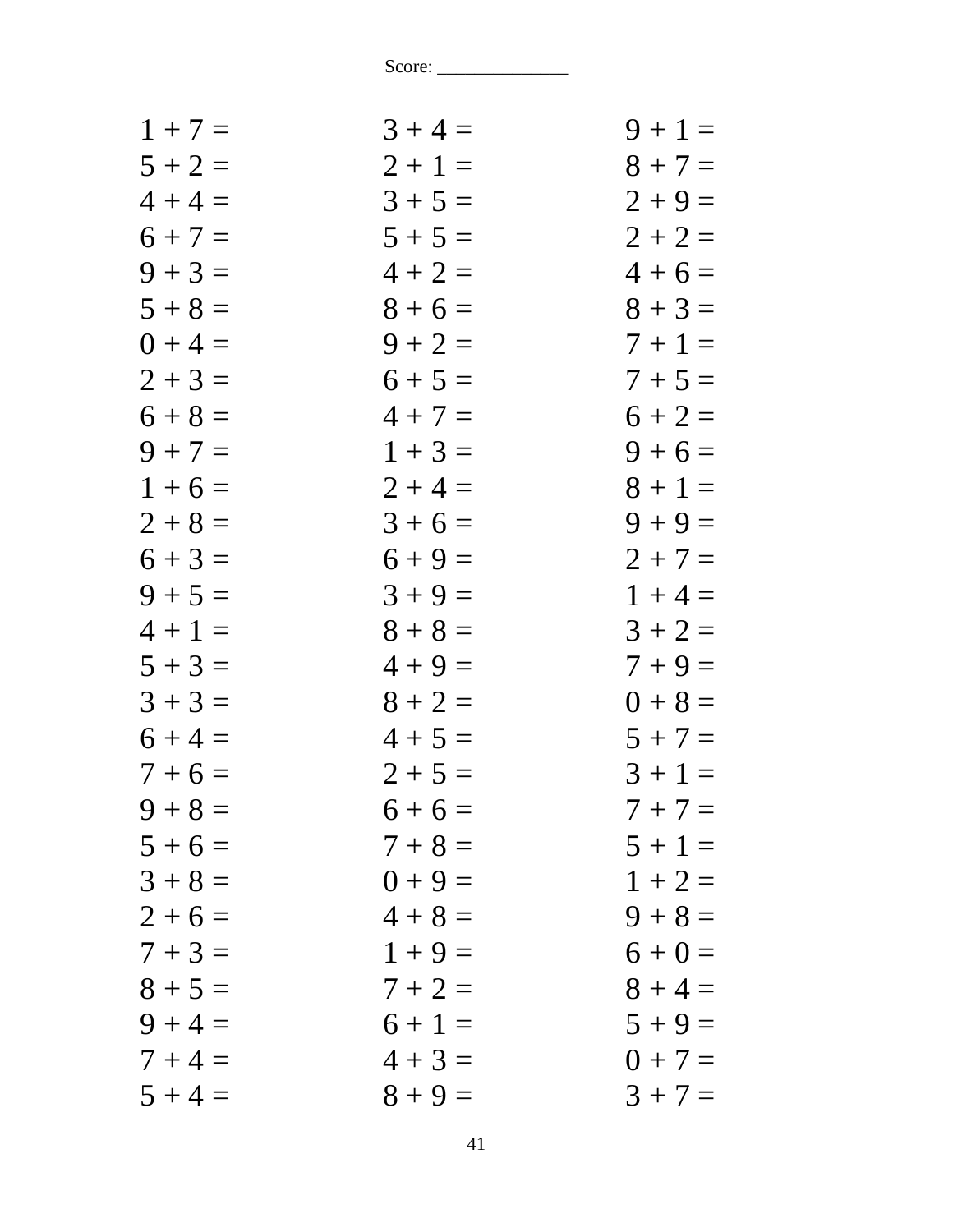Score: ______________

| | | |
|---|---|---|
| 1 + 7 = | 3 + 4 = | 9 + 1 = |
| 5 + 2 = | 2 + 1 = | 8 + 7 = |
| 4 + 4 = | 3 + 5 = | 2 + 9 = |
| 6 + 7 = | 5 + 5 = | 2 + 2 = |
| 9 + 3 = | 4 + 2 = | 4 + 6 = |
| 5 + 8 = | 8 + 6 = | 8 + 3 = |
| 0 + 4 = | 9 + 2 = | 7 + 1 = |
| 2 + 3 = | 6 + 5 = | 7 + 5 = |
| 6 + 8 = | 4 + 7 = | 6 + 2 = |
| 9 + 7 = | 1 + 3 = | 9 + 6 = |
| 1 + 6 = | 2 + 4 = | 8 + 1 = |
| 2 + 8 = | 3 + 6 = | 9 + 9 = |
| 6 + 3 = | 6 + 9 = | 2 + 7 = |
| 9 + 5 = | 3 + 9 = | 1 + 4 = |
| 4 + 1 = | 8 + 8 = | 3 + 2 = |
| 5 + 3 = | 4 + 9 = | 7 + 9 = |
| 3 + 3 = | 8 + 2 = | 0 + 8 = |
| 6 + 4 = | 4 + 5 = | 5 + 7 = |
| 7 + 6 = | 2 + 5 = | 3 + 1 = |
| 9 + 8 = | 6 + 6 = | 7 + 7 = |
| 5 + 6 = | 7 + 8 = | 5 + 1 = |
| 3 + 8 = | 0 + 9 = | 1 + 2 = |
| 2 + 6 = | 4 + 8 = | 9 + 8 = |
| 7 + 3 = | 1 + 9 = | 6 + 0 = |
| 8 + 5 = | 7 + 2 = | 8 + 4 = |
| 9 + 4 = | 6 + 1 = | 5 + 9 = |
| 7 + 4 = | 4 + 3 = | 0 + 7 = |
| 5 + 4 = | 8 + 9 = | 3 + 7 = |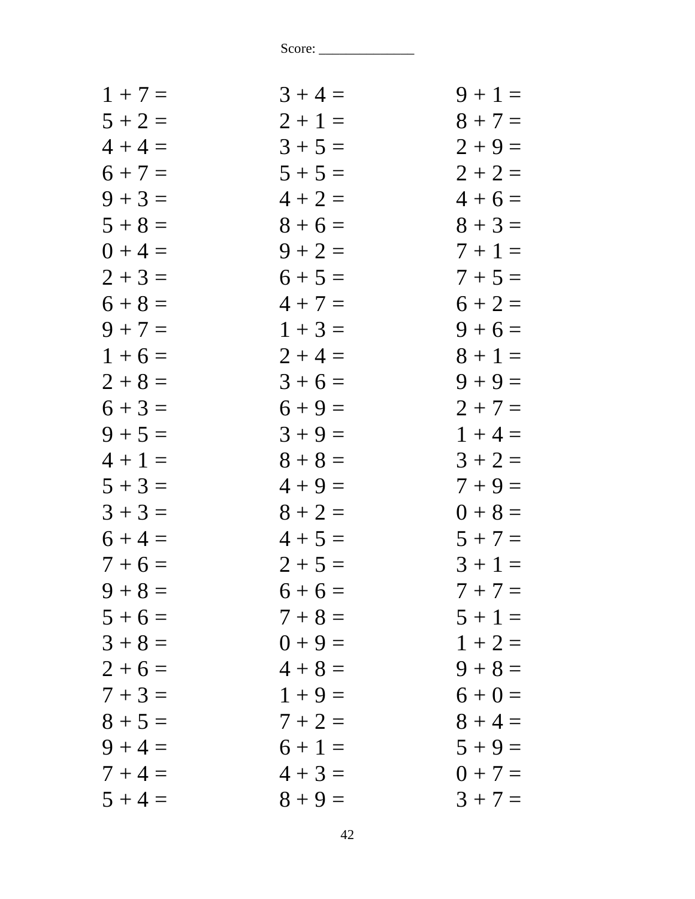Score: ______________

| | | |
|---|---|---|
| 1 + 7 = | 3 + 4 = | 9 + 1 = |
| 5 + 2 = | 2 + 1 = | 8 + 7 = |
| 4 + 4 = | 3 + 5 = | 2 + 9 = |
| 6 + 7 = | 5 + 5 = | 2 + 2 = |
| 9 + 3 = | 4 + 2 = | 4 + 6 = |
| 5 + 8 = | 8 + 6 = | 8 + 3 = |
| 0 + 4 = | 9 + 2 = | 7 + 1 = |
| 2 + 3 = | 6 + 5 = | 7 + 5 = |
| 6 + 8 = | 4 + 7 = | 6 + 2 = |
| 9 + 7 = | 1 + 3 = | 9 + 6 = |
| 1 + 6 = | 2 + 4 = | 8 + 1 = |
| 2 + 8 = | 3 + 6 = | 9 + 9 = |
| 6 + 3 = | 6 + 9 = | 2 + 7 = |
| 9 + 5 = | 3 + 9 = | 1 + 4 = |
| 4 + 1 = | 8 + 8 = | 3 + 2 = |
| 5 + 3 = | 4 + 9 = | 7 + 9 = |
| 3 + 3 = | 8 + 2 = | 0 + 8 = |
| 6 + 4 = | 4 + 5 = | 5 + 7 = |
| 7 + 6 = | 2 + 5 = | 3 + 1 = |
| 9 + 8 = | 6 + 6 = | 7 + 7 = |
| 5 + 6 = | 7 + 8 = | 5 + 1 = |
| 3 + 8 = | 0 + 9 = | 1 + 2 = |
| 2 + 6 = | 4 + 8 = | 9 + 8 = |
| 7 + 3 = | 1 + 9 = | 6 + 0 = |
| 8 + 5 = | 7 + 2 = | 8 + 4 = |
| 9 + 4 = | 6 + 1 = | 5 + 9 = |
| 7 + 4 = | 4 + 3 = | 0 + 7 = |
| 5 + 4 = | 8 + 9 = | 3 + 7 = |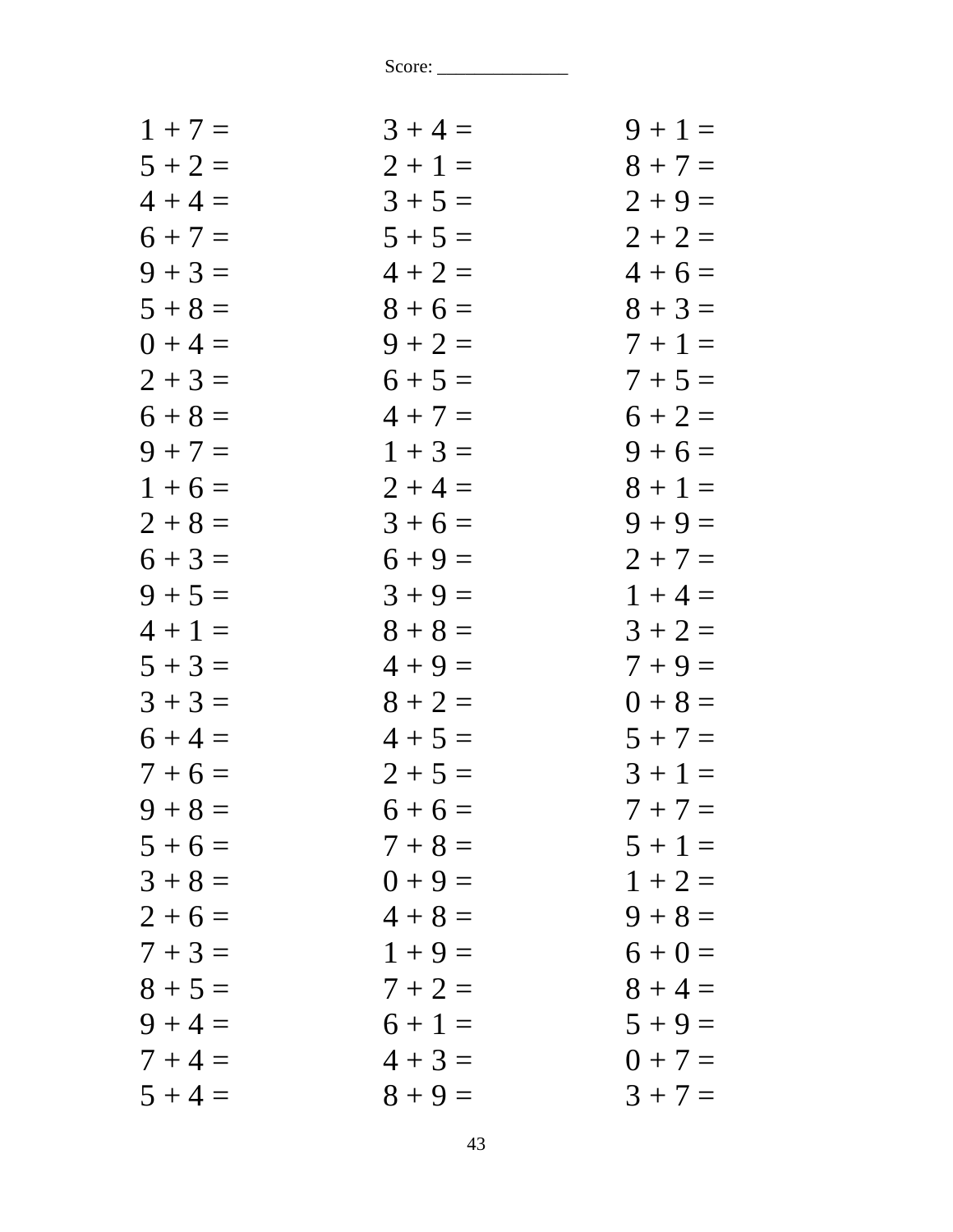Score: ______________

| | | |
|---|---|---|
| $1 + 7 =$ | $3 + 4 =$ | $9 + 1 =$ |
| $5 + 2 =$ | $2 + 1 =$ | $8 + 7 =$ |
| $4 + 4 =$ | $3 + 5 =$ | $2 + 9 =$ |
| $6 + 7 =$ | $5 + 5 =$ | $2 + 2 =$ |
| $9 + 3 =$ | $4 + 2 =$ | $4 + 6 =$ |
| $5 + 8 =$ | $8 + 6 =$ | $8 + 3 =$ |
| $0 + 4 =$ | $9 + 2 =$ | $7 + 1 =$ |
| $2 + 3 =$ | $6 + 5 =$ | $7 + 5 =$ |
| $6 + 8 =$ | $4 + 7 =$ | $6 + 2 =$ |
| $9 + 7 =$ | $1 + 3 =$ | $9 + 6 =$ |
| $1 + 6 =$ | $2 + 4 =$ | $8 + 1 =$ |
| $2 + 8 =$ | $3 + 6 =$ | $9 + 9 =$ |
| $6 + 3 =$ | $6 + 9 =$ | $2 + 7 =$ |
| $9 + 5 =$ | $3 + 9 =$ | $1 + 4 =$ |
| $4 + 1 =$ | $8 + 8 =$ | $3 + 2 =$ |
| $5 + 3 =$ | $4 + 9 =$ | $7 + 9 =$ |
| $3 + 3 =$ | $8 + 2 =$ | $0 + 8 =$ |
| $6 + 4 =$ | $4 + 5 =$ | $5 + 7 =$ |
| $7 + 6 =$ | $2 + 5 =$ | $3 + 1 =$ |
| $9 + 8 =$ | $6 + 6 =$ | $7 + 7 =$ |
| $5 + 6 =$ | $7 + 8 =$ | $5 + 1 =$ |
| $3 + 8 =$ | $0 + 9 =$ | $1 + 2 =$ |
| $2 + 6 =$ | $4 + 8 =$ | $9 + 8 =$ |
| $7 + 3 =$ | $1 + 9 =$ | $6 + 0 =$ |
| $8 + 5 =$ | $7 + 2 =$ | $8 + 4 =$ |
| $9 + 4 =$ | $6 + 1 =$ | $5 + 9 =$ |
| $7 + 4 =$ | $4 + 3 =$ | $0 + 7 =$ |
| $5 + 4 =$ | $8 + 9 =$ | $3 + 7 =$ |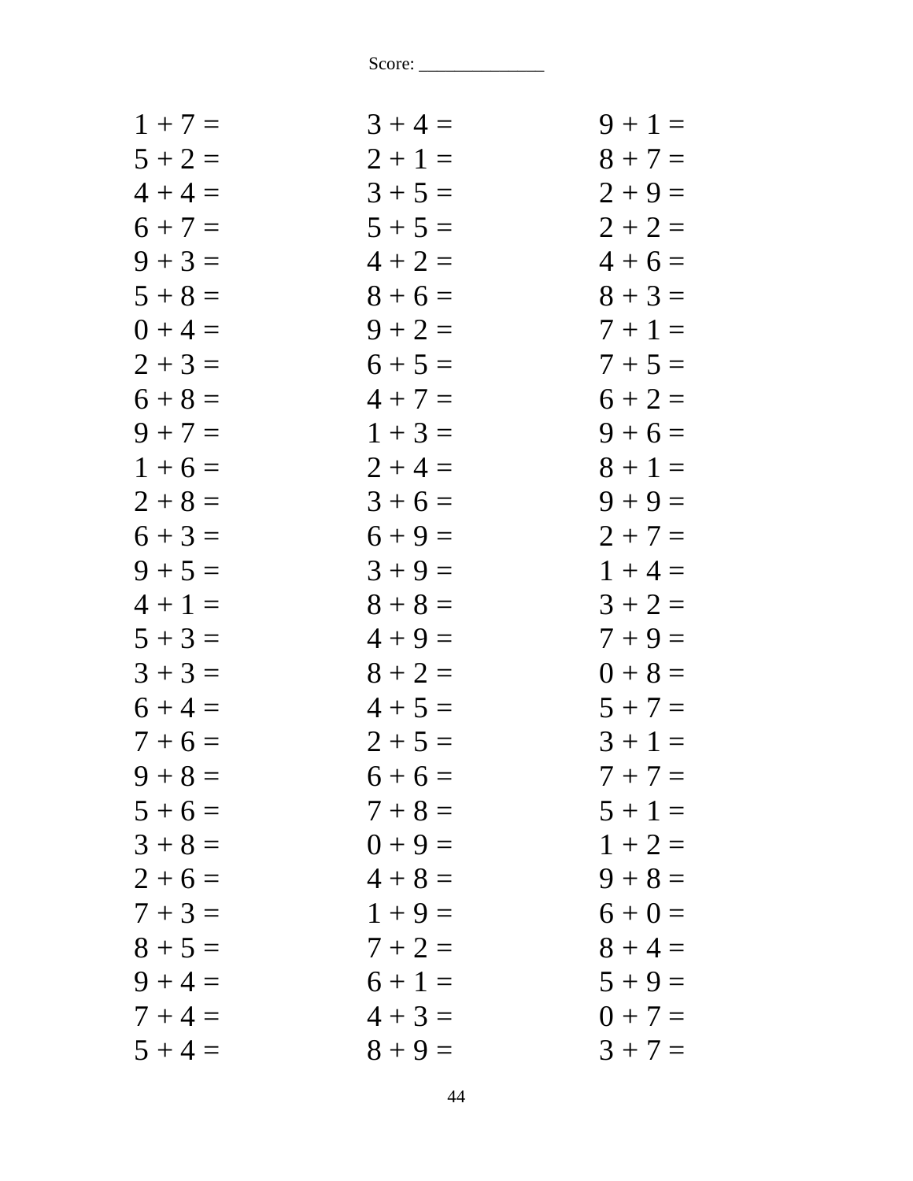Score: ______________

| | | |
|---|---|---|
| 1 + 7 = | 3 + 4 = | 9 + 1 = |
| 5 + 2 = | 2 + 1 = | 8 + 7 = |
| 4 + 4 = | 3 + 5 = | 2 + 9 = |
| 6 + 7 = | 5 + 5 = | 2 + 2 = |
| 9 + 3 = | 4 + 2 = | 4 + 6 = |
| 5 + 8 = | 8 + 6 = | 8 + 3 = |
| 0 + 4 = | 9 + 2 = | 7 + 1 = |
| 2 + 3 = | 6 + 5 = | 7 + 5 = |
| 6 + 8 = | 4 + 7 = | 6 + 2 = |
| 9 + 7 = | 1 + 3 = | 9 + 6 = |
| 1 + 6 = | 2 + 4 = | 8 + 1 = |
| 2 + 8 = | 3 + 6 = | 9 + 9 = |
| 6 + 3 = | 6 + 9 = | 2 + 7 = |
| 9 + 5 = | 3 + 9 = | 1 + 4 = |
| 4 + 1 = | 8 + 8 = | 3 + 2 = |
| 5 + 3 = | 4 + 9 = | 7 + 9 = |
| 3 + 3 = | 8 + 2 = | 0 + 8 = |
| 6 + 4 = | 4 + 5 = | 5 + 7 = |
| 7 + 6 = | 2 + 5 = | 3 + 1 = |
| 9 + 8 = | 6 + 6 = | 7 + 7 = |
| 5 + 6 = | 7 + 8 = | 5 + 1 = |
| 3 + 8 = | 0 + 9 = | 1 + 2 = |
| 2 + 6 = | 4 + 8 = | 9 + 8 = |
| 7 + 3 = | 1 + 9 = | 6 + 0 = |
| 8 + 5 = | 7 + 2 = | 8 + 4 = |
| 9 + 4 = | 6 + 1 = | 5 + 9 = |
| 7 + 4 = | 4 + 3 = | 0 + 7 = |
| 5 + 4 = | 8 + 9 = | 3 + 7 = |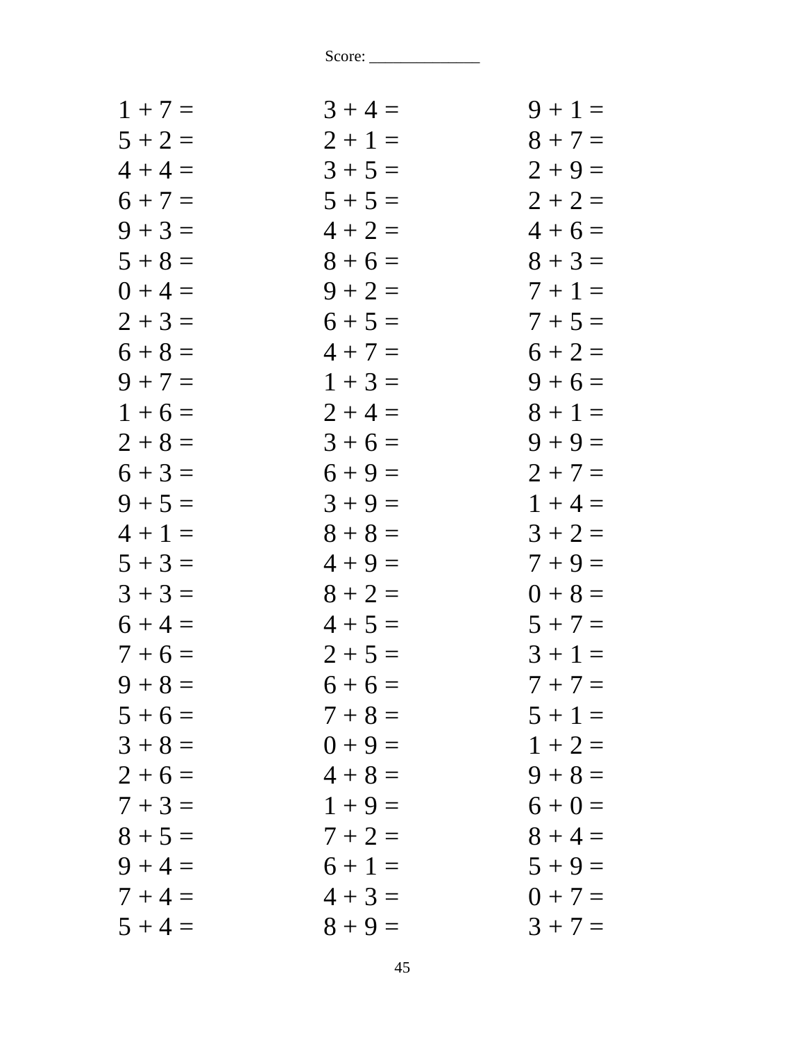Score: ______________

| | | |
|---|---|---|
| $1 + 7 =$ | $3 + 4 =$ | $9 + 1 =$ |
| $5 + 2 =$ | $2 + 1 =$ | $8 + 7 =$ |
| $4 + 4 =$ | $3 + 5 =$ | $2 + 9 =$ |
| $6 + 7 =$ | $5 + 5 =$ | $2 + 2 =$ |
| $9 + 3 =$ | $4 + 2 =$ | $4 + 6 =$ |
| $5 + 8 =$ | $8 + 6 =$ | $8 + 3 =$ |
| $0 + 4 =$ | $9 + 2 =$ | $7 + 1 =$ |
| $2 + 3 =$ | $6 + 5 =$ | $7 + 5 =$ |
| $6 + 8 =$ | $4 + 7 =$ | $6 + 2 =$ |
| $9 + 7 =$ | $1 + 3 =$ | $9 + 6 =$ |
| $1 + 6 =$ | $2 + 4 =$ | $8 + 1 =$ |
| $2 + 8 =$ | $3 + 6 =$ | $9 + 9 =$ |
| $6 + 3 =$ | $6 + 9 =$ | $2 + 7 =$ |
| $9 + 5 =$ | $3 + 9 =$ | $1 + 4 =$ |
| $4 + 1 =$ | $8 + 8 =$ | $3 + 2 =$ |
| $5 + 3 =$ | $4 + 9 =$ | $7 + 9 =$ |
| $3 + 3 =$ | $8 + 2 =$ | $0 + 8 =$ |
| $6 + 4 =$ | $4 + 5 =$ | $5 + 7 =$ |
| $7 + 6 =$ | $2 + 5 =$ | $3 + 1 =$ |
| $9 + 8 =$ | $6 + 6 =$ | $7 + 7 =$ |
| $5 + 6 =$ | $7 + 8 =$ | $5 + 1 =$ |
| $3 + 8 =$ | $0 + 9 =$ | $1 + 2 =$ |
| $2 + 6 =$ | $4 + 8 =$ | $9 + 8 =$ |
| $7 + 3 =$ | $1 + 9 =$ | $6 + 0 =$ |
| $8 + 5 =$ | $7 + 2 =$ | $8 + 4 =$ |
| $9 + 4 =$ | $6 + 1 =$ | $5 + 9 =$ |
| $7 + 4 =$ | $4 + 3 =$ | $0 + 7 =$ |
| $5 + 4 =$ | $8 + 9 =$ | $3 + 7 =$ |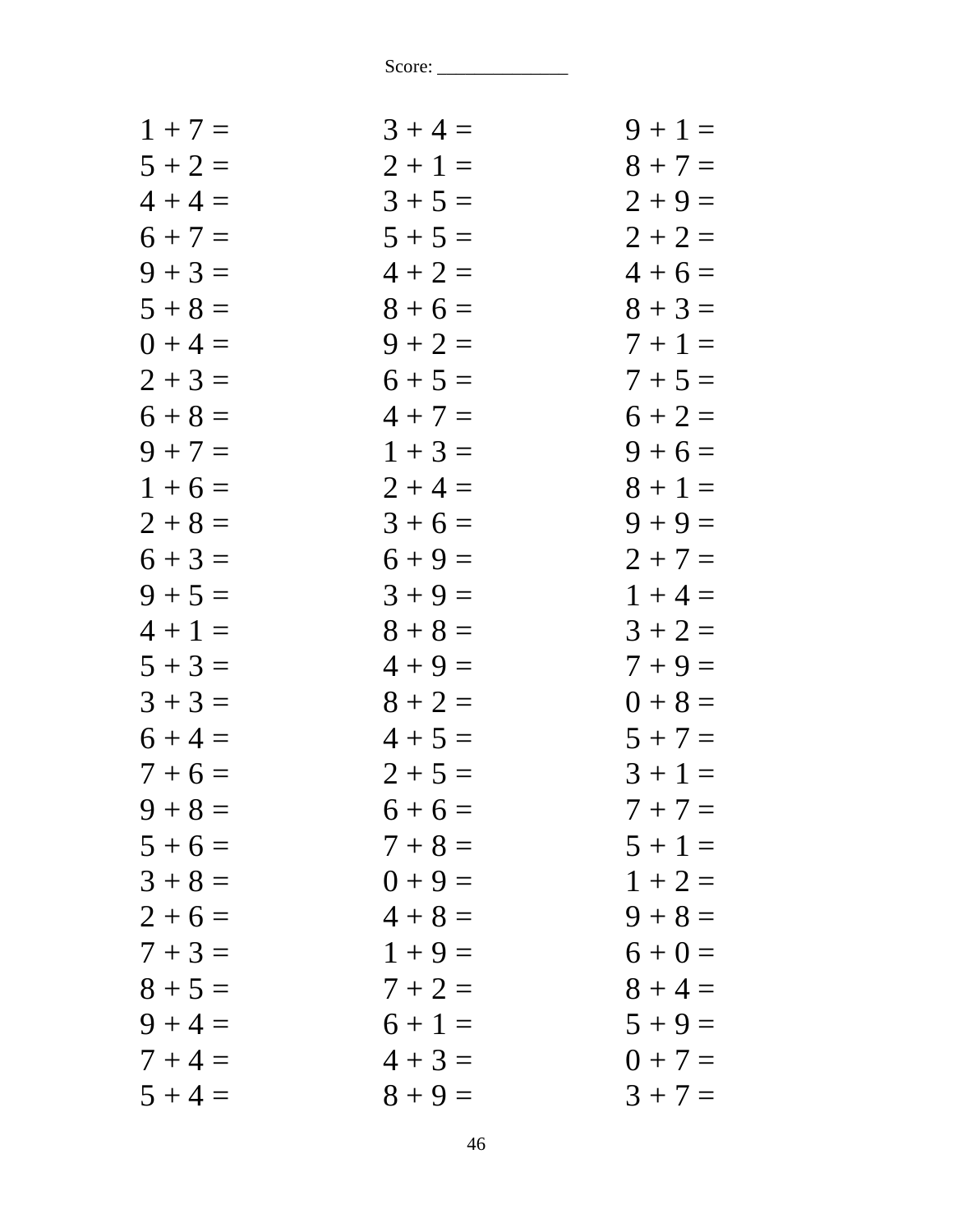Score: ______________

| | | |
|---|---|---|
| 1 + 7 = | 3 + 4 = | 9 + 1 = |
| 5 + 2 = | 2 + 1 = | 8 + 7 = |
| 4 + 4 = | 3 + 5 = | 2 + 9 = |
| 6 + 7 = | 5 + 5 = | 2 + 2 = |
| 9 + 3 = | 4 + 2 = | 4 + 6 = |
| 5 + 8 = | 8 + 6 = | 8 + 3 = |
| 0 + 4 = | 9 + 2 = | 7 + 1 = |
| 2 + 3 = | 6 + 5 = | 7 + 5 = |
| 6 + 8 = | 4 + 7 = | 6 + 2 = |
| 9 + 7 = | 1 + 3 = | 9 + 6 = |
| 1 + 6 = | 2 + 4 = | 8 + 1 = |
| 2 + 8 = | 3 + 6 = | 9 + 9 = |
| 6 + 3 = | 6 + 9 = | 2 + 7 = |
| 9 + 5 = | 3 + 9 = | 1 + 4 = |
| 4 + 1 = | 8 + 8 = | 3 + 2 = |
| 5 + 3 = | 4 + 9 = | 7 + 9 = |
| 3 + 3 = | 8 + 2 = | 0 + 8 = |
| 6 + 4 = | 4 + 5 = | 5 + 7 = |
| 7 + 6 = | 2 + 5 = | 3 + 1 = |
| 9 + 8 = | 6 + 6 = | 7 + 7 = |
| 5 + 6 = | 7 + 8 = | 5 + 1 = |
| 3 + 8 = | 0 + 9 = | 1 + 2 = |
| 2 + 6 = | 4 + 8 = | 9 + 8 = |
| 7 + 3 = | 1 + 9 = | 6 + 0 = |
| 8 + 5 = | 7 + 2 = | 8 + 4 = |
| 9 + 4 = | 6 + 1 = | 5 + 9 = |
| 7 + 4 = | 4 + 3 = | 0 + 7 = |
| 5 + 4 = | 8 + 9 = | 3 + 7 = |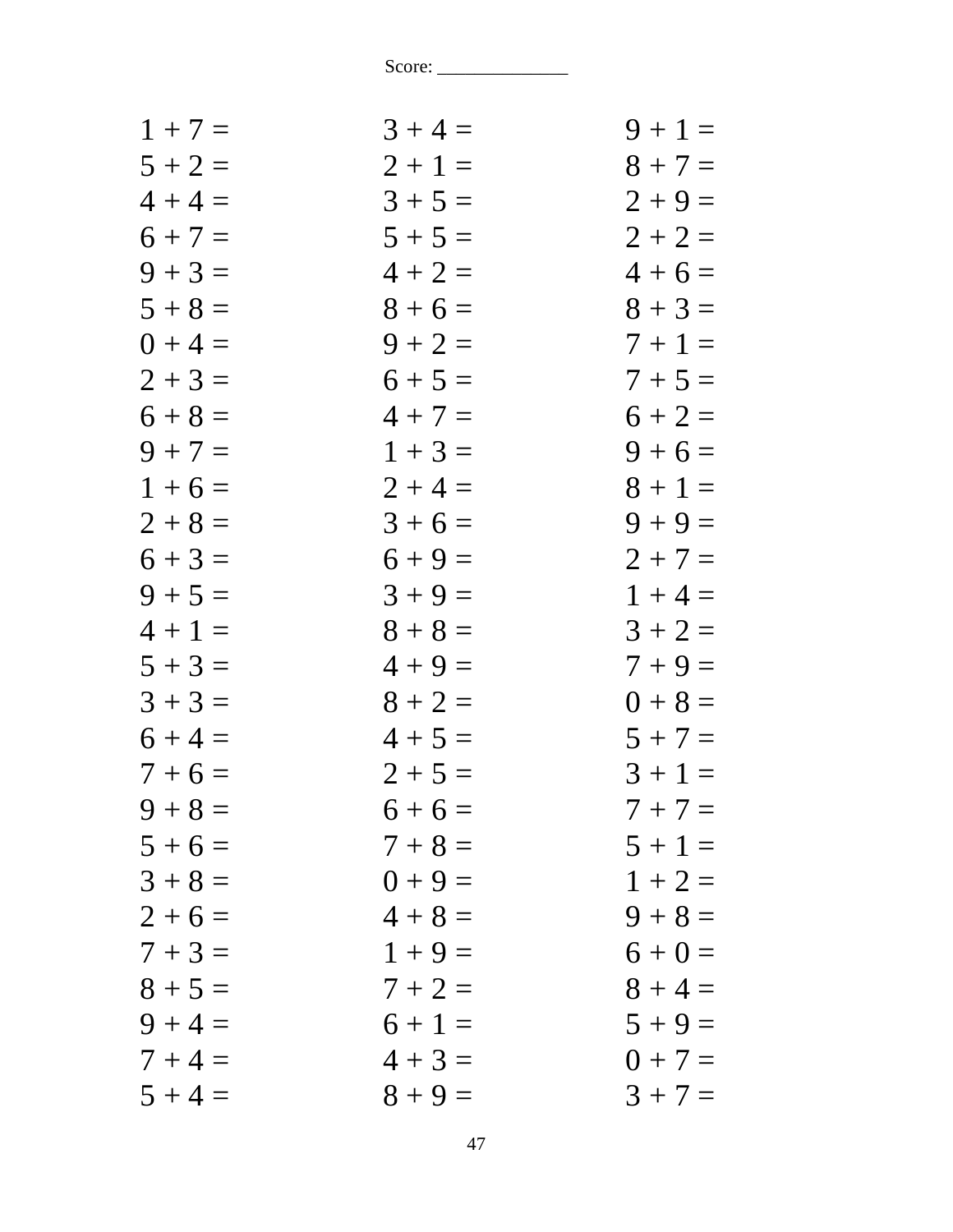Score: ______________

| | | |
|---|---|---|
| 1 + 7 = | 3 + 4 = | 9 + 1 = |
| 5 + 2 = | 2 + 1 = | 8 + 7 = |
| 4 + 4 = | 3 + 5 = | 2 + 9 = |
| 6 + 7 = | 5 + 5 = | 2 + 2 = |
| 9 + 3 = | 4 + 2 = | 4 + 6 = |
| 5 + 8 = | 8 + 6 = | 8 + 3 = |
| 0 + 4 = | 9 + 2 = | 7 + 1 = |
| 2 + 3 = | 6 + 5 = | 7 + 5 = |
| 6 + 8 = | 4 + 7 = | 6 + 2 = |
| 9 + 7 = | 1 + 3 = | 9 + 6 = |
| 1 + 6 = | 2 + 4 = | 8 + 1 = |
| 2 + 8 = | 3 + 6 = | 9 + 9 = |
| 6 + 3 = | 6 + 9 = | 2 + 7 = |
| 9 + 5 = | 3 + 9 = | 1 + 4 = |
| 4 + 1 = | 8 + 8 = | 3 + 2 = |
| 5 + 3 = | 4 + 9 = | 7 + 9 = |
| 3 + 3 = | 8 + 2 = | 0 + 8 = |
| 6 + 4 = | 4 + 5 = | 5 + 7 = |
| 7 + 6 = | 2 + 5 = | 3 + 1 = |
| 9 + 8 = | 6 + 6 = | 7 + 7 = |
| 5 + 6 = | 7 + 8 = | 5 + 1 = |
| 3 + 8 = | 0 + 9 = | 1 + 2 = |
| 2 + 6 = | 4 + 8 = | 9 + 8 = |
| 7 + 3 = | 1 + 9 = | 6 + 0 = |
| 8 + 5 = | 7 + 2 = | 8 + 4 = |
| 9 + 4 = | 6 + 1 = | 5 + 9 = |
| 7 + 4 = | 4 + 3 = | 0 + 7 = |
| 5 + 4 = | 8 + 9 = | 3 + 7 = |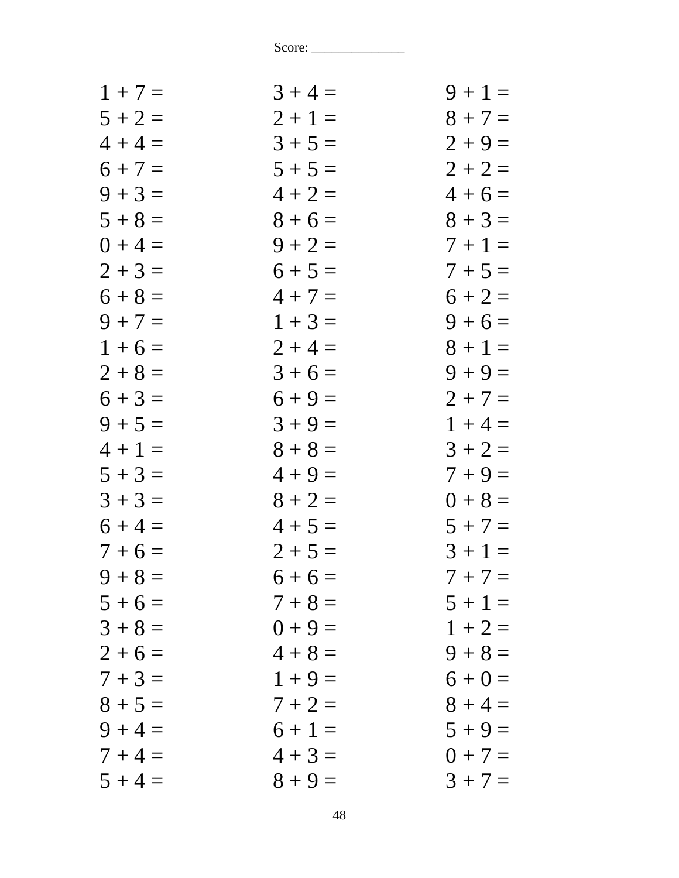Score: ______________

| | | |
|---|---|---|
| 1 + 7 = | 3 + 4 = | 9 + 1 = |
| 5 + 2 = | 2 + 1 = | 8 + 7 = |
| 4 + 4 = | 3 + 5 = | 2 + 9 = |
| 6 + 7 = | 5 + 5 = | 2 + 2 = |
| 9 + 3 = | 4 + 2 = | 4 + 6 = |
| 5 + 8 = | 8 + 6 = | 8 + 3 = |
| 0 + 4 = | 9 + 2 = | 7 + 1 = |
| 2 + 3 = | 6 + 5 = | 7 + 5 = |
| 6 + 8 = | 4 + 7 = | 6 + 2 = |
| 9 + 7 = | 1 + 3 = | 9 + 6 = |
| 1 + 6 = | 2 + 4 = | 8 + 1 = |
| 2 + 8 = | 3 + 6 = | 9 + 9 = |
| 6 + 3 = | 6 + 9 = | 2 + 7 = |
| 9 + 5 = | 3 + 9 = | 1 + 4 = |
| 4 + 1 = | 8 + 8 = | 3 + 2 = |
| 5 + 3 = | 4 + 9 = | 7 + 9 = |
| 3 + 3 = | 8 + 2 = | 0 + 8 = |
| 6 + 4 = | 4 + 5 = | 5 + 7 = |
| 7 + 6 = | 2 + 5 = | 3 + 1 = |
| 9 + 8 = | 6 + 6 = | 7 + 7 = |
| 5 + 6 = | 7 + 8 = | 5 + 1 = |
| 3 + 8 = | 0 + 9 = | 1 + 2 = |
| 2 + 6 = | 4 + 8 = | 9 + 8 = |
| 7 + 3 = | 1 + 9 = | 6 + 0 = |
| 8 + 5 = | 7 + 2 = | 8 + 4 = |
| 9 + 4 = | 6 + 1 = | 5 + 9 = |
| 7 + 4 = | 4 + 3 = | 0 + 7 = |
| 5 + 4 = | 8 + 9 = | 3 + 7 = |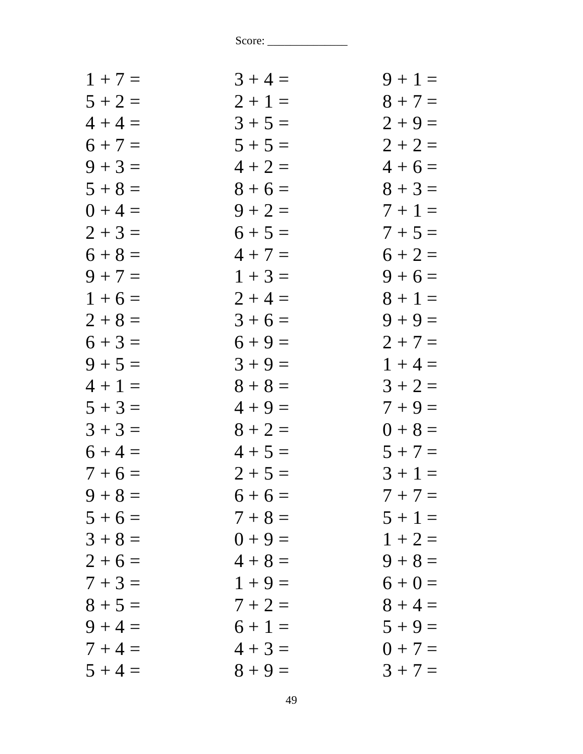Score: ______________

| | | |
|---|---|---|
| $1 + 7 =$ | $3 + 4 =$ | $9 + 1 =$ |
| $5 + 2 =$ | $2 + 1 =$ | $8 + 7 =$ |
| $4 + 4 =$ | $3 + 5 =$ | $2 + 9 =$ |
| $6 + 7 =$ | $5 + 5 =$ | $2 + 2 =$ |
| $9 + 3 =$ | $4 + 2 =$ | $4 + 6 =$ |
| $5 + 8 =$ | $8 + 6 =$ | $8 + 3 =$ |
| $0 + 4 =$ | $9 + 2 =$ | $7 + 1 =$ |
| $2 + 3 =$ | $6 + 5 =$ | $7 + 5 =$ |
| $6 + 8 =$ | $4 + 7 =$ | $6 + 2 =$ |
| $9 + 7 =$ | $1 + 3 =$ | $9 + 6 =$ |
| $1 + 6 =$ | $2 + 4 =$ | $8 + 1 =$ |
| $2 + 8 =$ | $3 + 6 =$ | $9 + 9 =$ |
| $6 + 3 =$ | $6 + 9 =$ | $2 + 7 =$ |
| $9 + 5 =$ | $3 + 9 =$ | $1 + 4 =$ |
| $4 + 1 =$ | $8 + 8 =$ | $3 + 2 =$ |
| $5 + 3 =$ | $4 + 9 =$ | $7 + 9 =$ |
| $3 + 3 =$ | $8 + 2 =$ | $0 + 8 =$ |
| $6 + 4 =$ | $4 + 5 =$ | $5 + 7 =$ |
| $7 + 6 =$ | $2 + 5 =$ | $3 + 1 =$ |
| $9 + 8 =$ | $6 + 6 =$ | $7 + 7 =$ |
| $5 + 6 =$ | $7 + 8 =$ | $5 + 1 =$ |
| $3 + 8 =$ | $0 + 9 =$ | $1 + 2 =$ |
| $2 + 6 =$ | $4 + 8 =$ | $9 + 8 =$ |
| $7 + 3 =$ | $1 + 9 =$ | $6 + 0 =$ |
| $8 + 5 =$ | $7 + 2 =$ | $8 + 4 =$ |
| $9 + 4 =$ | $6 + 1 =$ | $5 + 9 =$ |
| $7 + 4 =$ | $4 + 3 =$ | $0 + 7 =$ |
| $5 + 4 =$ | $8 + 9 =$ | $3 + 7 =$ |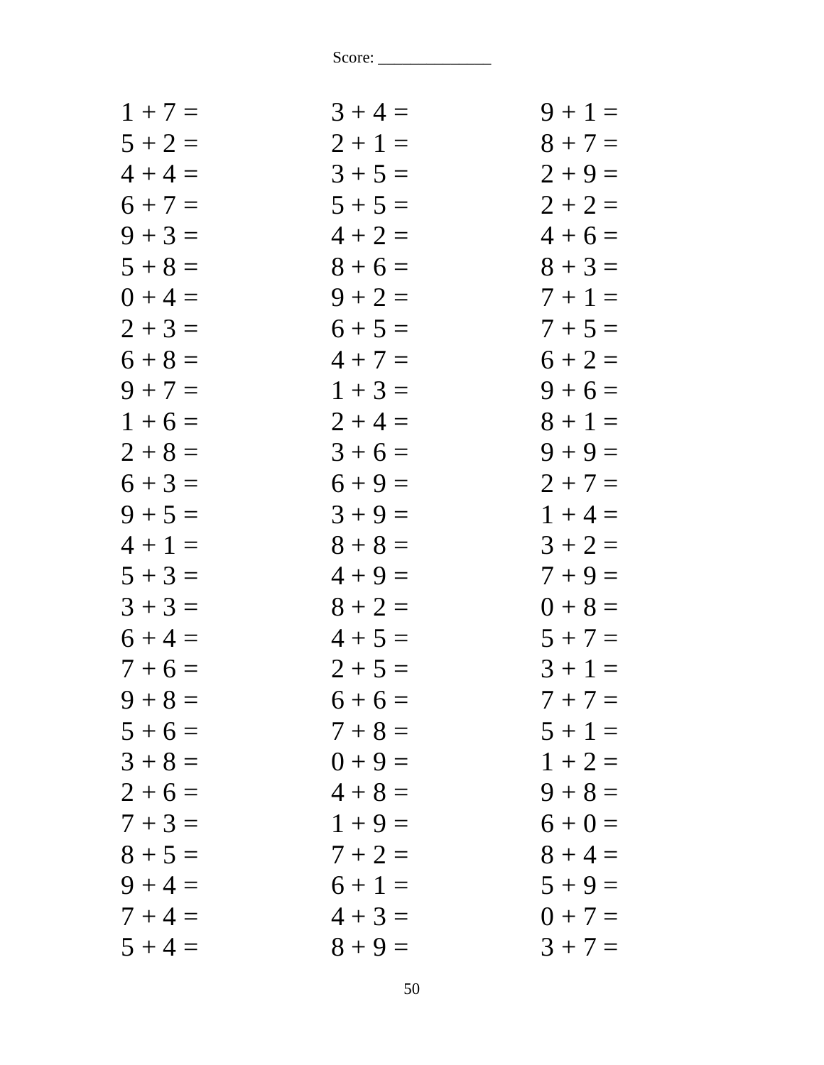Score: ______________

| | | |
|---|---|---|
| 1 + 7 = | 3 + 4 = | 9 + 1 = |
| 5 + 2 = | 2 + 1 = | 8 + 7 = |
| 4 + 4 = | 3 + 5 = | 2 + 9 = |
| 6 + 7 = | 5 + 5 = | 2 + 2 = |
| 9 + 3 = | 4 + 2 = | 4 + 6 = |
| 5 + 8 = | 8 + 6 = | 8 + 3 = |
| 0 + 4 = | 9 + 2 = | 7 + 1 = |
| 2 + 3 = | 6 + 5 = | 7 + 5 = |
| 6 + 8 = | 4 + 7 = | 6 + 2 = |
| 9 + 7 = | 1 + 3 = | 9 + 6 = |
| 1 + 6 = | 2 + 4 = | 8 + 1 = |
| 2 + 8 = | 3 + 6 = | 9 + 9 = |
| 6 + 3 = | 6 + 9 = | 2 + 7 = |
| 9 + 5 = | 3 + 9 = | 1 + 4 = |
| 4 + 1 = | 8 + 8 = | 3 + 2 = |
| 5 + 3 = | 4 + 9 = | 7 + 9 = |
| 3 + 3 = | 8 + 2 = | 0 + 8 = |
| 6 + 4 = | 4 + 5 = | 5 + 7 = |
| 7 + 6 = | 2 + 5 = | 3 + 1 = |
| 9 + 8 = | 6 + 6 = | 7 + 7 = |
| 5 + 6 = | 7 + 8 = | 5 + 1 = |
| 3 + 8 = | 0 + 9 = | 1 + 2 = |
| 2 + 6 = | 4 + 8 = | 9 + 8 = |
| 7 + 3 = | 1 + 9 = | 6 + 0 = |
| 8 + 5 = | 7 + 2 = | 8 + 4 = |
| 9 + 4 = | 6 + 1 = | 5 + 9 = |
| 7 + 4 = | 4 + 3 = | 0 + 7 = |
| 5 + 4 = | 8 + 9 = | 3 + 7 = |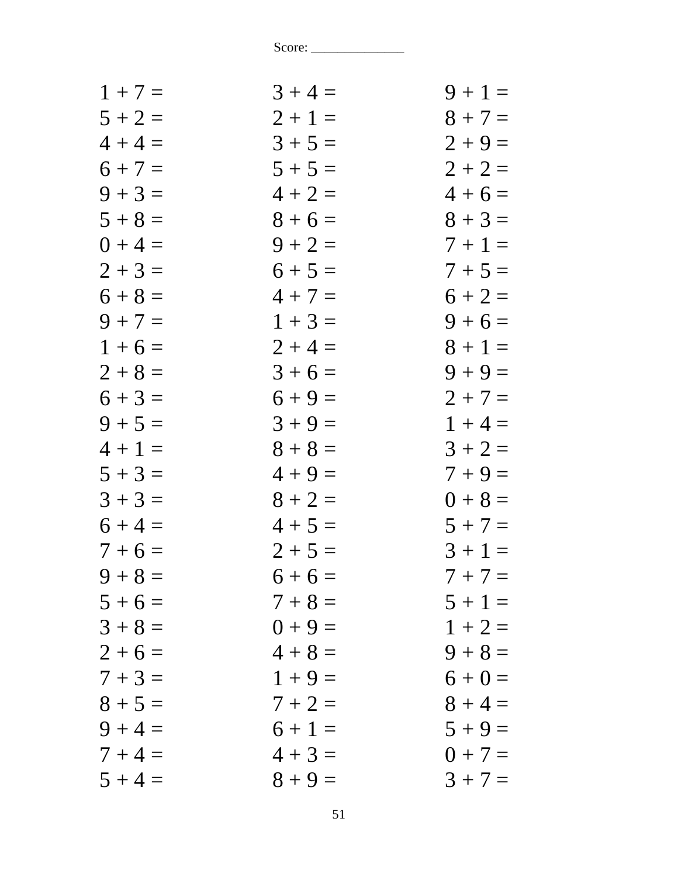Score: ______________

| | | |
|---|---|---|
| $1 + 7 =$ | $3 + 4 =$ | $9 + 1 =$ |
| $5 + 2 =$ | $2 + 1 =$ | $8 + 7 =$ |
| $4 + 4 =$ | $3 + 5 =$ | $2 + 9 =$ |
| $6 + 7 =$ | $5 + 5 =$ | $2 + 2 =$ |
| $9 + 3 =$ | $4 + 2 =$ | $4 + 6 =$ |
| $5 + 8 =$ | $8 + 6 =$ | $8 + 3 =$ |
| $0 + 4 =$ | $9 + 2 =$ | $7 + 1 =$ |
| $2 + 3 =$ | $6 + 5 =$ | $7 + 5 =$ |
| $6 + 8 =$ | $4 + 7 =$ | $6 + 2 =$ |
| $9 + 7 =$ | $1 + 3 =$ | $9 + 6 =$ |
| $1 + 6 =$ | $2 + 4 =$ | $8 + 1 =$ |
| $2 + 8 =$ | $3 + 6 =$ | $9 + 9 =$ |
| $6 + 3 =$ | $6 + 9 =$ | $2 + 7 =$ |
| $9 + 5 =$ | $3 + 9 =$ | $1 + 4 =$ |
| $4 + 1 =$ | $8 + 8 =$ | $3 + 2 =$ |
| $5 + 3 =$ | $4 + 9 =$ | $7 + 9 =$ |
| $3 + 3 =$ | $8 + 2 =$ | $0 + 8 =$ |
| $6 + 4 =$ | $4 + 5 =$ | $5 + 7 =$ |
| $7 + 6 =$ | $2 + 5 =$ | $3 + 1 =$ |
| $9 + 8 =$ | $6 + 6 =$ | $7 + 7 =$ |
| $5 + 6 =$ | $7 + 8 =$ | $5 + 1 =$ |
| $3 + 8 =$ | $0 + 9 =$ | $1 + 2 =$ |
| $2 + 6 =$ | $4 + 8 =$ | $9 + 8 =$ |
| $7 + 3 =$ | $1 + 9 =$ | $6 + 0 =$ |
| $8 + 5 =$ | $7 + 2 =$ | $8 + 4 =$ |
| $9 + 4 =$ | $6 + 1 =$ | $5 + 9 =$ |
| $7 + 4 =$ | $4 + 3 =$ | $0 + 7 =$ |
| $5 + 4 =$ | $8 + 9 =$ | $3 + 7 =$ |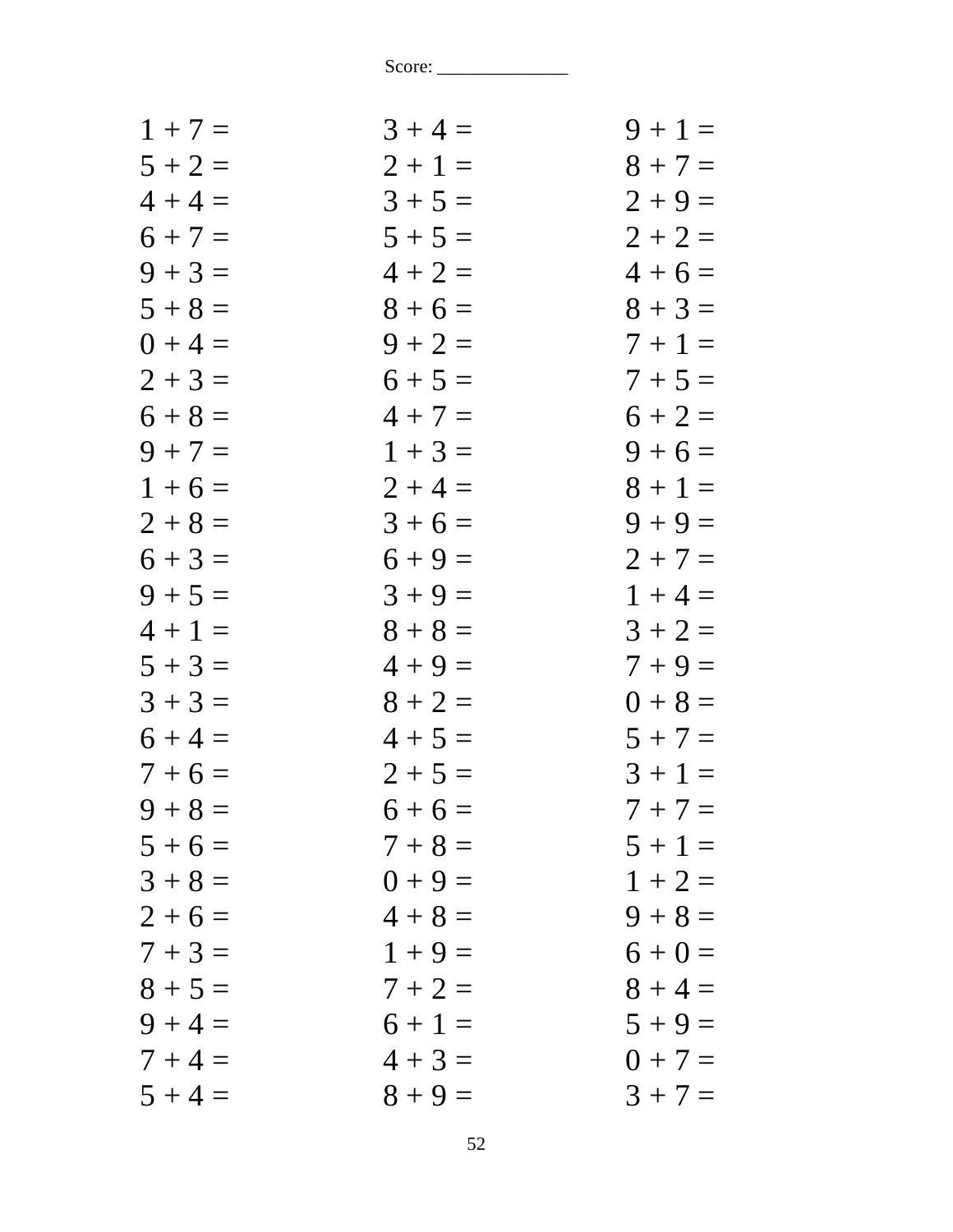Score: ______________

| | | |
|---|---|---|
| $1 + 7 =$ | $3 + 4 =$ | $9 + 1 =$ |
| $5 + 2 =$ | $2 + 1 =$ | $8 + 7 =$ |
| $4 + 4 =$ | $3 + 5 =$ | $2 + 9 =$ |
| $6 + 7 =$ | $5 + 5 =$ | $2 + 2 =$ |
| $9 + 3 =$ | $4 + 2 =$ | $4 + 6 =$ |
| $5 + 8 =$ | $8 + 6 =$ | $8 + 3 =$ |
| $0 + 4 =$ | $9 + 2 =$ | $7 + 1 =$ |
| $2 + 3 =$ | $6 + 5 =$ | $7 + 5 =$ |
| $6 + 8 =$ | $4 + 7 =$ | $6 + 2 =$ |
| $9 + 7 =$ | $1 + 3 =$ | $9 + 6 =$ |
| $1 + 6 =$ | $2 + 4 =$ | $8 + 1 =$ |
| $2 + 8 =$ | $3 + 6 =$ | $9 + 9 =$ |
| $6 + 3 =$ | $6 + 9 =$ | $2 + 7 =$ |
| $9 + 5 =$ | $3 + 9 =$ | $1 + 4 =$ |
| $4 + 1 =$ | $8 + 8 =$ | $3 + 2 =$ |
| $5 + 3 =$ | $4 + 9 =$ | $7 + 9 =$ |
| $3 + 3 =$ | $8 + 2 =$ | $0 + 8 =$ |
| $6 + 4 =$ | $4 + 5 =$ | $5 + 7 =$ |
| $7 + 6 =$ | $2 + 5 =$ | $3 + 1 =$ |
| $9 + 8 =$ | $6 + 6 =$ | $7 + 7 =$ |
| $5 + 6 =$ | $7 + 8 =$ | $5 + 1 =$ |
| $3 + 8 =$ | $0 + 9 =$ | $1 + 2 =$ |
| $2 + 6 =$ | $4 + 8 =$ | $9 + 8 =$ |
| $7 + 3 =$ | $1 + 9 =$ | $6 + 0 =$ |
| $8 + 5 =$ | $7 + 2 =$ | $8 + 4 =$ |
| $9 + 4 =$ | $6 + 1 =$ | $5 + 9 =$ |
| $7 + 4 =$ | $4 + 3 =$ | $0 + 7 =$ |
| $5 + 4 =$ | $8 + 9 =$ | $3 + 7 =$ |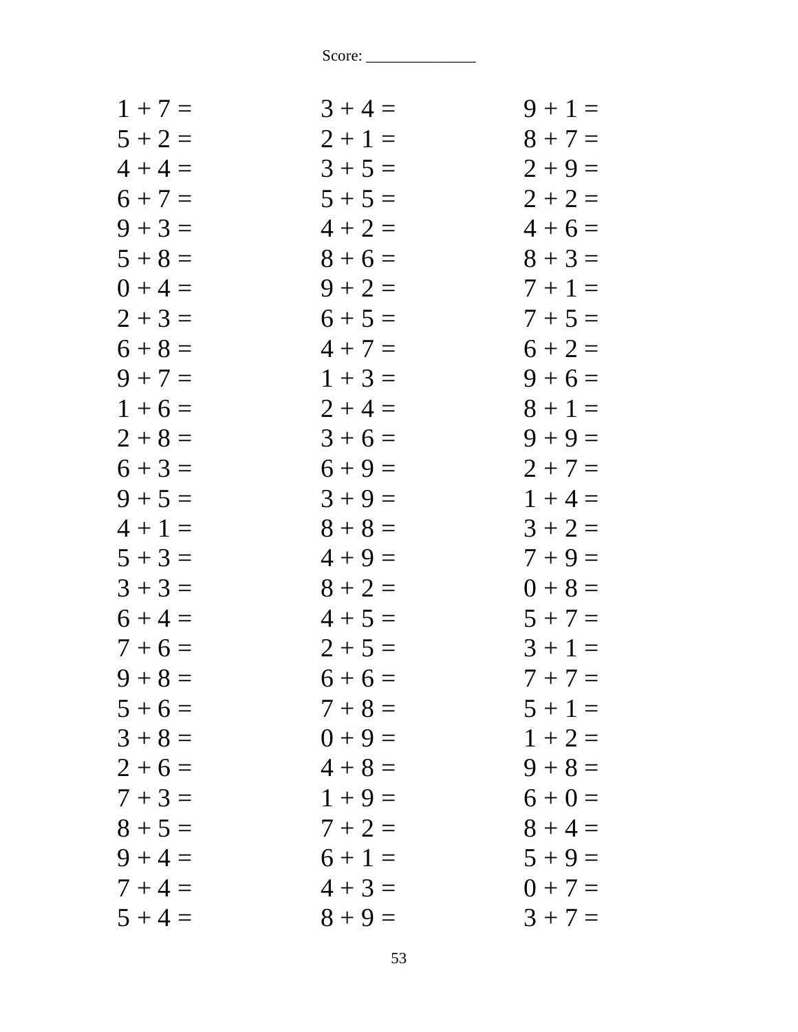Score: ______________

| | | |
|---|---|---|
| 1 + 7 = | 3 + 4 = | 9 + 1 = |
| 5 + 2 = | 2 + 1 = | 8 + 7 = |
| 4 + 4 = | 3 + 5 = | 2 + 9 = |
| 6 + 7 = | 5 + 5 = | 2 + 2 = |
| 9 + 3 = | 4 + 2 = | 4 + 6 = |
| 5 + 8 = | 8 + 6 = | 8 + 3 = |
| 0 + 4 = | 9 + 2 = | 7 + 1 = |
| 2 + 3 = | 6 + 5 = | 7 + 5 = |
| 6 + 8 = | 4 + 7 = | 6 + 2 = |
| 9 + 7 = | 1 + 3 = | 9 + 6 = |
| 1 + 6 = | 2 + 4 = | 8 + 1 = |
| 2 + 8 = | 3 + 6 = | 9 + 9 = |
| 6 + 3 = | 6 + 9 = | 2 + 7 = |
| 9 + 5 = | 3 + 9 = | 1 + 4 = |
| 4 + 1 = | 8 + 8 = | 3 + 2 = |
| 5 + 3 = | 4 + 9 = | 7 + 9 = |
| 3 + 3 = | 8 + 2 = | 0 + 8 = |
| 6 + 4 = | 4 + 5 = | 5 + 7 = |
| 7 + 6 = | 2 + 5 = | 3 + 1 = |
| 9 + 8 = | 6 + 6 = | 7 + 7 = |
| 5 + 6 = | 7 + 8 = | 5 + 1 = |
| 3 + 8 = | 0 + 9 = | 1 + 2 = |
| 2 + 6 = | 4 + 8 = | 9 + 8 = |
| 7 + 3 = | 1 + 9 = | 6 + 0 = |
| 8 + 5 = | 7 + 2 = | 8 + 4 = |
| 9 + 4 = | 6 + 1 = | 5 + 9 = |
| 7 + 4 = | 4 + 3 = | 0 + 7 = |
| 5 + 4 = | 8 + 9 = | 3 + 7 = |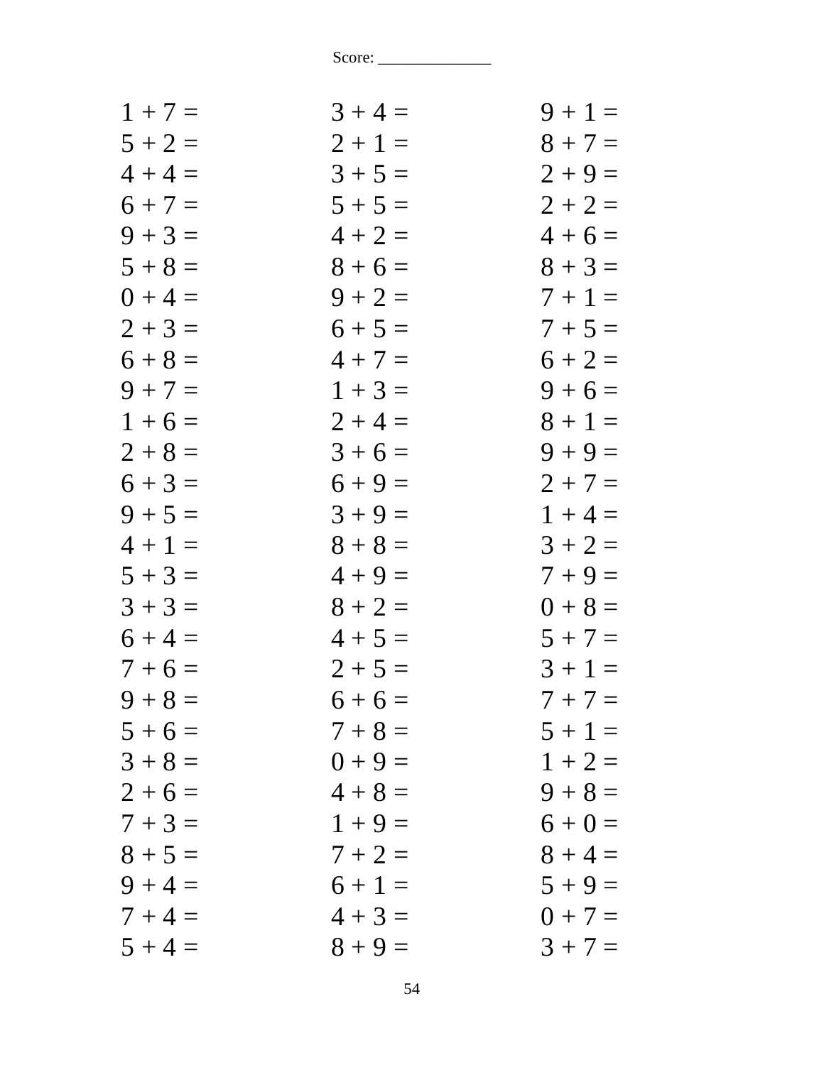Score: ______________

| | | |
|---|---|---|
| 1 + 7 = | 3 + 4 = | 9 + 1 = |
| 5 + 2 = | 2 + 1 = | 8 + 7 = |
| 4 + 4 = | 3 + 5 = | 2 + 9 = |
| 6 + 7 = | 5 + 5 = | 2 + 2 = |
| 9 + 3 = | 4 + 2 = | 4 + 6 = |
| 5 + 8 = | 8 + 6 = | 8 + 3 = |
| 0 + 4 = | 9 + 2 = | 7 + 1 = |
| 2 + 3 = | 6 + 5 = | 7 + 5 = |
| 6 + 8 = | 4 + 7 = | 6 + 2 = |
| 9 + 7 = | 1 + 3 = | 9 + 6 = |
| 1 + 6 = | 2 + 4 = | 8 + 1 = |
| 2 + 8 = | 3 + 6 = | 9 + 9 = |
| 6 + 3 = | 6 + 9 = | 2 + 7 = |
| 9 + 5 = | 3 + 9 = | 1 + 4 = |
| 4 + 1 = | 8 + 8 = | 3 + 2 = |
| 5 + 3 = | 4 + 9 = | 7 + 9 = |
| 3 + 3 = | 8 + 2 = | 0 + 8 = |
| 6 + 4 = | 4 + 5 = | 5 + 7 = |
| 7 + 6 = | 2 + 5 = | 3 + 1 = |
| 9 + 8 = | 6 + 6 = | 7 + 7 = |
| 5 + 6 = | 7 + 8 = | 5 + 1 = |
| 3 + 8 = | 0 + 9 = | 1 + 2 = |
| 2 + 6 = | 4 + 8 = | 9 + 8 = |
| 7 + 3 = | 1 + 9 = | 6 + 0 = |
| 8 + 5 = | 7 + 2 = | 8 + 4 = |
| 9 + 4 = | 6 + 1 = | 5 + 9 = |
| 7 + 4 = | 4 + 3 = | 0 + 7 = |
| 5 + 4 = | 8 + 9 = | 3 + 7 = |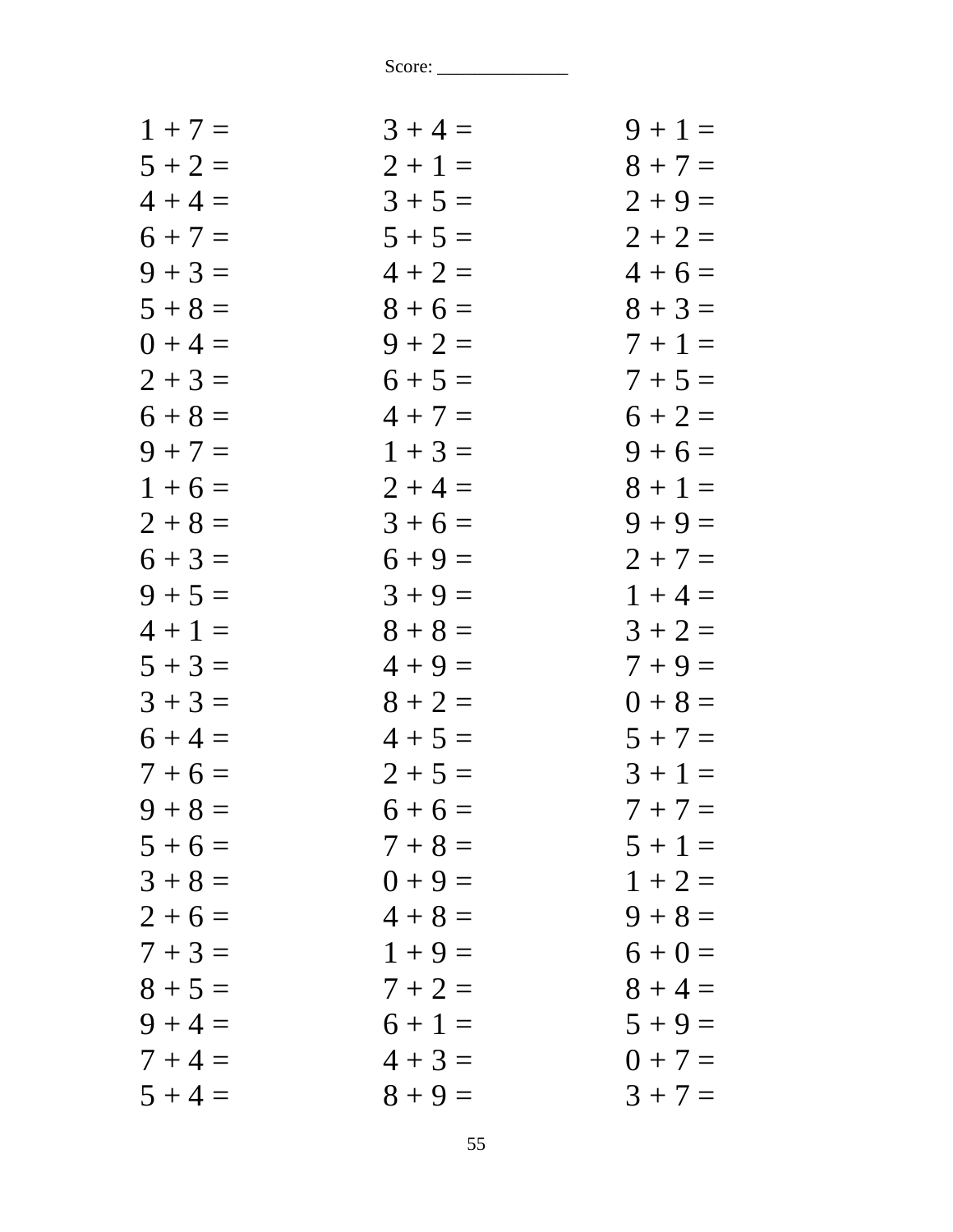Score: ______________

| | | |
|---|---|---|
| 1 + 7 = | 3 + 4 = | 9 + 1 = |
| 5 + 2 = | 2 + 1 = | 8 + 7 = |
| 4 + 4 = | 3 + 5 = | 2 + 9 = |
| 6 + 7 = | 5 + 5 = | 2 + 2 = |
| 9 + 3 = | 4 + 2 = | 4 + 6 = |
| 5 + 8 = | 8 + 6 = | 8 + 3 = |
| 0 + 4 = | 9 + 2 = | 7 + 1 = |
| 2 + 3 = | 6 + 5 = | 7 + 5 = |
| 6 + 8 = | 4 + 7 = | 6 + 2 = |
| 9 + 7 = | 1 + 3 = | 9 + 6 = |
| 1 + 6 = | 2 + 4 = | 8 + 1 = |
| 2 + 8 = | 3 + 6 = | 9 + 9 = |
| 6 + 3 = | 6 + 9 = | 2 + 7 = |
| 9 + 5 = | 3 + 9 = | 1 + 4 = |
| 4 + 1 = | 8 + 8 = | 3 + 2 = |
| 5 + 3 = | 4 + 9 = | 7 + 9 = |
| 3 + 3 = | 8 + 2 = | 0 + 8 = |
| 6 + 4 = | 4 + 5 = | 5 + 7 = |
| 7 + 6 = | 2 + 5 = | 3 + 1 = |
| 9 + 8 = | 6 + 6 = | 7 + 7 = |
| 5 + 6 = | 7 + 8 = | 5 + 1 = |
| 3 + 8 = | 0 + 9 = | 1 + 2 = |
| 2 + 6 = | 4 + 8 = | 9 + 8 = |
| 7 + 3 = | 1 + 9 = | 6 + 0 = |
| 8 + 5 = | 7 + 2 = | 8 + 4 = |
| 9 + 4 = | 6 + 1 = | 5 + 9 = |
| 7 + 4 = | 4 + 3 = | 0 + 7 = |
| 5 + 4 = | 8 + 9 = | 3 + 7 = |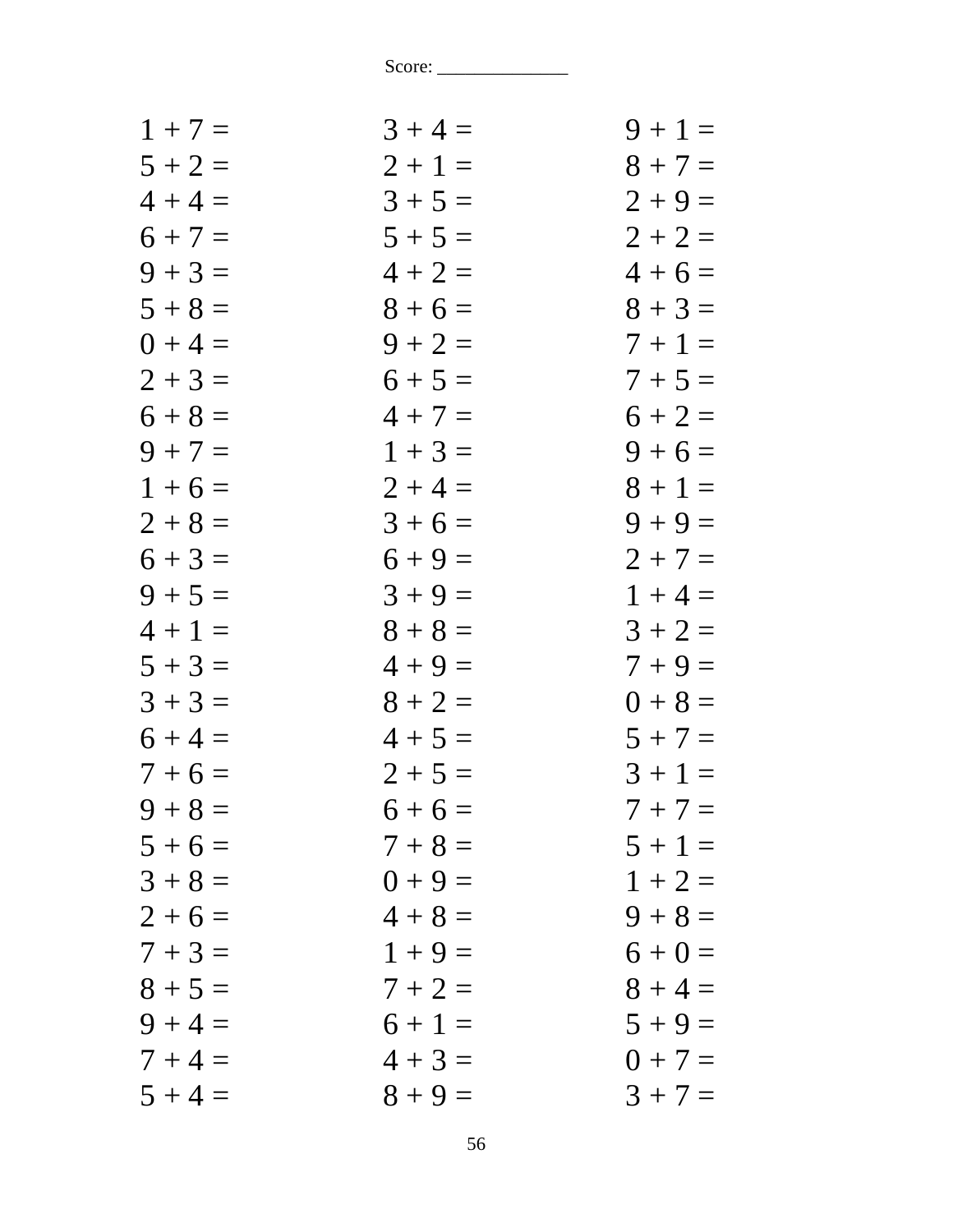Score: ______________

| | | |
|---|---|---|
| 1 + 7 = | 3 + 4 = | 9 + 1 = |
| 5 + 2 = | 2 + 1 = | 8 + 7 = |
| 4 + 4 = | 3 + 5 = | 2 + 9 = |
| 6 + 7 = | 5 + 5 = | 2 + 2 = |
| 9 + 3 = | 4 + 2 = | 4 + 6 = |
| 5 + 8 = | 8 + 6 = | 8 + 3 = |
| 0 + 4 = | 9 + 2 = | 7 + 1 = |
| 2 + 3 = | 6 + 5 = | 7 + 5 = |
| 6 + 8 = | 4 + 7 = | 6 + 2 = |
| 9 + 7 = | 1 + 3 = | 9 + 6 = |
| 1 + 6 = | 2 + 4 = | 8 + 1 = |
| 2 + 8 = | 3 + 6 = | 9 + 9 = |
| 6 + 3 = | 6 + 9 = | 2 + 7 = |
| 9 + 5 = | 3 + 9 = | 1 + 4 = |
| 4 + 1 = | 8 + 8 = | 3 + 2 = |
| 5 + 3 = | 4 + 9 = | 7 + 9 = |
| 3 + 3 = | 8 + 2 = | 0 + 8 = |
| 6 + 4 = | 4 + 5 = | 5 + 7 = |
| 7 + 6 = | 2 + 5 = | 3 + 1 = |
| 9 + 8 = | 6 + 6 = | 7 + 7 = |
| 5 + 6 = | 7 + 8 = | 5 + 1 = |
| 3 + 8 = | 0 + 9 = | 1 + 2 = |
| 2 + 6 = | 4 + 8 = | 9 + 8 = |
| 7 + 3 = | 1 + 9 = | 6 + 0 = |
| 8 + 5 = | 7 + 2 = | 8 + 4 = |
| 9 + 4 = | 6 + 1 = | 5 + 9 = |
| 7 + 4 = | 4 + 3 = | 0 + 7 = |
| 5 + 4 = | 8 + 9 = | 3 + 7 = |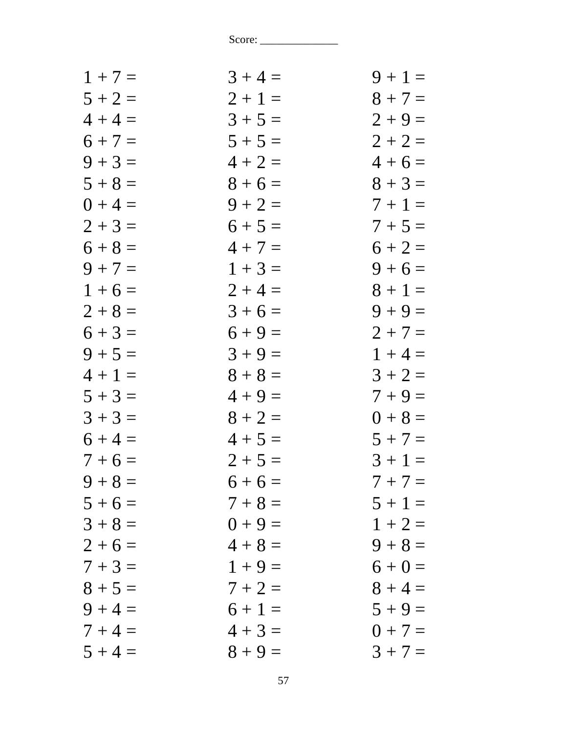Score: ______________

| | | |
|---|---|---|
| 1 + 7 = | 3 + 4 = | 9 + 1 = |
| 5 + 2 = | 2 + 1 = | 8 + 7 = |
| 4 + 4 = | 3 + 5 = | 2 + 9 = |
| 6 + 7 = | 5 + 5 = | 2 + 2 = |
| 9 + 3 = | 4 + 2 = | 4 + 6 = |
| 5 + 8 = | 8 + 6 = | 8 + 3 = |
| 0 + 4 = | 9 + 2 = | 7 + 1 = |
| 2 + 3 = | 6 + 5 = | 7 + 5 = |
| 6 + 8 = | 4 + 7 = | 6 + 2 = |
| 9 + 7 = | 1 + 3 = | 9 + 6 = |
| 1 + 6 = | 2 + 4 = | 8 + 1 = |
| 2 + 8 = | 3 + 6 = | 9 + 9 = |
| 6 + 3 = | 6 + 9 = | 2 + 7 = |
| 9 + 5 = | 3 + 9 = | 1 + 4 = |
| 4 + 1 = | 8 + 8 = | 3 + 2 = |
| 5 + 3 = | 4 + 9 = | 7 + 9 = |
| 3 + 3 = | 8 + 2 = | 0 + 8 = |
| 6 + 4 = | 4 + 5 = | 5 + 7 = |
| 7 + 6 = | 2 + 5 = | 3 + 1 = |
| 9 + 8 = | 6 + 6 = | 7 + 7 = |
| 5 + 6 = | 7 + 8 = | 5 + 1 = |
| 3 + 8 = | 0 + 9 = | 1 + 2 = |
| 2 + 6 = | 4 + 8 = | 9 + 8 = |
| 7 + 3 = | 1 + 9 = | 6 + 0 = |
| 8 + 5 = | 7 + 2 = | 8 + 4 = |
| 9 + 4 = | 6 + 1 = | 5 + 9 = |
| 7 + 4 = | 4 + 3 = | 0 + 7 = |
| 5 + 4 = | 8 + 9 = | 3 + 7 = |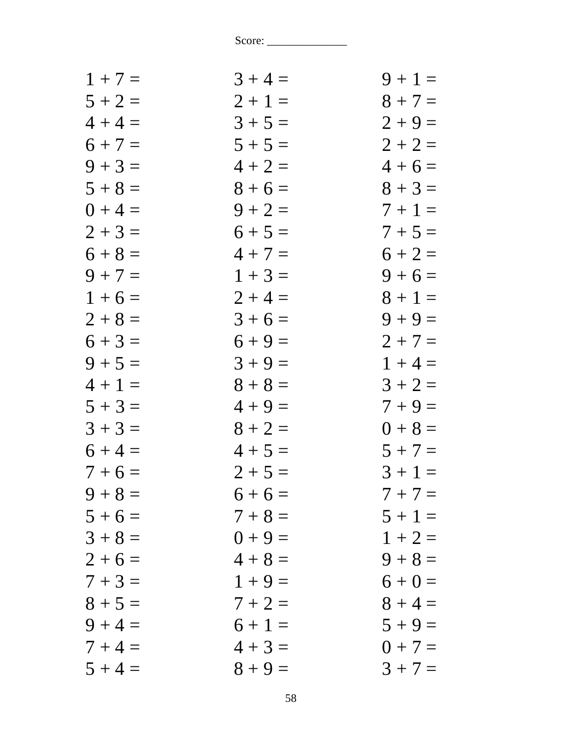Score: ______________

| | | |
|---|---|---|
| 1 + 7 = | 3 + 4 = | 9 + 1 = |
| 5 + 2 = | 2 + 1 = | 8 + 7 = |
| 4 + 4 = | 3 + 5 = | 2 + 9 = |
| 6 + 7 = | 5 + 5 = | 2 + 2 = |
| 9 + 3 = | 4 + 2 = | 4 + 6 = |
| 5 + 8 = | 8 + 6 = | 8 + 3 = |
| 0 + 4 = | 9 + 2 = | 7 + 1 = |
| 2 + 3 = | 6 + 5 = | 7 + 5 = |
| 6 + 8 = | 4 + 7 = | 6 + 2 = |
| 9 + 7 = | 1 + 3 = | 9 + 6 = |
| 1 + 6 = | 2 + 4 = | 8 + 1 = |
| 2 + 8 = | 3 + 6 = | 9 + 9 = |
| 6 + 3 = | 6 + 9 = | 2 + 7 = |
| 9 + 5 = | 3 + 9 = | 1 + 4 = |
| 4 + 1 = | 8 + 8 = | 3 + 2 = |
| 5 + 3 = | 4 + 9 = | 7 + 9 = |
| 3 + 3 = | 8 + 2 = | 0 + 8 = |
| 6 + 4 = | 4 + 5 = | 5 + 7 = |
| 7 + 6 = | 2 + 5 = | 3 + 1 = |
| 9 + 8 = | 6 + 6 = | 7 + 7 = |
| 5 + 6 = | 7 + 8 = | 5 + 1 = |
| 3 + 8 = | 0 + 9 = | 1 + 2 = |
| 2 + 6 = | 4 + 8 = | 9 + 8 = |
| 7 + 3 = | 1 + 9 = | 6 + 0 = |
| 8 + 5 = | 7 + 2 = | 8 + 4 = |
| 9 + 4 = | 6 + 1 = | 5 + 9 = |
| 7 + 4 = | 4 + 3 = | 0 + 7 = |
| 5 + 4 = | 8 + 9 = | 3 + 7 = |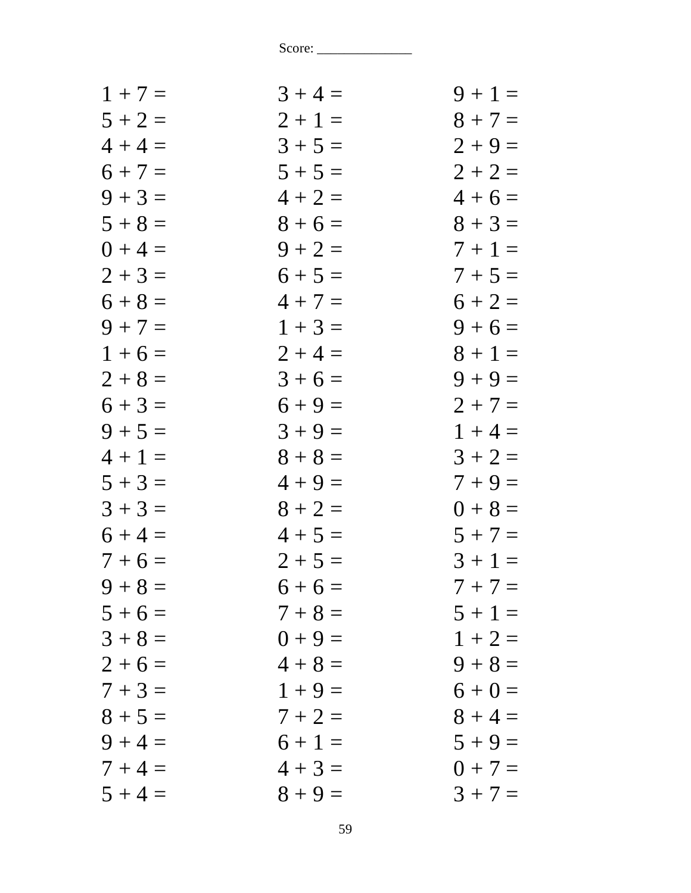Score: ______________

| | | |
|---|---|---|
| 1 + 7 = | 3 + 4 = | 9 + 1 = |
| 5 + 2 = | 2 + 1 = | 8 + 7 = |
| 4 + 4 = | 3 + 5 = | 2 + 9 = |
| 6 + 7 = | 5 + 5 = | 2 + 2 = |
| 9 + 3 = | 4 + 2 = | 4 + 6 = |
| 5 + 8 = | 8 + 6 = | 8 + 3 = |
| 0 + 4 = | 9 + 2 = | 7 + 1 = |
| 2 + 3 = | 6 + 5 = | 7 + 5 = |
| 6 + 8 = | 4 + 7 = | 6 + 2 = |
| 9 + 7 = | 1 + 3 = | 9 + 6 = |
| 1 + 6 = | 2 + 4 = | 8 + 1 = |
| 2 + 8 = | 3 + 6 = | 9 + 9 = |
| 6 + 3 = | 6 + 9 = | 2 + 7 = |
| 9 + 5 = | 3 + 9 = | 1 + 4 = |
| 4 + 1 = | 8 + 8 = | 3 + 2 = |
| 5 + 3 = | 4 + 9 = | 7 + 9 = |
| 3 + 3 = | 8 + 2 = | 0 + 8 = |
| 6 + 4 = | 4 + 5 = | 5 + 7 = |
| 7 + 6 = | 2 + 5 = | 3 + 1 = |
| 9 + 8 = | 6 + 6 = | 7 + 7 = |
| 5 + 6 = | 7 + 8 = | 5 + 1 = |
| 3 + 8 = | 0 + 9 = | 1 + 2 = |
| 2 + 6 = | 4 + 8 = | 9 + 8 = |
| 7 + 3 = | 1 + 9 = | 6 + 0 = |
| 8 + 5 = | 7 + 2 = | 8 + 4 = |
| 9 + 4 = | 6 + 1 = | 5 + 9 = |
| 7 + 4 = | 4 + 3 = | 0 + 7 = |
| 5 + 4 = | 8 + 9 = | 3 + 7 = |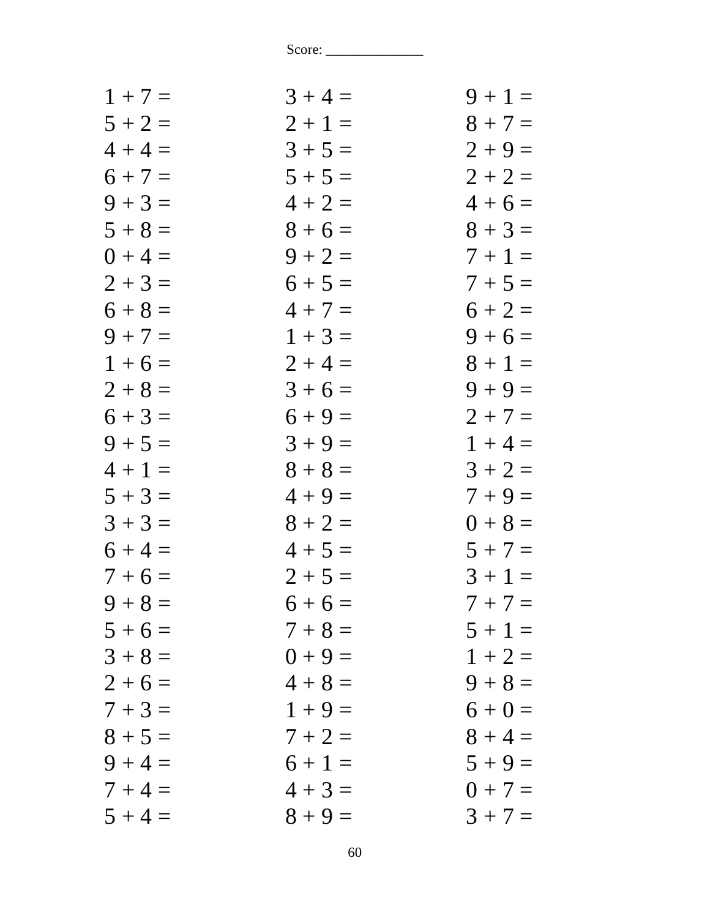Score: ______________

| | | |
|---|---|---|
| 1 + 7 = | 3 + 4 = | 9 + 1 = |
| 5 + 2 = | 2 + 1 = | 8 + 7 = |
| 4 + 4 = | 3 + 5 = | 2 + 9 = |
| 6 + 7 = | 5 + 5 = | 2 + 2 = |
| 9 + 3 = | 4 + 2 = | 4 + 6 = |
| 5 + 8 = | 8 + 6 = | 8 + 3 = |
| 0 + 4 = | 9 + 2 = | 7 + 1 = |
| 2 + 3 = | 6 + 5 = | 7 + 5 = |
| 6 + 8 = | 4 + 7 = | 6 + 2 = |
| 9 + 7 = | 1 + 3 = | 9 + 6 = |
| 1 + 6 = | 2 + 4 = | 8 + 1 = |
| 2 + 8 = | 3 + 6 = | 9 + 9 = |
| 6 + 3 = | 6 + 9 = | 2 + 7 = |
| 9 + 5 = | 3 + 9 = | 1 + 4 = |
| 4 + 1 = | 8 + 8 = | 3 + 2 = |
| 5 + 3 = | 4 + 9 = | 7 + 9 = |
| 3 + 3 = | 8 + 2 = | 0 + 8 = |
| 6 + 4 = | 4 + 5 = | 5 + 7 = |
| 7 + 6 = | 2 + 5 = | 3 + 1 = |
| 9 + 8 = | 6 + 6 = | 7 + 7 = |
| 5 + 6 = | 7 + 8 = | 5 + 1 = |
| 3 + 8 = | 0 + 9 = | 1 + 2 = |
| 2 + 6 = | 4 + 8 = | 9 + 8 = |
| 7 + 3 = | 1 + 9 = | 6 + 0 = |
| 8 + 5 = | 7 + 2 = | 8 + 4 = |
| 9 + 4 = | 6 + 1 = | 5 + 9 = |
| 7 + 4 = | 4 + 3 = | 0 + 7 = |
| 5 + 4 = | 8 + 9 = | 3 + 7 = |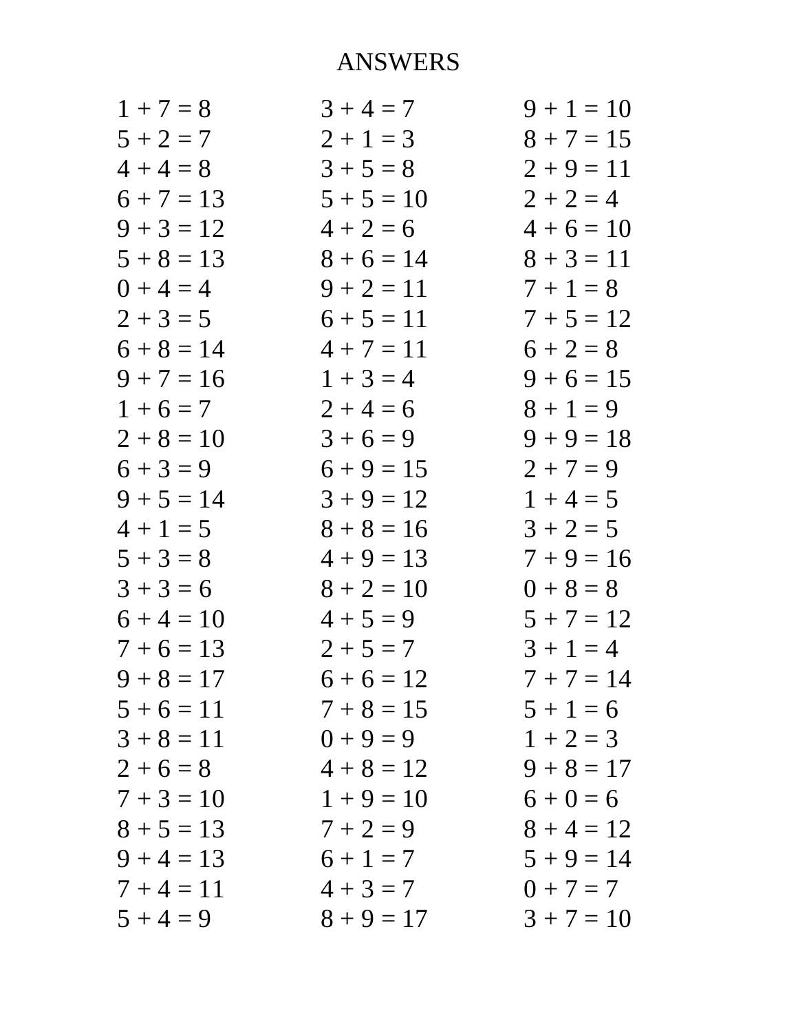# ANSWERS

$1 + 7 = 8$
$5 + 2 = 7$
$4 + 4 = 8$
$6 + 7 = 13$
$9 + 3 = 12$
$5 + 8 = 13$
$0 + 4 = 4$
$2 + 3 = 5$
$6 + 8 = 14$
$9 + 7 = 16$
$1 + 6 = 7$
$2 + 8 = 10$
$6 + 3 = 9$
$9 + 5 = 14$
$4 + 1 = 5$
$5 + 3 = 8$
$3 + 3 = 6$
$6 + 4 = 10$
$7 + 6 = 13$
$9 + 8 = 17$
$5 + 6 = 11$
$3 + 8 = 11$
$2 + 6 = 8$
$7 + 3 = 10$
$8 + 5 = 13$
$9 + 4 = 13$
$7 + 4 = 11$
$5 + 4 = 9$

$3 + 4 = 7$
$2 + 1 = 3$
$3 + 5 = 8$
$5 + 5 = 10$
$4 + 2 = 6$
$8 + 6 = 14$
$9 + 2 = 11$
$6 + 5 = 11$
$4 + 7 = 11$
$1 + 3 = 4$
$2 + 4 = 6$
$3 + 6 = 9$
$6 + 9 = 15$
$3 + 9 = 12$
$8 + 8 = 16$
$4 + 9 = 13$
$8 + 2 = 10$
$4 + 5 = 9$
$2 + 5 = 7$
$6 + 6 = 12$
$7 + 8 = 15$
$0 + 9 = 9$
$4 + 8 = 12$
$1 + 9 = 10$
$7 + 2 = 9$
$6 + 1 = 7$
$4 + 3 = 7$
$8 + 9 = 17$

$9 + 1 = 10$
$8 + 7 = 15$
$2 + 9 = 11$
$2 + 2 = 4$
$4 + 6 = 10$
$8 + 3 = 11$
$7 + 1 = 8$
$7 + 5 = 12$
$6 + 2 = 8$
$9 + 6 = 15$
$8 + 1 = 9$
$9 + 9 = 18$
$2 + 7 = 9$
$1 + 4 = 5$
$3 + 2 = 5$
$7 + 9 = 16$
$0 + 8 = 8$
$5 + 7 = 12$
$3 + 1 = 4$
$7 + 7 = 14$
$5 + 1 = 6$
$1 + 2 = 3$
$9 + 8 = 17$
$6 + 0 = 6$
$8 + 4 = 12$
$5 + 9 = 14$
$0 + 7 = 7$
$3 + 7 = 10$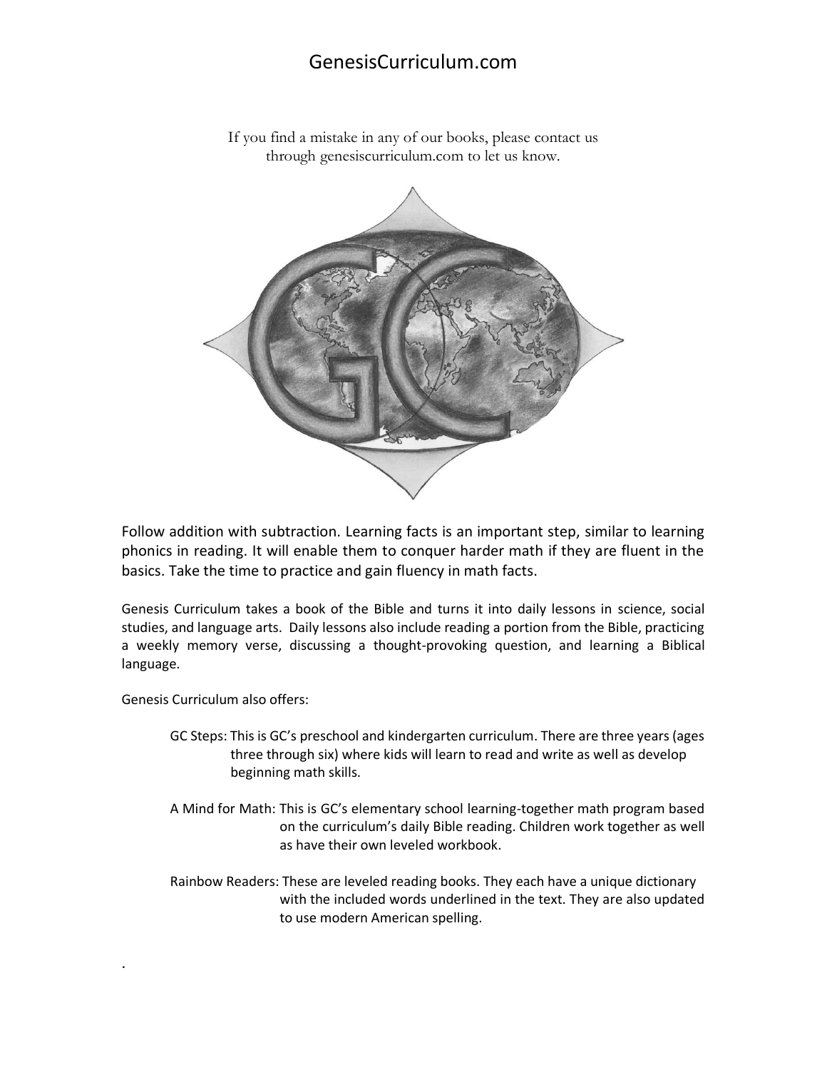# GenesisCurriculum.com

If you find a mistake in any of our books, please contact us through genesiscurriculum.com to let us know.

Follow addition with subtraction. Learning facts is an important step, similar to learning phonics in reading. It will enable them to conquer harder math if they are fluent in the basics. Take the time to practice and gain fluency in math facts.

Genesis Curriculum takes a book of the Bible and turns it into daily lessons in science, social studies, and language arts. Daily lessons also include reading a portion from the Bible, practicing a weekly memory verse, discussing a thought-provoking question, and learning a Biblical language.

Genesis Curriculum also offers:

GC Steps: This is GC's preschool and kindergarten curriculum. There are three years (ages three through six) where kids will learn to read and write as well as develop beginning math skills.

A Mind for Math: This is GC's elementary school learning-together math program based on the curriculum's daily Bible reading. Children work together as well as have their own leveled workbook.

Rainbow Readers: These are leveled reading books. They each have a unique dictionary with the included words underlined in the text. They are also updated to use modern American spelling.